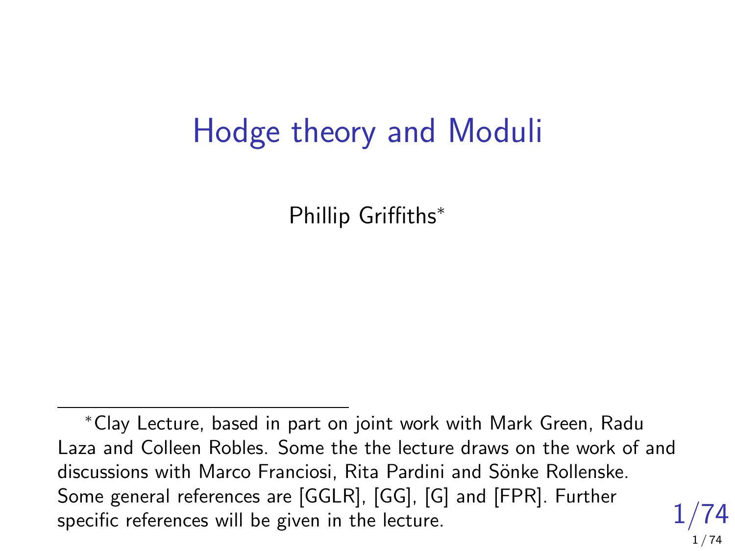# Hodge theory and Moduli

Phillip Griffiths*

---

*Clay Lecture, based in part on joint work with Mark Green, Radu Laza and Colleen Robles. Some the the lecture draws on the work of and discussions with Marco Franciosi, Rita Pardini and Sönke Rollenske. Some general references are [GGLR], [GG], [G] and [FPR]. Further specific references will be given in the lecture.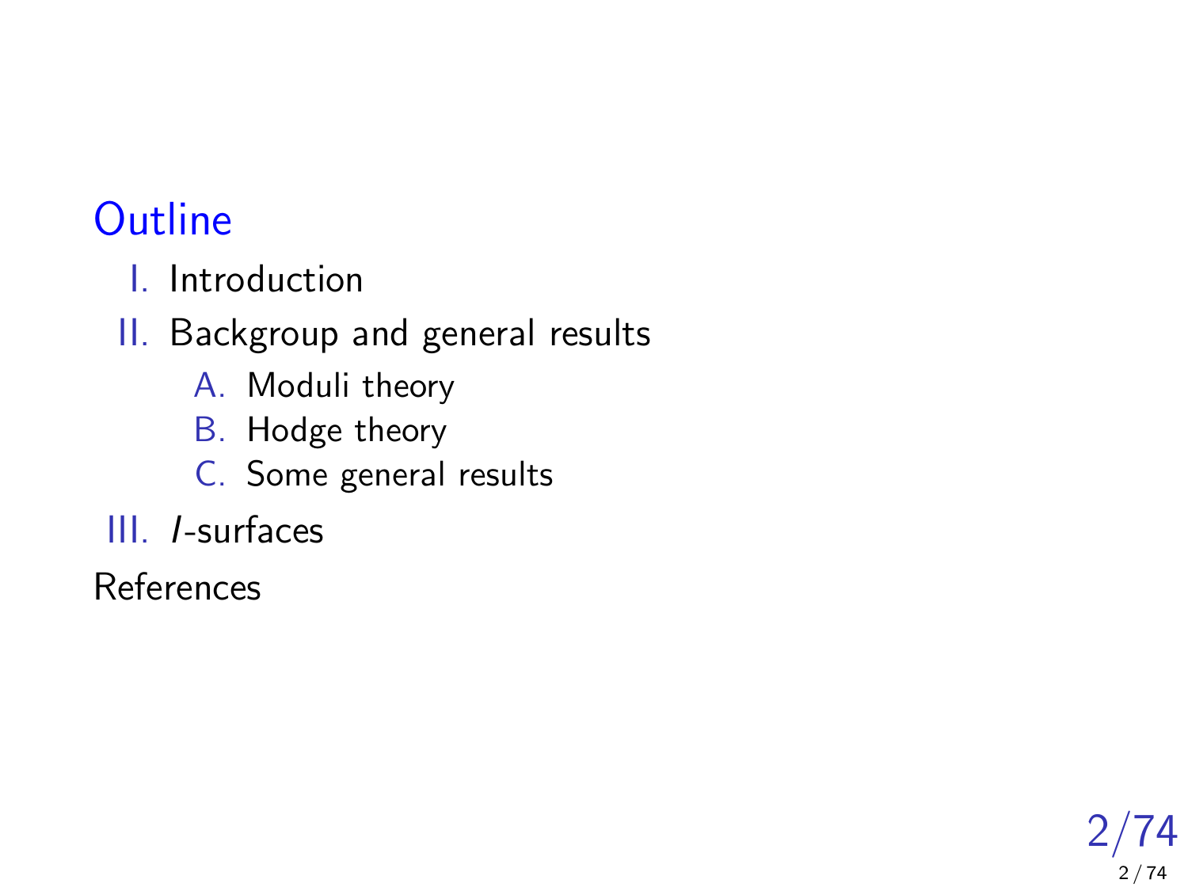## Outline

I. Introduction

II. Backgroup and general results

   A. Moduli theory

   B. Hodge theory

   C. Some general results

III. $I$-surfaces

References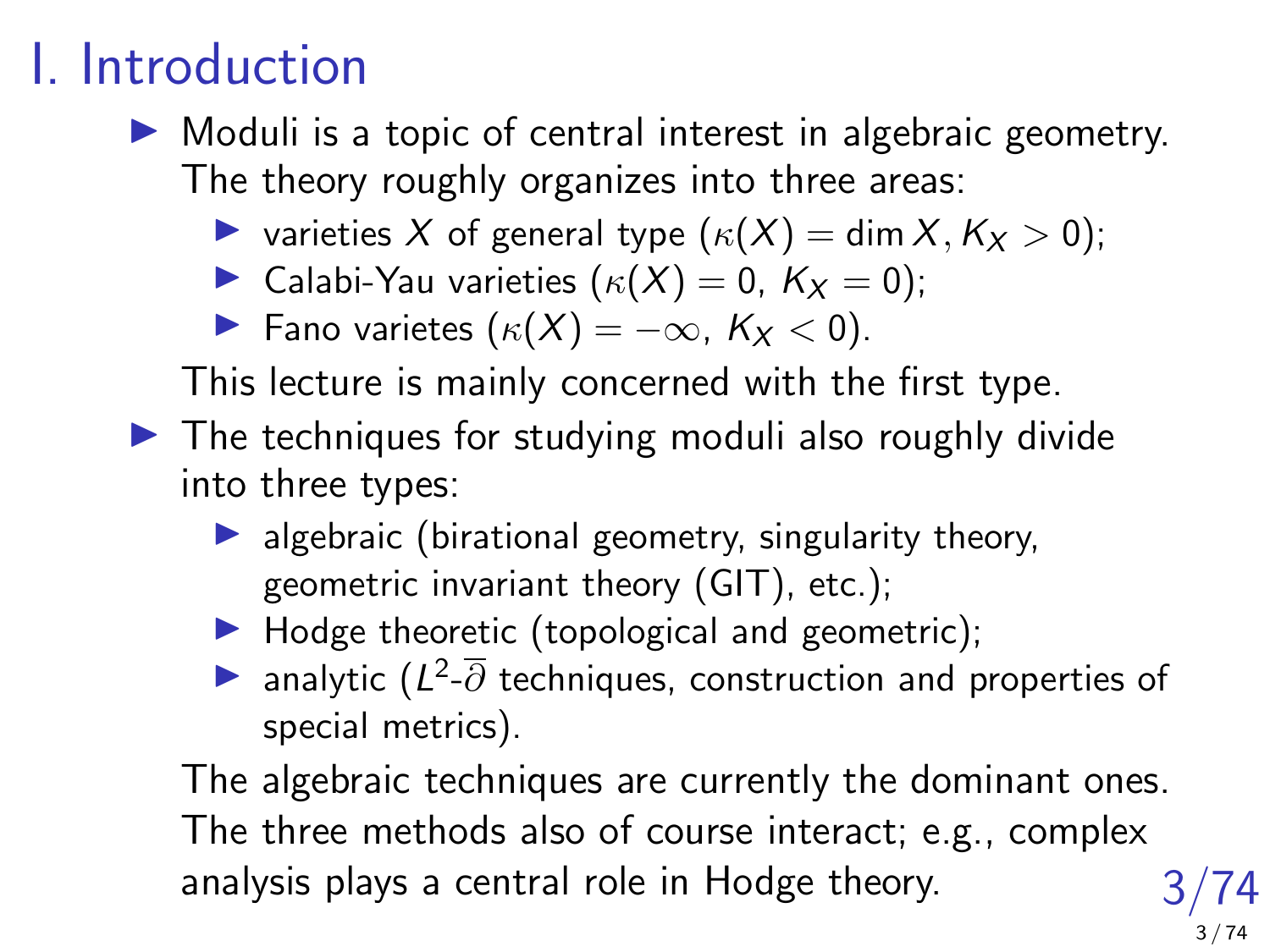# I. Introduction

- Moduli is a topic of central interest in algebraic geometry. The theory roughly organizes into three areas:
  - varieties $X$ of general type ($\kappa(X) = \dim X, K_X > 0$);
  - Calabi-Yau varieties ($\kappa(X) = 0$, $K_X = 0$);
  - Fano varietes ($\kappa(X) = -\infty$, $K_X < 0$).

  This lecture is mainly concerned with the first type.
- The techniques for studying moduli also roughly divide into three types:
  - algebraic (birational geometry, singularity theory, geometric invariant theory (GIT), etc.);
  - Hodge theoretic (topological and geometric);
  - analytic ($L^2$-$\overline{\partial}$ techniques, construction and properties of special metrics).

  The algebraic techniques are currently the dominant ones. The three methods also of course interact; e.g., complex analysis plays a central role in Hodge theory.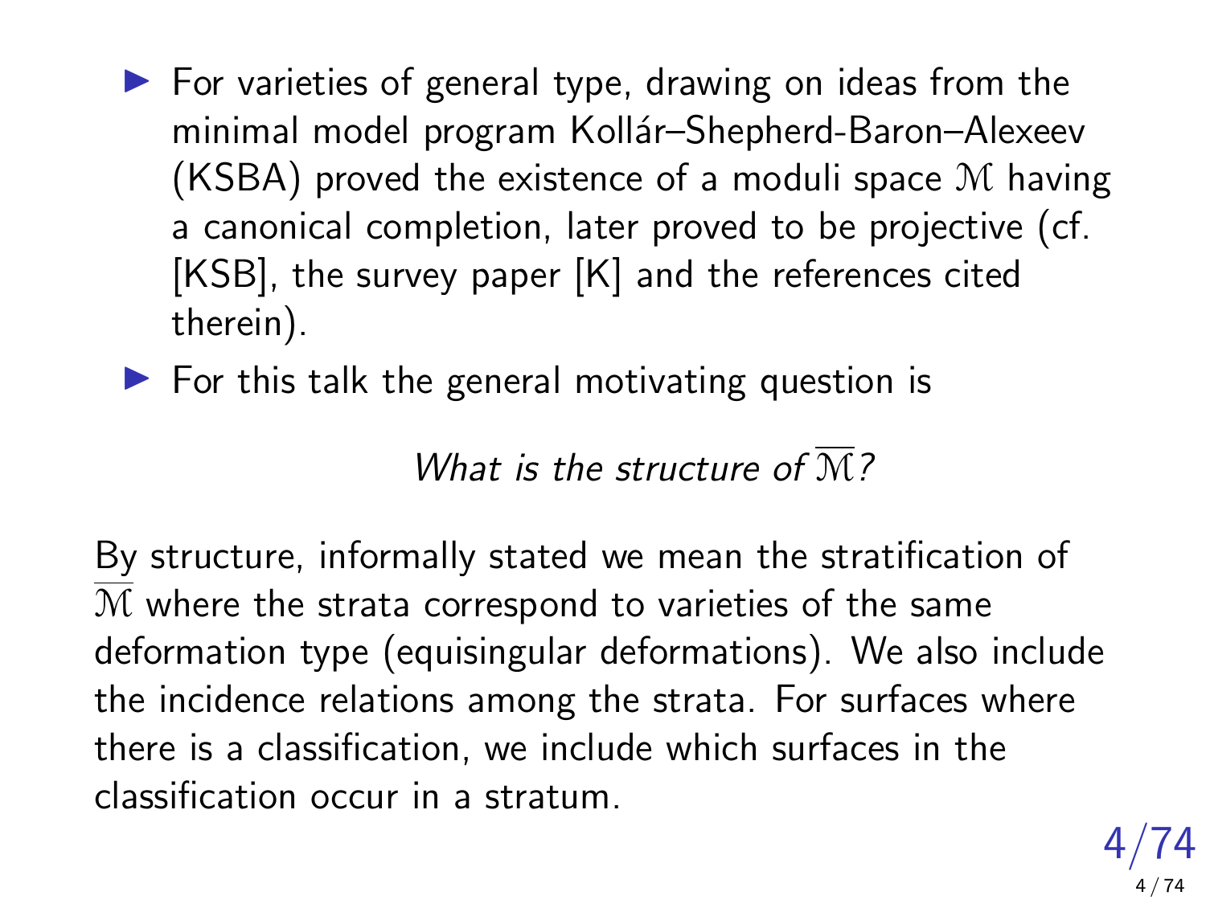- For varieties of general type, drawing on ideas from the minimal model program Kollár–Shepherd-Baron–Alexeev (KSBA) proved the existence of a moduli space $\mathcal{M}$ having a canonical completion, later proved to be projective (cf. [KSB], the survey paper [K] and the references cited therein).
- For this talk the general motivating question is

*What is the structure of* $\overline{\mathcal{M}}$*?*

By structure, informally stated we mean the stratification of $\overline{\mathcal{M}}$ where the strata correspond to varieties of the same deformation type (equisingular deformations). We also include the incidence relations among the strata. For surfaces where there is a classification, we include which surfaces in the classification occur in a stratum.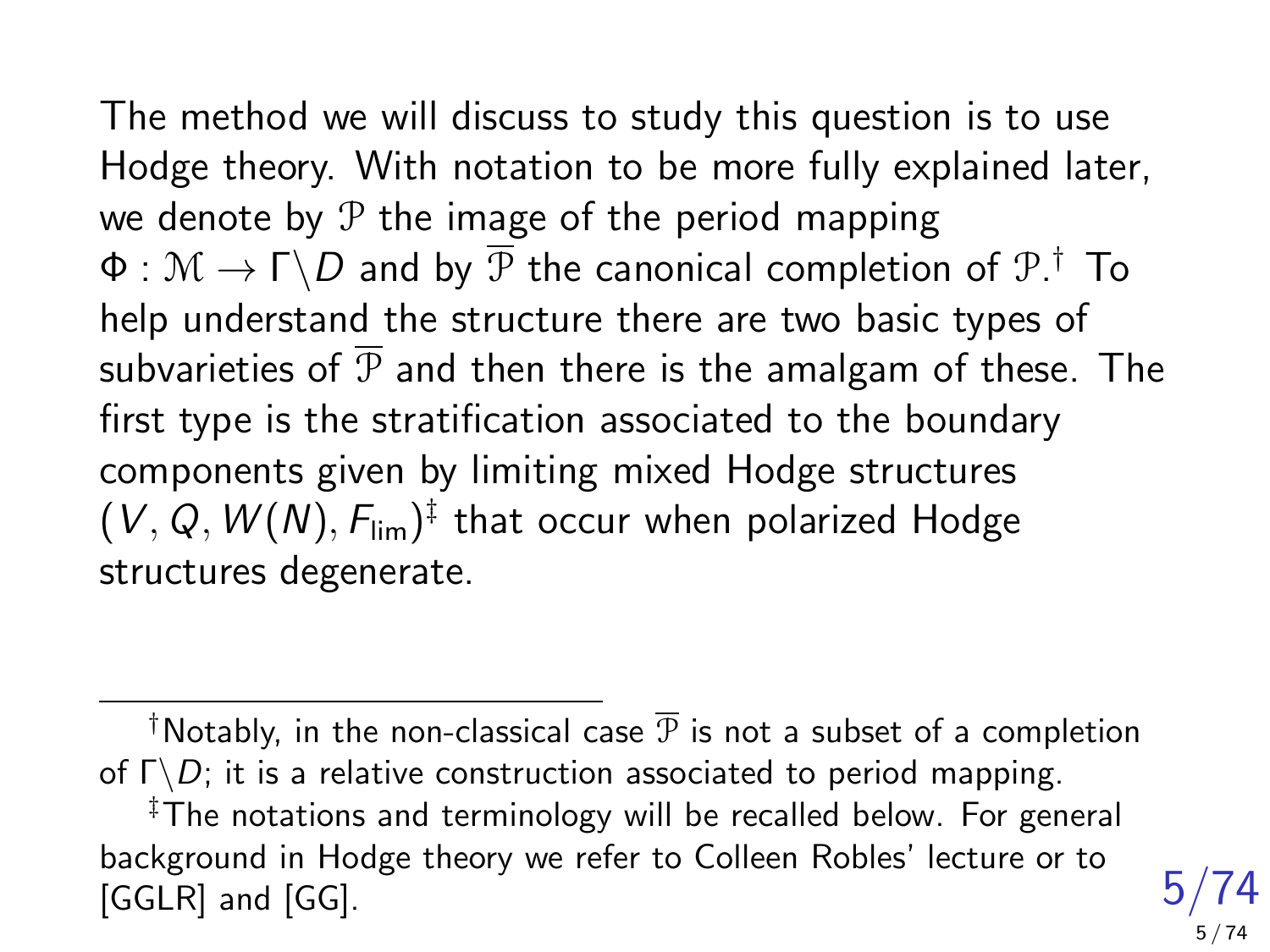The method we will discuss to study this question is to use Hodge theory. With notation to be more fully explained later, we denote by $\mathcal{P}$ the image of the period mapping $\Phi : \mathcal{M} \to \Gamma\backslash D$ and by $\overline{\mathcal{P}}$ the canonical completion of $\mathcal{P}$.[†] To help understand the structure there are two basic types of subvarieties of $\overline{\mathcal{P}}$ and then there is the amalgam of these. The first type is the stratification associated to the boundary components given by limiting mixed Hodge structures $(V, Q, W(N), F_{\text{lim}})$[‡] that occur when polarized Hodge structures degenerate.

---

[†] Notably, in the non-classical case $\overline{\mathcal{P}}$ is not a subset of a completion of $\Gamma\backslash D$; it is a relative construction associated to period mapping.

[‡] The notations and terminology will be recalled below. For general background in Hodge theory we refer to Colleen Robles' lecture or to [GGLR] and [GG].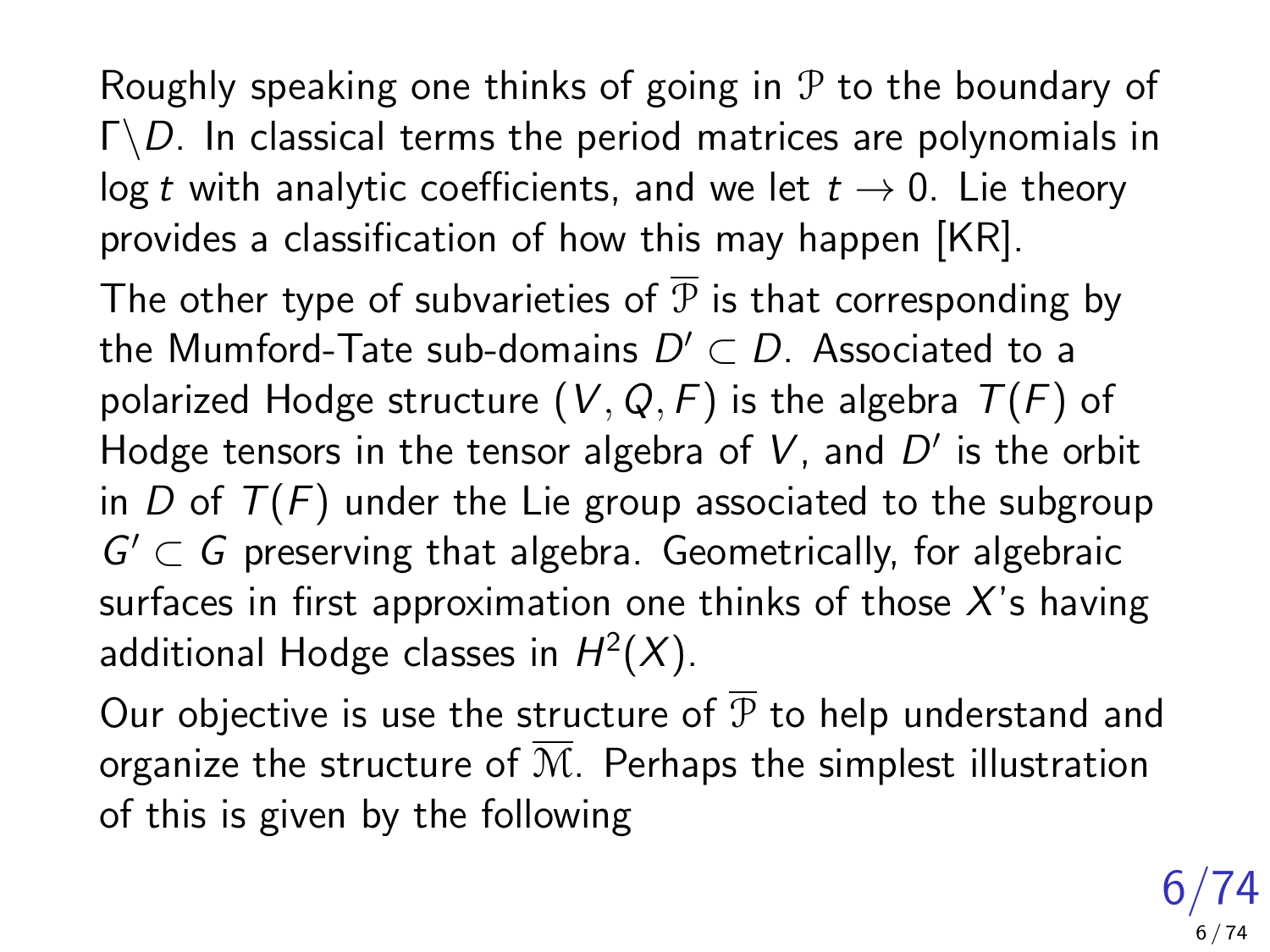Roughly speaking one thinks of going in $\mathcal{P}$ to the boundary of $\Gamma\backslash D$. In classical terms the period matrices are polynomials in $\log t$ with analytic coefficients, and we let $t \to 0$. Lie theory provides a classification of how this may happen [KR].

The other type of subvarieties of $\overline{\mathcal{P}}$ is that corresponding by the Mumford-Tate sub-domains $D' \subset D$. Associated to a polarized Hodge structure $(V, Q, F)$ is the algebra $T(F)$ of Hodge tensors in the tensor algebra of $V$, and $D'$ is the orbit in $D$ of $T(F)$ under the Lie group associated to the subgroup $G' \subset G$ preserving that algebra. Geometrically, for algebraic surfaces in first approximation one thinks of those $X$'s having additional Hodge classes in $H^2(X)$.

Our objective is use the structure of $\overline{\mathcal{P}}$ to help understand and organize the structure of $\overline{\mathcal{M}}$. Perhaps the simplest illustration of this is given by the following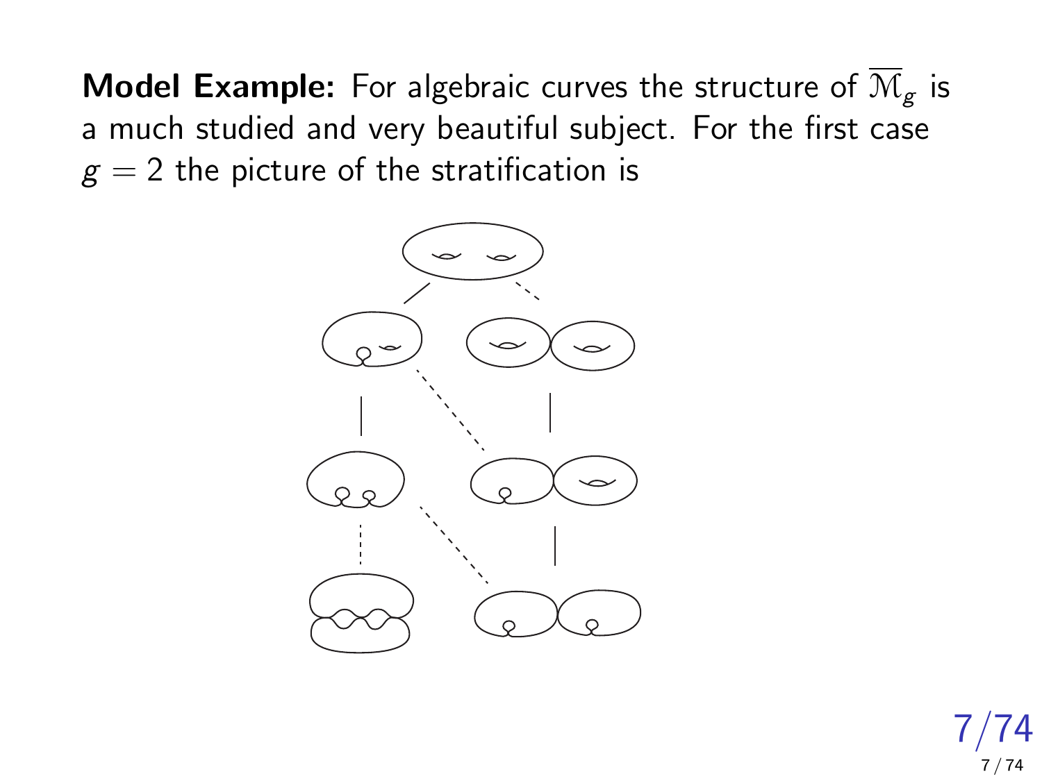**Model Example:** For algebraic curves the structure of $\overline{\mathcal{M}}_g$ is a much studied and very beautiful subject. For the first case $g = 2$ the picture of the stratification is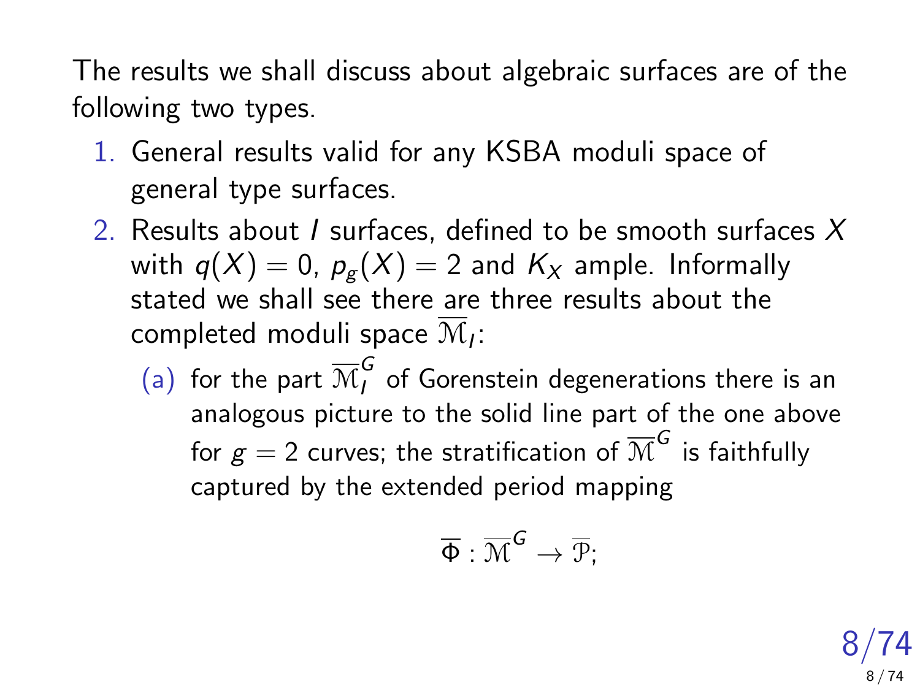The results we shall discuss about algebraic surfaces are of the following two types.

1. General results valid for any KSBA moduli space of general type surfaces.
2. Results about $I$ surfaces, defined to be smooth surfaces $X$ with $q(X) = 0$, $p_g(X) = 2$ and $K_X$ ample. Informally stated we shall see there are three results about the completed moduli space $\overline{\mathcal{M}}_I$:
   (a) for the part $\overline{\mathcal{M}}_I^G$ of Gorenstein degenerations there is an analogous picture to the solid line part of the one above for $g = 2$ curves; the stratification of $\overline{\mathcal{M}}^G$ is faithfully captured by the extended period mapping

$$\overline{\Phi} : \overline{\mathcal{M}}^G \to \overline{\mathcal{P}};$$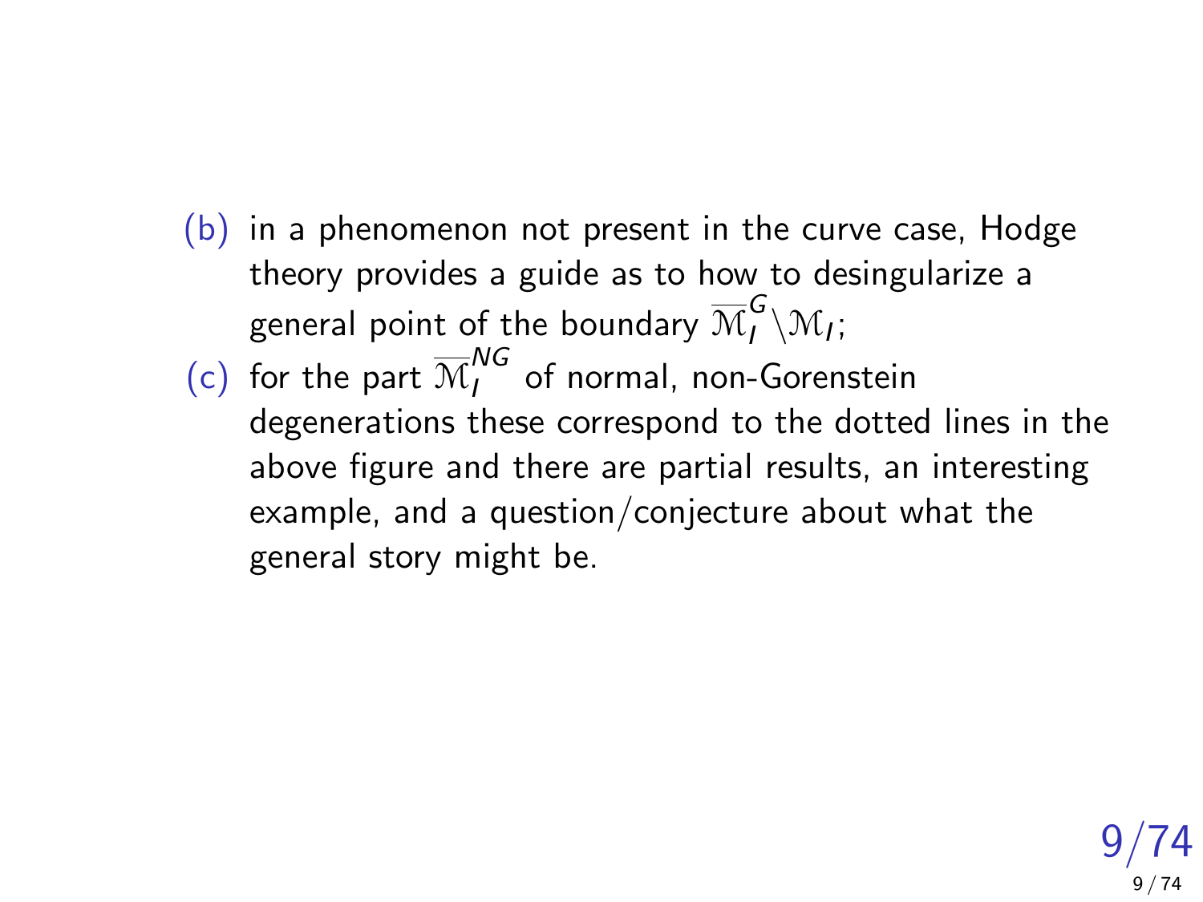(b) in a phenomenon not present in the curve case, Hodge theory provides a guide as to how to desingularize a general point of the boundary $\overline{\mathcal{M}}_I^G \backslash \mathcal{M}_I$;

(c) for the part $\overline{\mathcal{M}}_I^{NG}$ of normal, non-Gorenstein degenerations these correspond to the dotted lines in the above figure and there are partial results, an interesting example, and a question/conjecture about what the general story might be.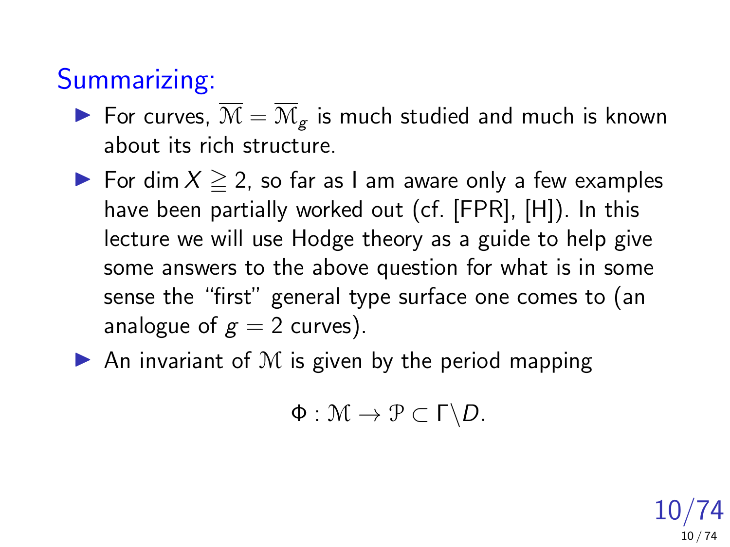## Summarizing:

- For curves, $\overline{\mathcal{M}} = \overline{\mathcal{M}}_g$ is much studied and much is known about its rich structure.
- For $\dim X \geqq 2$, so far as I am aware only a few examples have been partially worked out (cf. [FPR], [H]). In this lecture we will use Hodge theory as a guide to help give some answers to the above question for what is in some sense the "first" general type surface one comes to (an analogue of $g = 2$ curves).
- An invariant of $\mathcal{M}$ is given by the period mapping

$$\Phi : \mathcal{M} \to \mathcal{P} \subset \Gamma \backslash D.$$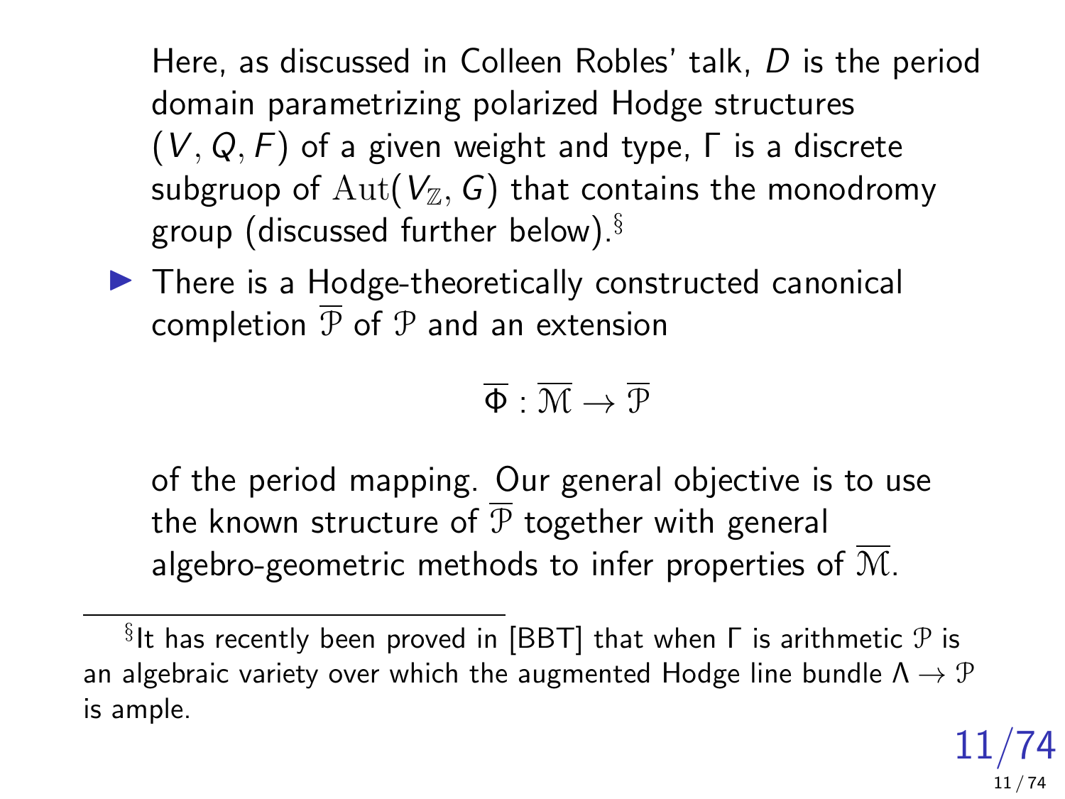Here, as discussed in Colleen Robles' talk, $D$ is the period domain parametrizing polarized Hodge structures $(V, Q, F)$ of a given weight and type, $\Gamma$ is a discrete subgruop of $\mathrm{Aut}(V_{\mathbb{Z}}, G)$ that contains the monodromy group (discussed further below).[§]

- There is a Hodge-theoretically constructed canonical completion $\overline{\mathcal{P}}$ of $\mathcal{P}$ and an extension

$$\overline{\Phi} : \overline{\mathcal{M}} \to \overline{\mathcal{P}}$$

of the period mapping. Our general objective is to use the known structure of $\overline{\mathcal{P}}$ together with general algebro-geometric methods to infer properties of $\overline{\mathcal{M}}$.

---

[§] It has recently been proved in [BBT] that when $\Gamma$ is arithmetic $\mathcal{P}$ is an algebraic variety over which the augmented Hodge line bundle $\Lambda \to \mathcal{P}$ is ample.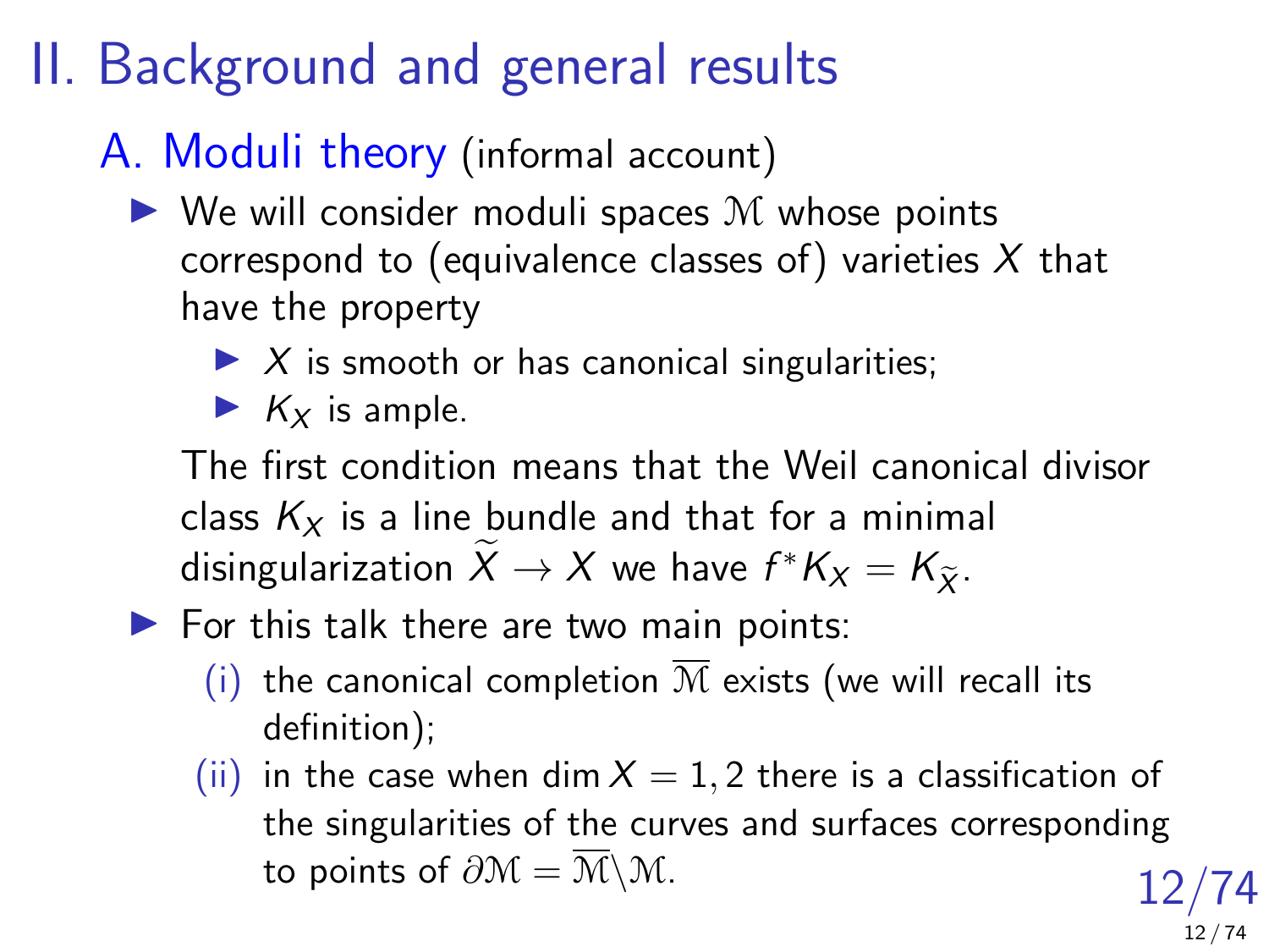# II. Background and general results

## A. Moduli theory (informal account)

- We will consider moduli spaces $\mathcal{M}$ whose points correspond to (equivalence classes of) varieties $X$ that have the property
  - $X$ is smooth or has canonical singularities;
  - $K_X$ is ample.

  The first condition means that the Weil canonical divisor class $K_X$ is a line bundle and that for a minimal disingularization $\widetilde{X} \to X$ we have $f^*K_X = K_{\widetilde{X}}$.
- For this talk there are two main points:
  - (i) the canonical completion $\overline{\mathcal{M}}$ exists (we will recall its definition);
  - (ii) in the case when $\dim X = 1, 2$ there is a classification of the singularities of the curves and surfaces corresponding to points of $\partial\mathcal{M} = \overline{\mathcal{M}} \backslash \mathcal{M}$.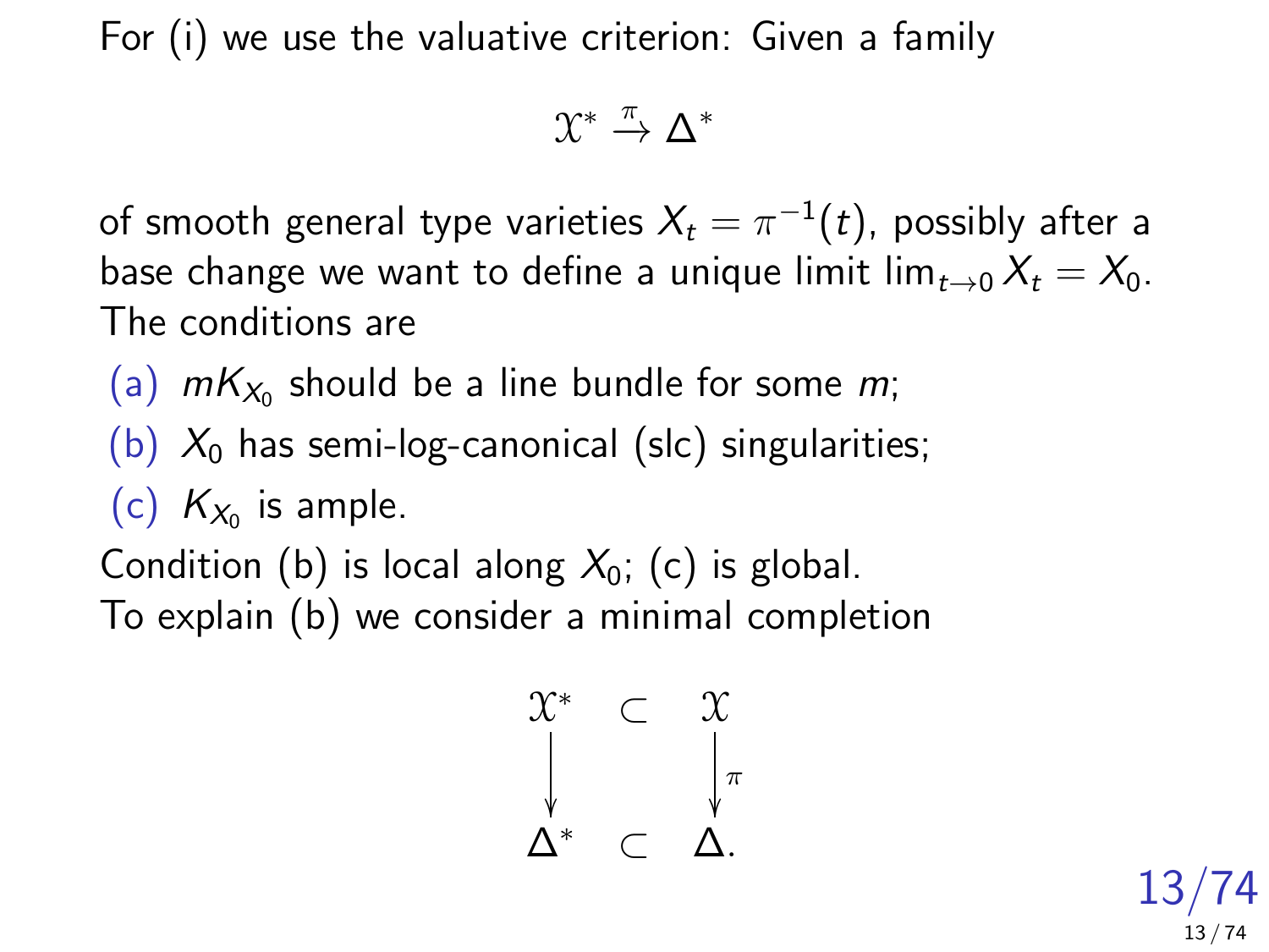For (i) we use the valuative criterion: Given a family

$$\mathcal{X}^* \xrightarrow{\pi} \Delta^*$$

of smooth general type varieties $X_t = \pi^{-1}(t)$, possibly after a base change we want to define a unique limit $\lim_{t\to 0} X_t = X_0$. The conditions are

(a) $mK_{X_0}$ should be a line bundle for some $m$;

(b) $X_0$ has semi-log-canonical (slc) singularities;

(c) $K_{X_0}$ is ample.

Condition (b) is local along $X_0$; (c) is global.
To explain (b) we consider a minimal completion

$$\begin{array}{ccc} \mathcal{X}^* & \subset & \mathcal{X} \\ \downarrow & & \downarrow{\scriptstyle \pi} \\ \Delta^* & \subset & \Delta. \end{array}$$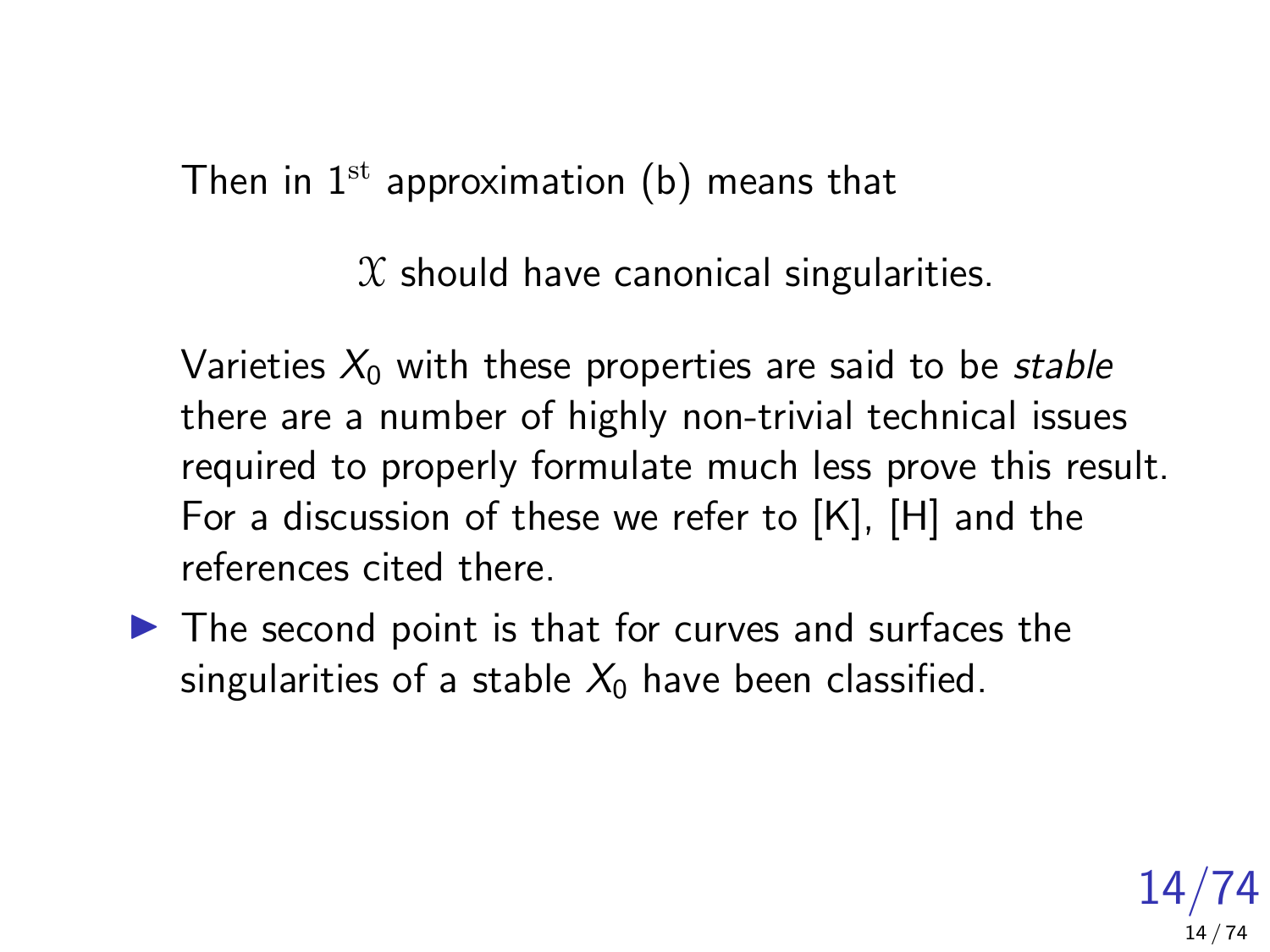Then in $1^{\mathrm{st}}$ approximation (b) means that

$$\mathcal{X} \text{ should have canonical singularities.}$$

Varieties $X_0$ with these properties are said to be *stable* there are a number of highly non-trivial technical issues required to properly formulate much less prove this result. For a discussion of these we refer to [K], [H] and the references cited there.

- The second point is that for curves and surfaces the singularities of a stable $X_0$ have been classified.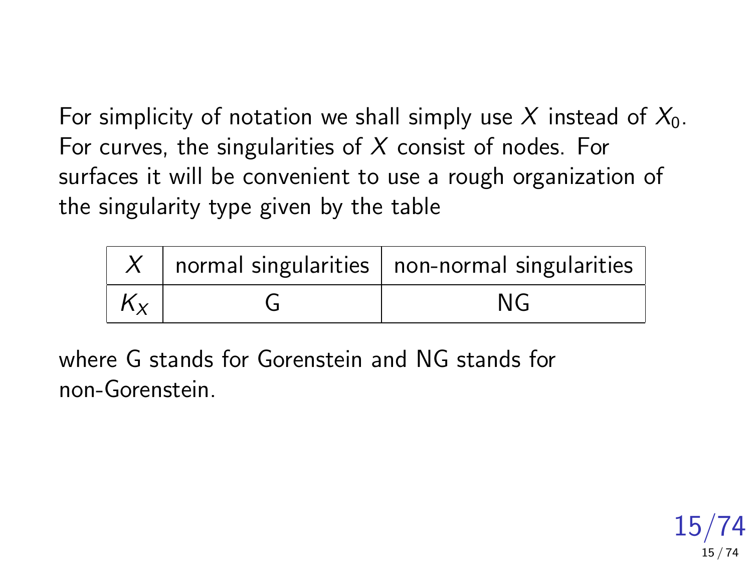For simplicity of notation we shall simply use $X$ instead of $X_0$. For curves, the singularities of $X$ consist of nodes. For surfaces it will be convenient to use a rough organization of the singularity type given by the table

| $X$ | normal singularities | non-normal singularities |
|---|---|---|
| $K_X$ | G | NG |

where G stands for Gorenstein and NG stands for non-Gorenstein.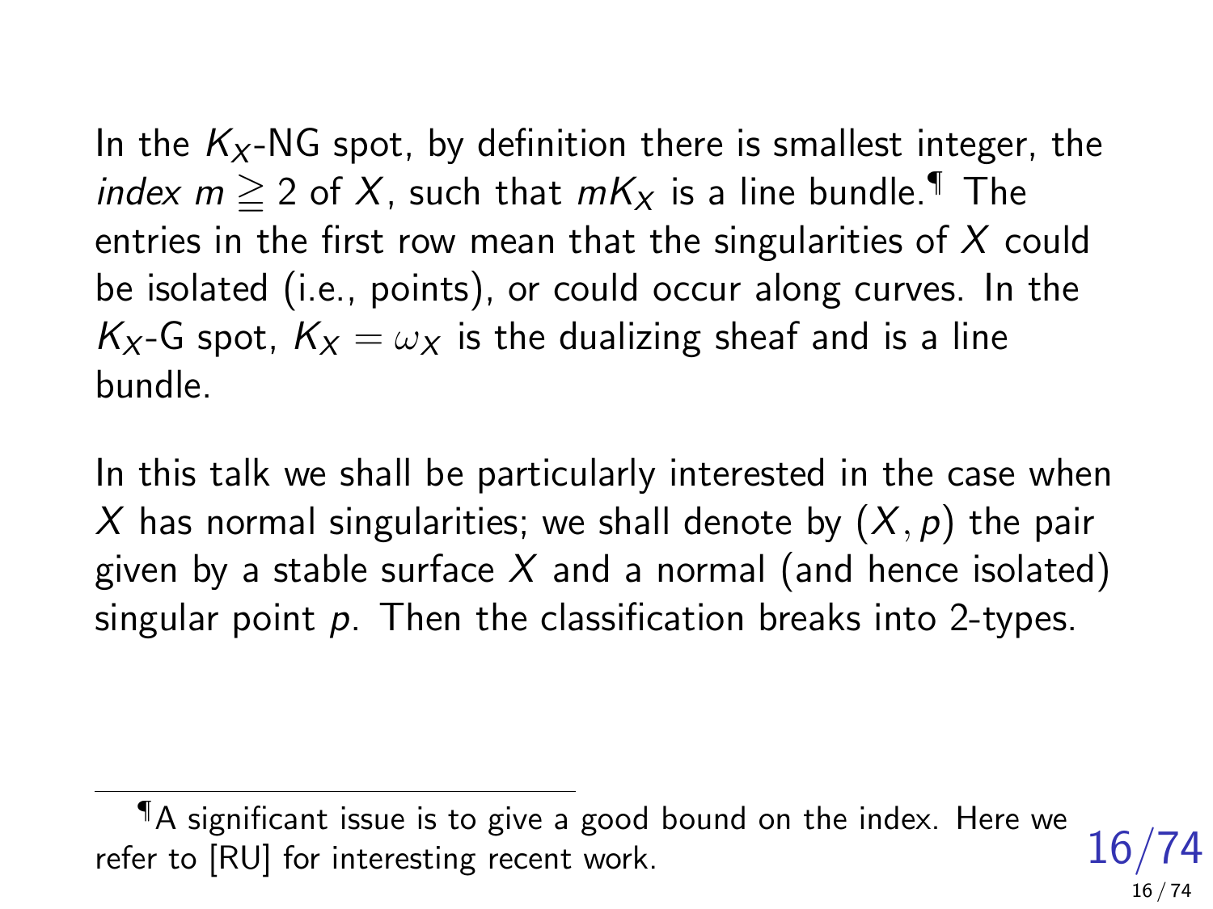In the $K_X$-NG spot, by definition there is smallest integer, the *index* $m \geqq 2$ of $X$, such that $mK_X$ is a line bundle.[¶] The entries in the first row mean that the singularities of $X$ could be isolated (i.e., points), or could occur along curves. In the $K_X$-G spot, $K_X = \omega_X$ is the dualizing sheaf and is a line bundle.

In this talk we shall be particularly interested in the case when $X$ has normal singularities; we shall denote by $(X, p)$ the pair given by a stable surface $X$ and a normal (and hence isolated) singular point $p$. Then the classification breaks into 2-types.

---

[¶] A significant issue is to give a good bound on the index. Here we refer to [RU] for interesting recent work.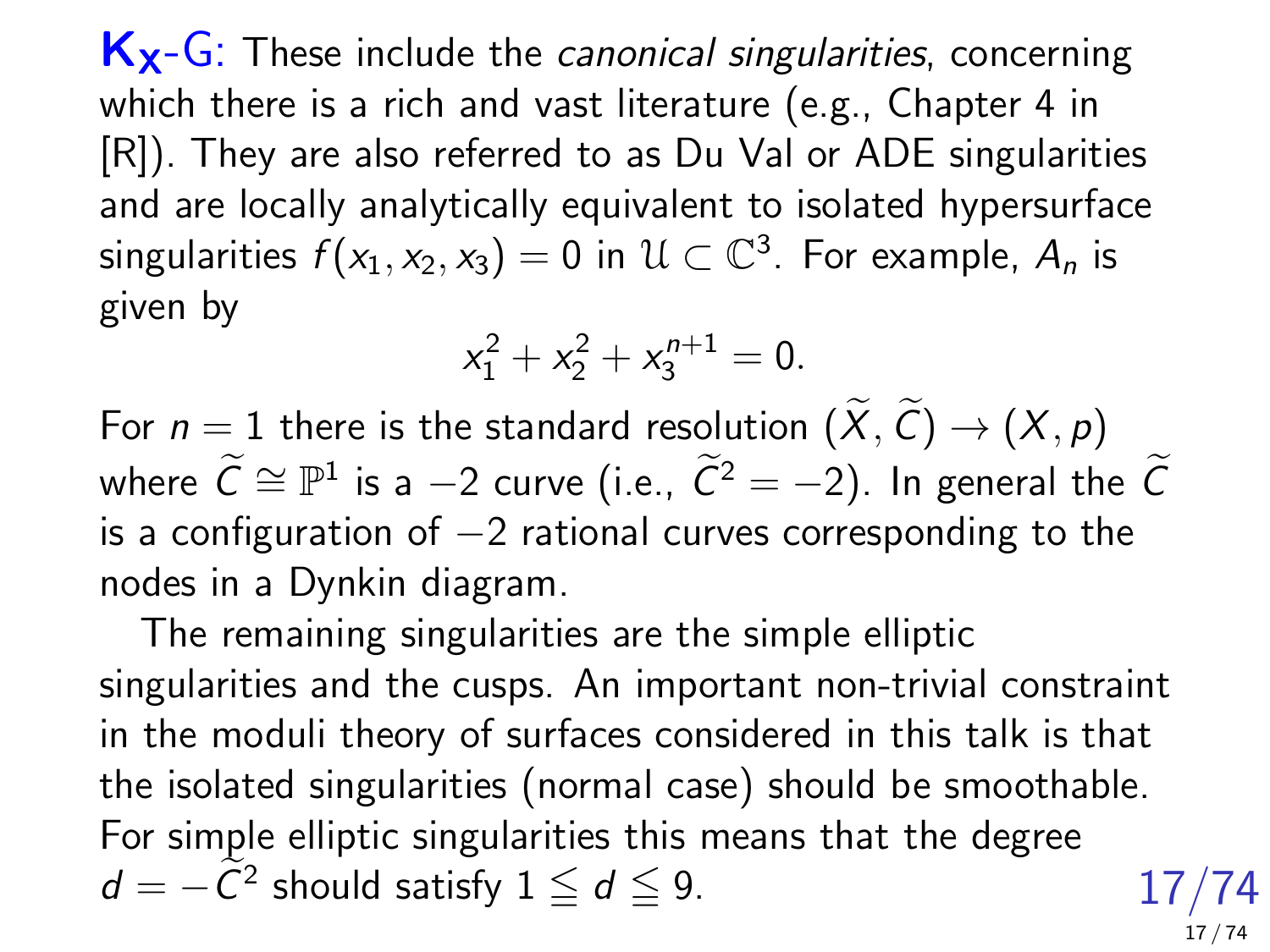**$\mathbf{K_X}$-G:** These include the *canonical singularities*, concerning which there is a rich and vast literature (e.g., Chapter 4 in [R]). They are also referred to as Du Val or ADE singularities and are locally analytically equivalent to isolated hypersurface singularities $f(x_1, x_2, x_3) = 0$ in $\mathcal{U} \subset \mathbb{C}^3$. For example, $A_n$ is given by

$$x_1^2 + x_2^2 + x_3^{n+1} = 0.$$

For $n = 1$ there is the standard resolution $(\widetilde{X}, \widetilde{C}) \to (X, p)$ where $\widetilde{C} \cong \mathbb{P}^1$ is a $-2$ curve (i.e., $\widetilde{C}^2 = -2$). In general the $\widetilde{C}$ is a configuration of $-2$ rational curves corresponding to the nodes in a Dynkin diagram.

The remaining singularities are the simple elliptic singularities and the cusps. An important non-trivial constraint in the moduli theory of surfaces considered in this talk is that the isolated singularities (normal case) should be smoothable. For simple elliptic singularities this means that the degree $d = -\widetilde{C}^2$ should satisfy $1 \leqq d \leqq 9$.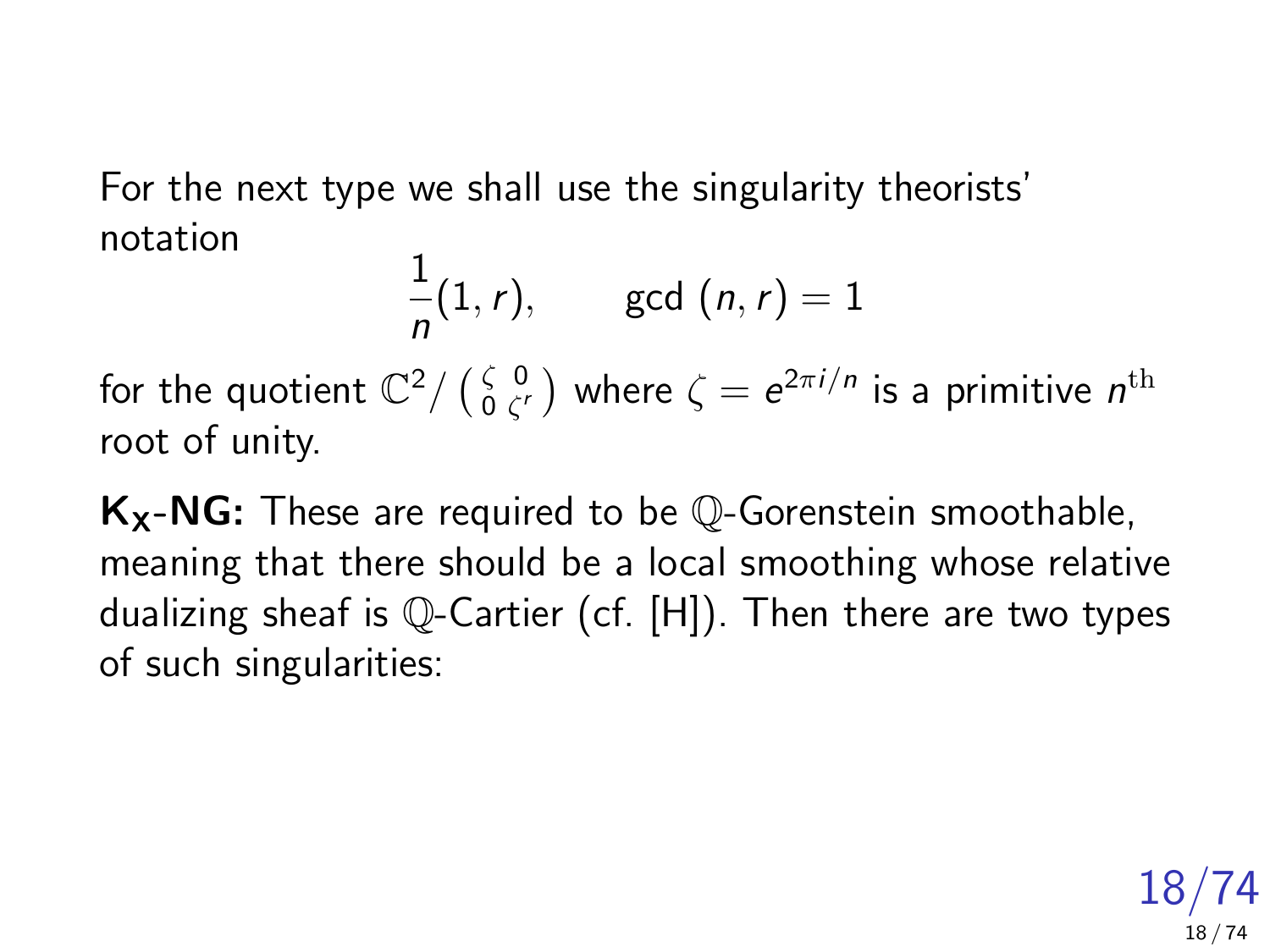For the next type we shall use the singularity theorists' notation

$$\frac{1}{n}(1, r), \qquad \text{gcd } (n, r) = 1$$

for the quotient $\mathbb{C}^2 / \left(\begin{smallmatrix} \zeta & 0 \\ 0 & \zeta^r \end{smallmatrix}\right)$ where $\zeta = e^{2\pi i/n}$ is a primitive $n^{\text{th}}$ root of unity.

**$\mathbf{K_X}$-NG:** These are required to be $\mathbb{Q}$-Gorenstein smoothable, meaning that there should be a local smoothing whose relative dualizing sheaf is $\mathbb{Q}$-Cartier (cf. [H]). Then there are two types of such singularities: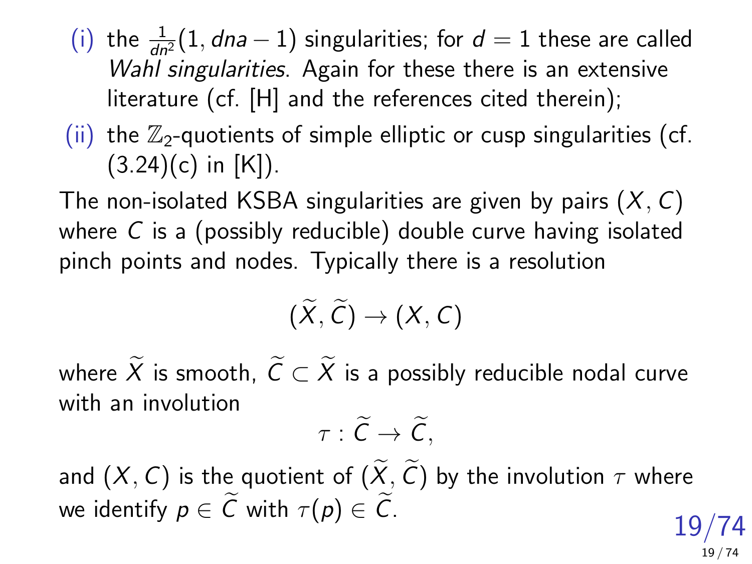(i) the $\frac{1}{dn^2}(1, dna-1)$ singularities; for $d=1$ these are called *Wahl singularities*. Again for these there is an extensive literature (cf. [H] and the references cited therein);

(ii) the $\mathbb{Z}_2$-quotients of simple elliptic or cusp singularities (cf. (3.24)(c) in [K]).

The non-isolated KSBA singularities are given by pairs $(X, C)$ where $C$ is a (possibly reducible) double curve having isolated pinch points and nodes. Typically there is a resolution

$$(\widetilde{X}, \widetilde{C}) \to (X, C)$$

where $\widetilde{X}$ is smooth, $\widetilde{C} \subset \widetilde{X}$ is a possibly reducible nodal curve with an involution

$$\tau : \widetilde{C} \to \widetilde{C},$$

and $(X, C)$ is the quotient of $(\widetilde{X}, \widetilde{C})$ by the involution $\tau$ where we identify $p \in \widetilde{C}$ with $\tau(p) \in \widetilde{C}$.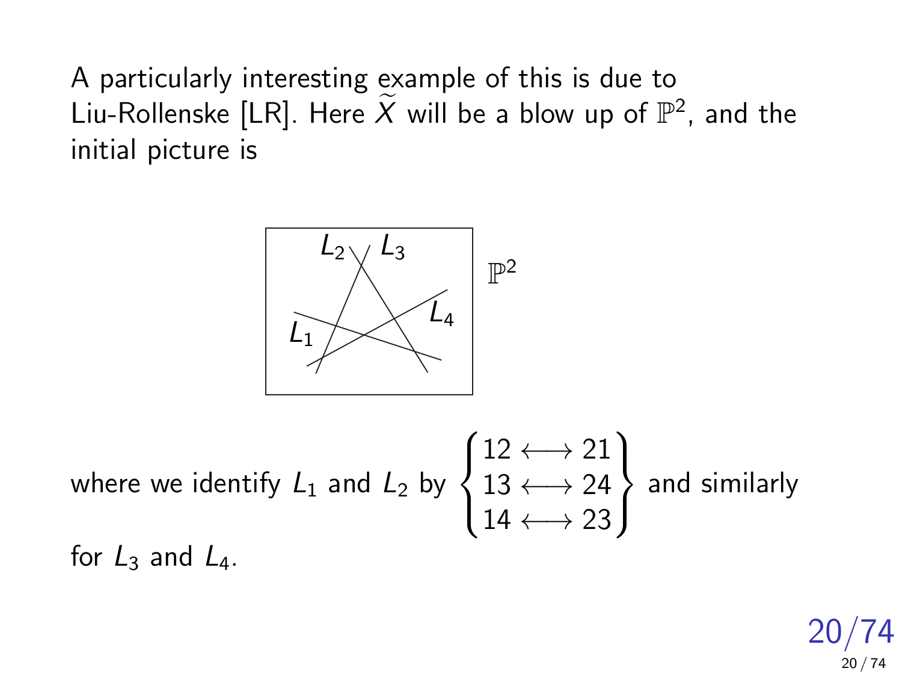A particularly interesting example of this is due to Liu-Rollenske [LR]. Here $\widetilde{X}$ will be a blow up of $\mathbb{P}^2$, and the initial picture is

where we identify $L_1$ and $L_2$ by $\left\{\begin{matrix} 12 \longleftrightarrow 21 \\ 13 \longleftrightarrow 24 \\ 14 \longleftrightarrow 23 \end{matrix}\right\}$ and similarly for $L_3$ and $L_4$.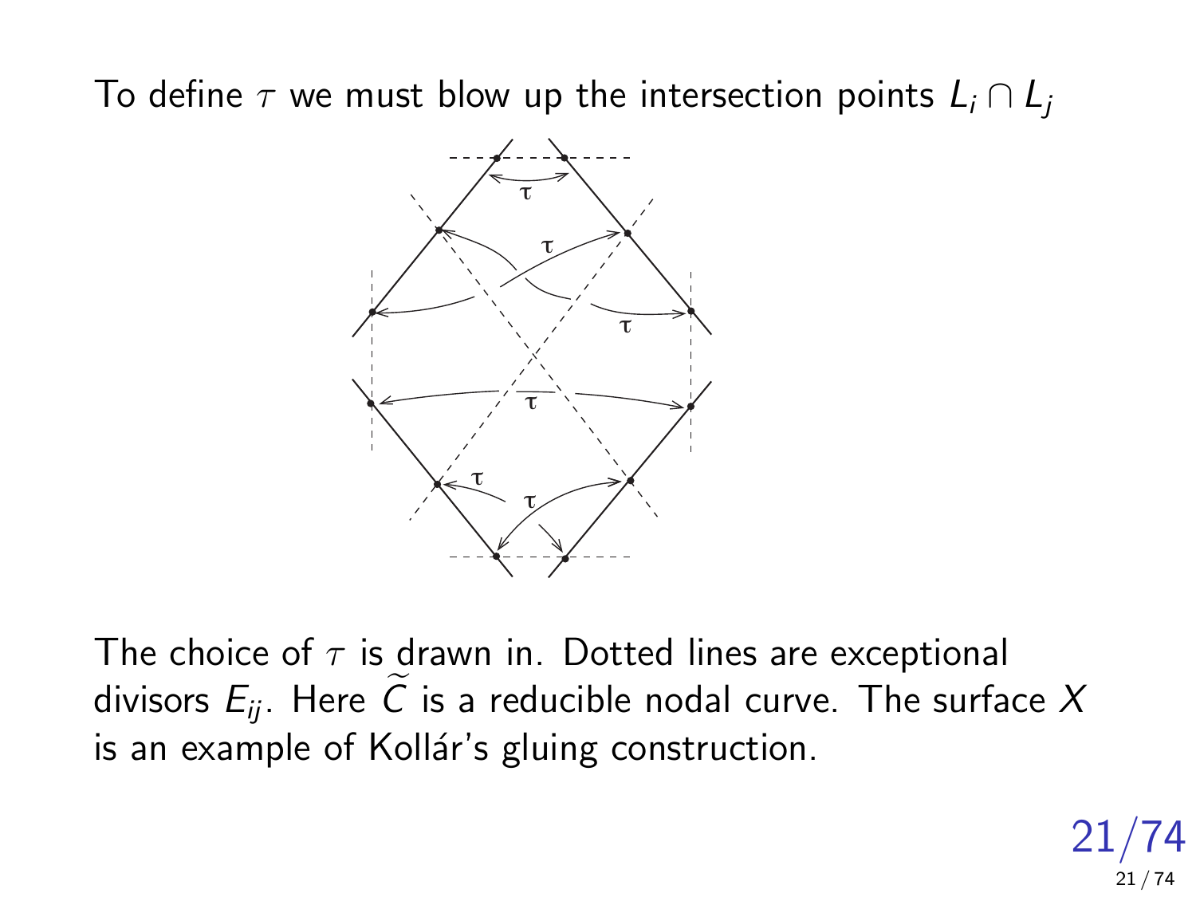To define $\tau$ we must blow up the intersection points $L_i \cap L_j$

The choice of $\tau$ is drawn in. Dotted lines are exceptional divisors $E_{ij}$. Here $\widetilde{C}$ is a reducible nodal curve. The surface $X$ is an example of Kollár's gluing construction.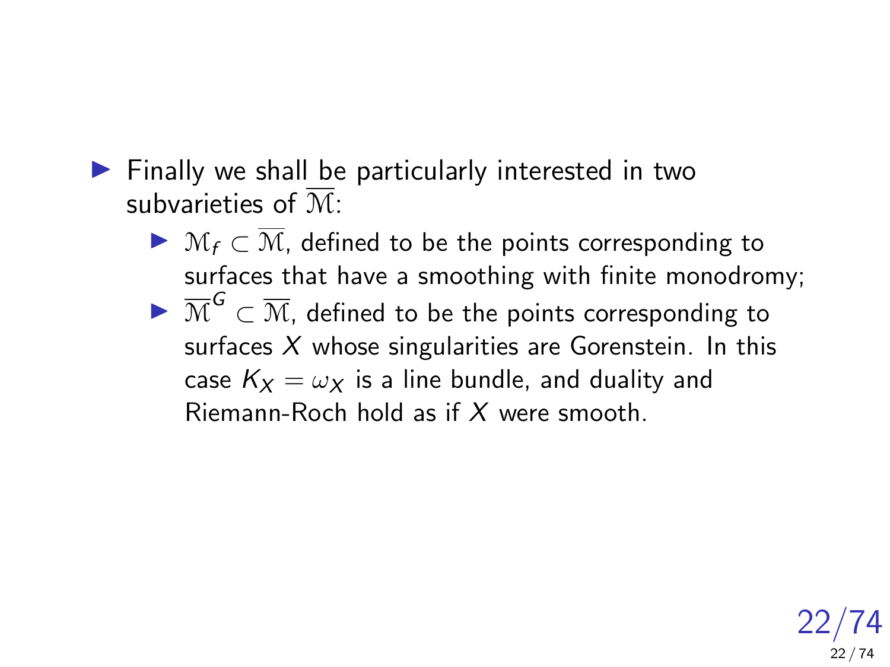- Finally we shall be particularly interested in two subvarieties of $\overline{\mathcal{M}}$:
  - $\mathcal{M}_f \subset \overline{\mathcal{M}}$, defined to be the points corresponding to surfaces that have a smoothing with finite monodromy;
  - $\overline{\mathcal{M}}^G \subset \overline{\mathcal{M}}$, defined to be the points corresponding to surfaces $X$ whose singularities are Gorenstein. In this case $K_X = \omega_X$ is a line bundle, and duality and Riemann-Roch hold as if $X$ were smooth.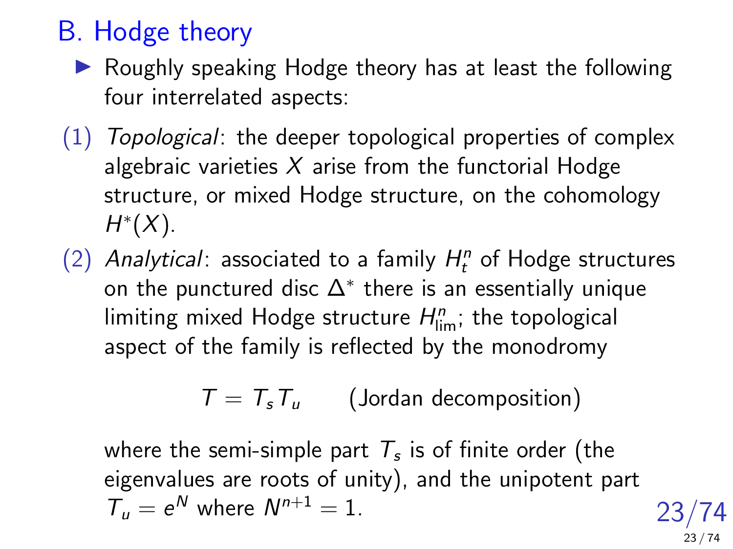## B. Hodge theory

- Roughly speaking Hodge theory has at least the following four interrelated aspects:

(1) *Topological*: the deeper topological properties of complex algebraic varieties $X$ arise from the functorial Hodge structure, or mixed Hodge structure, on the cohomology $H^*(X)$.

(2) *Analytical*: associated to a family $H^n_t$ of Hodge structures on the punctured disc $\Delta^*$ there is an essentially unique limiting mixed Hodge structure $H^n_{\text{lim}}$; the topological aspect of the family is reflected by the monodromy

$$T = T_s T_u \qquad \text{(Jordan decomposition)}$$

where the semi-simple part $T_s$ is of finite order (the eigenvalues are roots of unity), and the unipotent part $T_u = e^N$ where $N^{n+1} = 1$.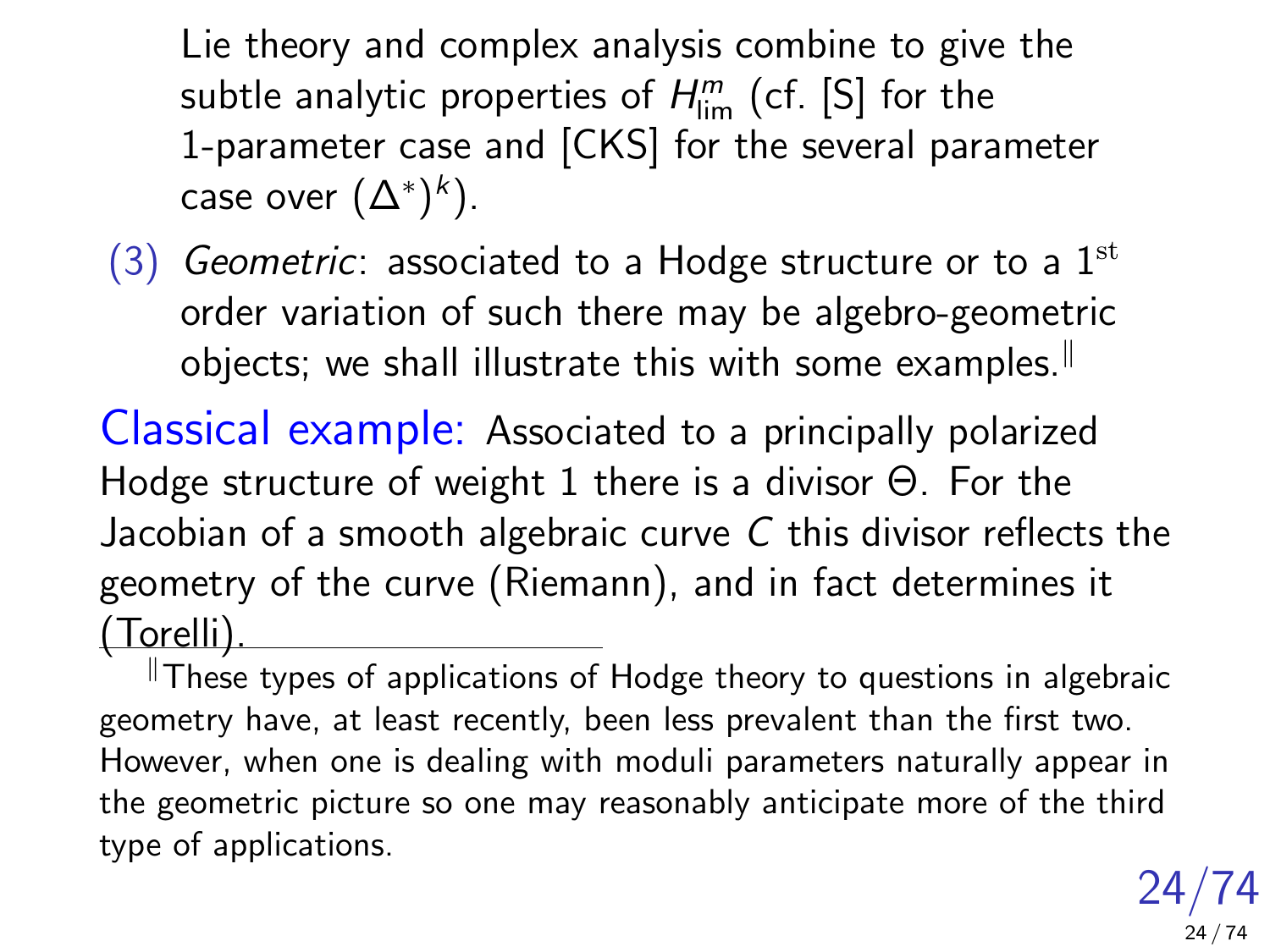Lie theory and complex analysis combine to give the subtle analytic properties of $H^m_{\lim}$ (cf. [S] for the 1-parameter case and [CKS] for the several parameter case over $(\Delta^*)^k$).

(3) *Geometric*: associated to a Hodge structure or to a $1^{\text{st}}$ order variation of such there may be algebro-geometric objects; we shall illustrate this with some examples.[‖]

Classical example: Associated to a principally polarized Hodge structure of weight 1 there is a divisor $\Theta$. For the Jacobian of a smooth algebraic curve $C$ this divisor reflects the geometry of the curve (Riemann), and in fact determines it (Torelli).

---

[‖] These types of applications of Hodge theory to questions in algebraic geometry have, at least recently, been less prevalent than the first two. However, when one is dealing with moduli parameters naturally appear in the geometric picture so one may reasonably anticipate more of the third type of applications.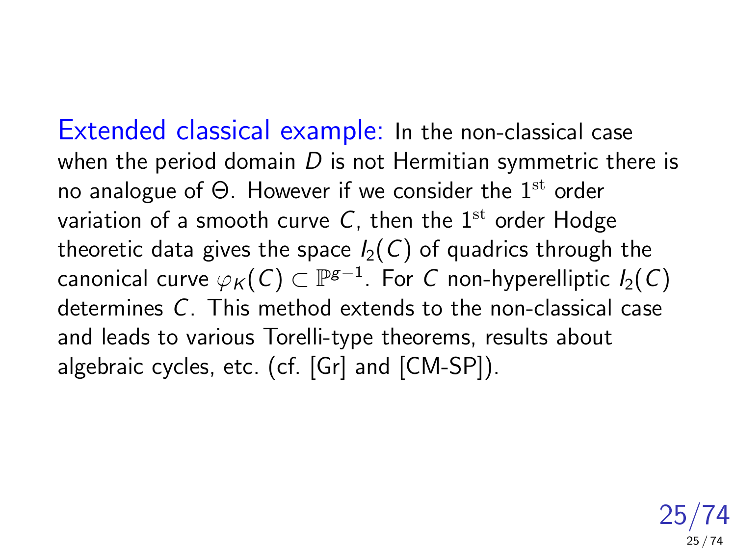Extended classical example: In the non-classical case when the period domain $D$ is not Hermitian symmetric there is no analogue of $\Theta$. However if we consider the $1^{\mathrm{st}}$ order variation of a smooth curve $C$, then the $1^{\mathrm{st}}$ order Hodge theoretic data gives the space $I_2(C)$ of quadrics through the canonical curve $\varphi_K(C) \subset \mathbb{P}^{g-1}$. For $C$ non-hyperelliptic $I_2(C)$ determines $C$. This method extends to the non-classical case and leads to various Torelli-type theorems, results about algebraic cycles, etc. (cf. [Gr] and [CM-SP]).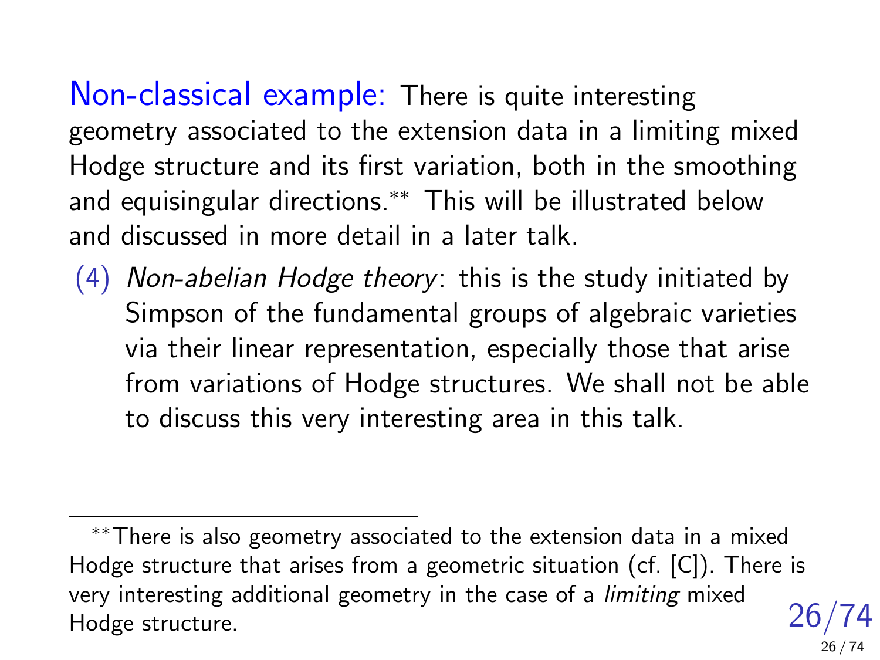Non-classical example: There is quite interesting geometry associated to the extension data in a limiting mixed Hodge structure and its first variation, both in the smoothing and equisingular directions.[**] This will be illustrated below and discussed in more detail in a later talk.

(4) *Non-abelian Hodge theory*: this is the study initiated by Simpson of the fundamental groups of algebraic varieties via their linear representation, especially those that arise from variations of Hodge structures. We shall not be able to discuss this very interesting area in this talk.

---

[**] There is also geometry associated to the extension data in a mixed Hodge structure that arises from a geometric situation (cf. [C]). There is very interesting additional geometry in the case of a *limiting* mixed Hodge structure.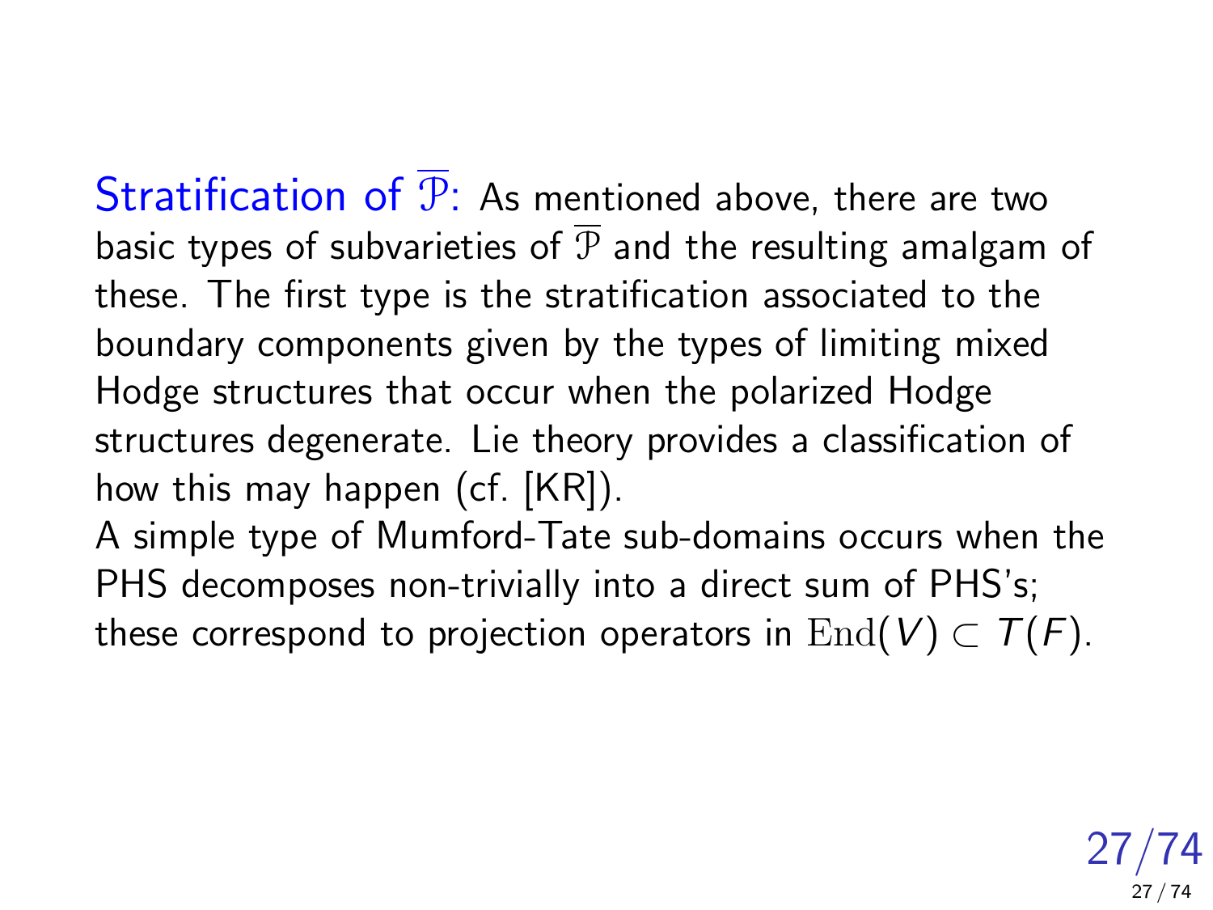**Stratification of $\overline{\mathcal{P}}$:** As mentioned above, there are two basic types of subvarieties of $\overline{\mathcal{P}}$ and the resulting amalgam of these. The first type is the stratification associated to the boundary components given by the types of limiting mixed Hodge structures that occur when the polarized Hodge structures degenerate. Lie theory provides a classification of how this may happen (cf. [KR]).

A simple type of Mumford-Tate sub-domains occurs when the PHS decomposes non-trivially into a direct sum of PHS's; these correspond to projection operators in $\mathrm{End}(V) \subset T(F)$.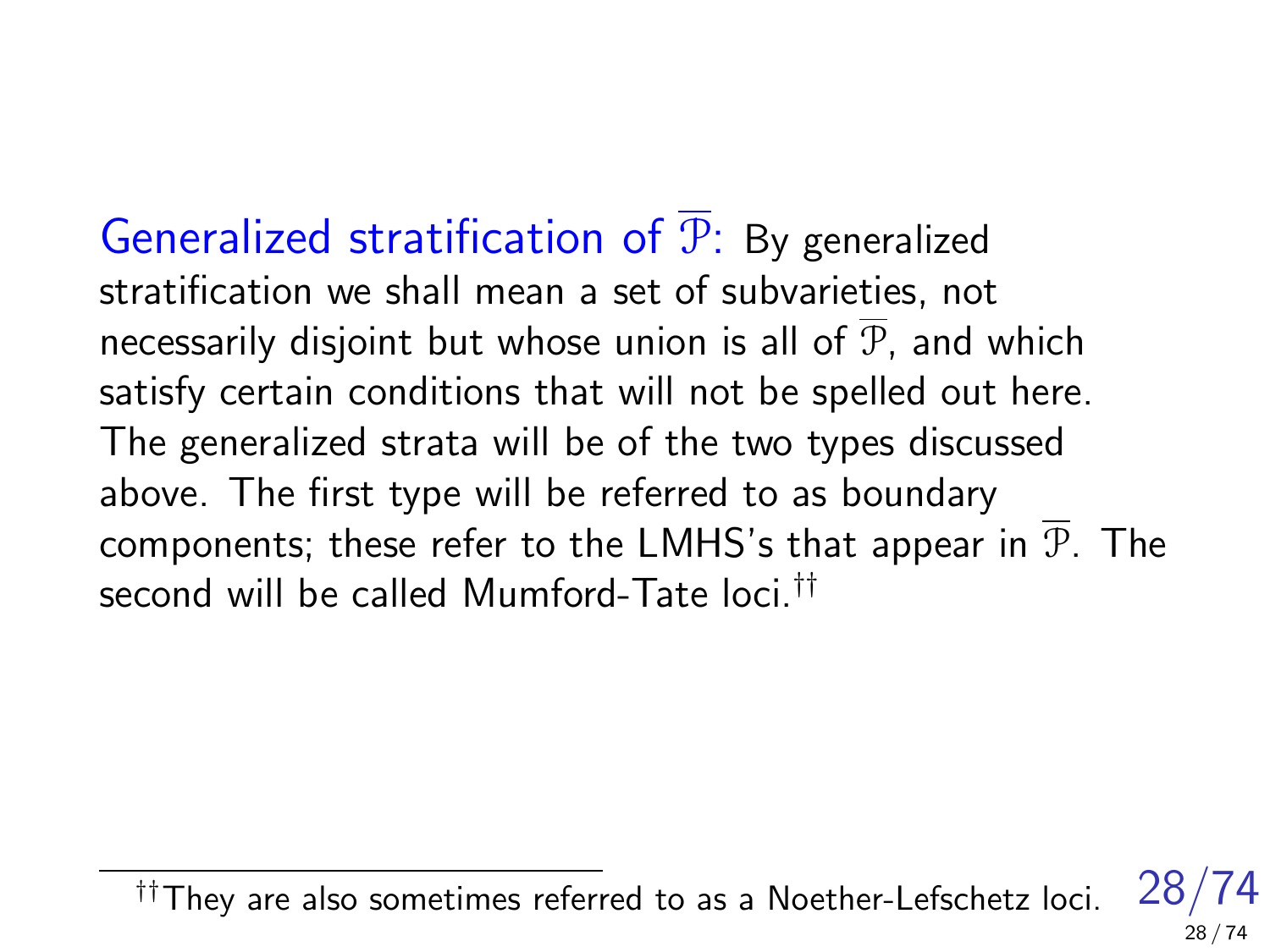**Generalized stratification of $\overline{\mathcal{P}}$:** By generalized stratification we shall mean a set of subvarieties, not necessarily disjoint but whose union is all of $\overline{\mathcal{P}}$, and which satisfy certain conditions that will not be spelled out here. The generalized strata will be of the two types discussed above. The first type will be referred to as boundary components; these refer to the LMHS's that appear in $\overline{\mathcal{P}}$. The second will be called Mumford-Tate loci.[††]

[††] They are also sometimes referred to as a Noether-Lefschetz loci.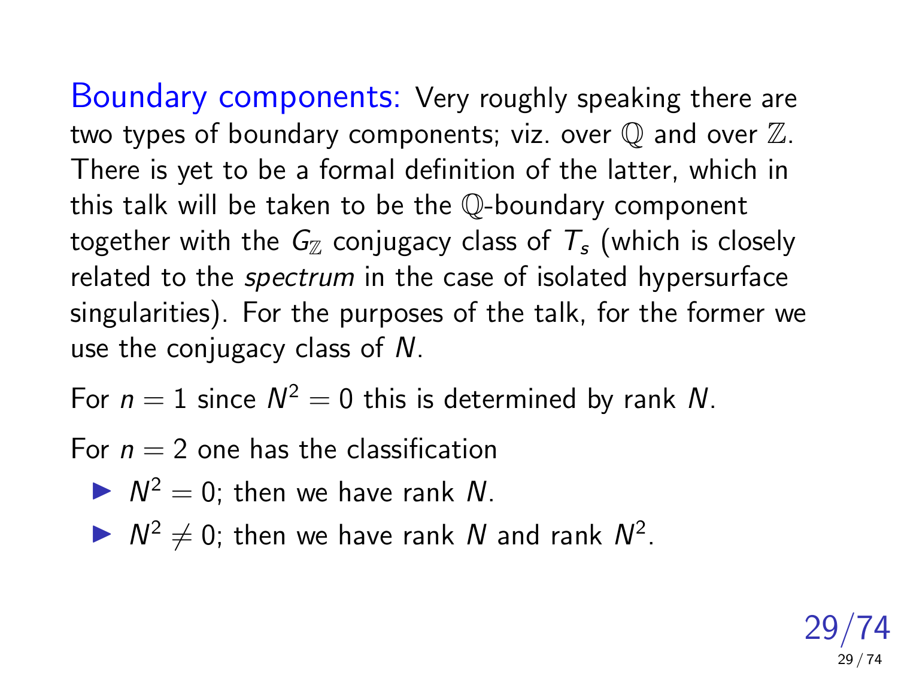**Boundary components:** Very roughly speaking there are two types of boundary components; viz. over $\mathbb{Q}$ and over $\mathbb{Z}$. There is yet to be a formal definition of the latter, which in this talk will be taken to be the $\mathbb{Q}$-boundary component together with the $G_{\mathbb{Z}}$ conjugacy class of $T_s$ (which is closely related to the *spectrum* in the case of isolated hypersurface singularities). For the purposes of the talk, for the former we use the conjugacy class of $N$.

For $n = 1$ since $N^2 = 0$ this is determined by rank $N$.

For $n = 2$ one has the classification

- $N^2 = 0$; then we have rank $N$.
- $N^2 \neq 0$; then we have rank $N$ and rank $N^2$.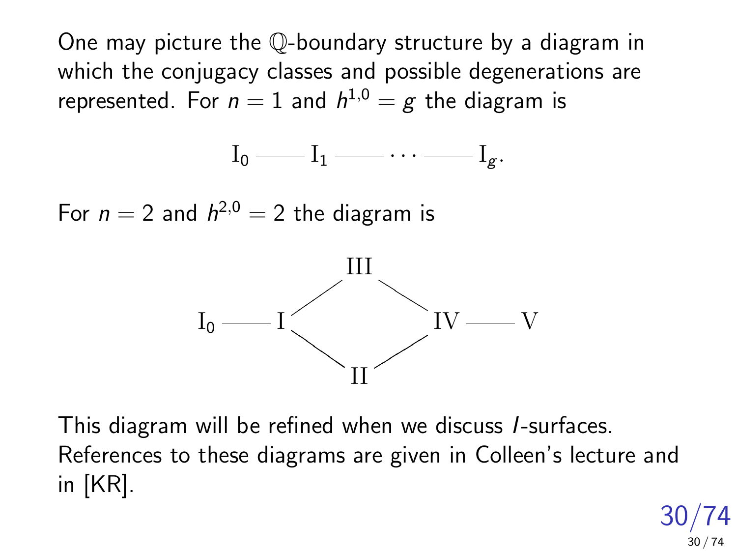One may picture the $\mathbb{Q}$-boundary structure by a diagram in which the conjugacy classes and possible degenerations are represented. For $n = 1$ and $h^{1,0} = g$ the diagram is

$$\mathrm{I}_0 \text{ --- } \mathrm{I}_1 \text{ --- } \cdots \text{ --- } \mathrm{I}_g.$$

For $n = 2$ and $h^{2,0} = 2$ the diagram is

$$\begin{array}{ccccccc} & & & \mathrm{III} & & & \\ & & / & & \backslash & & \\ \mathrm{I}_0 & \text{---} & \mathrm{I} & & & \mathrm{IV} & \text{---} \; \mathrm{V} \\ & & \backslash & & / & & \\ & & & \mathrm{II} & & & \end{array}$$

This diagram will be refined when we discuss *I*-surfaces. References to these diagrams are given in Colleen's lecture and in [KR].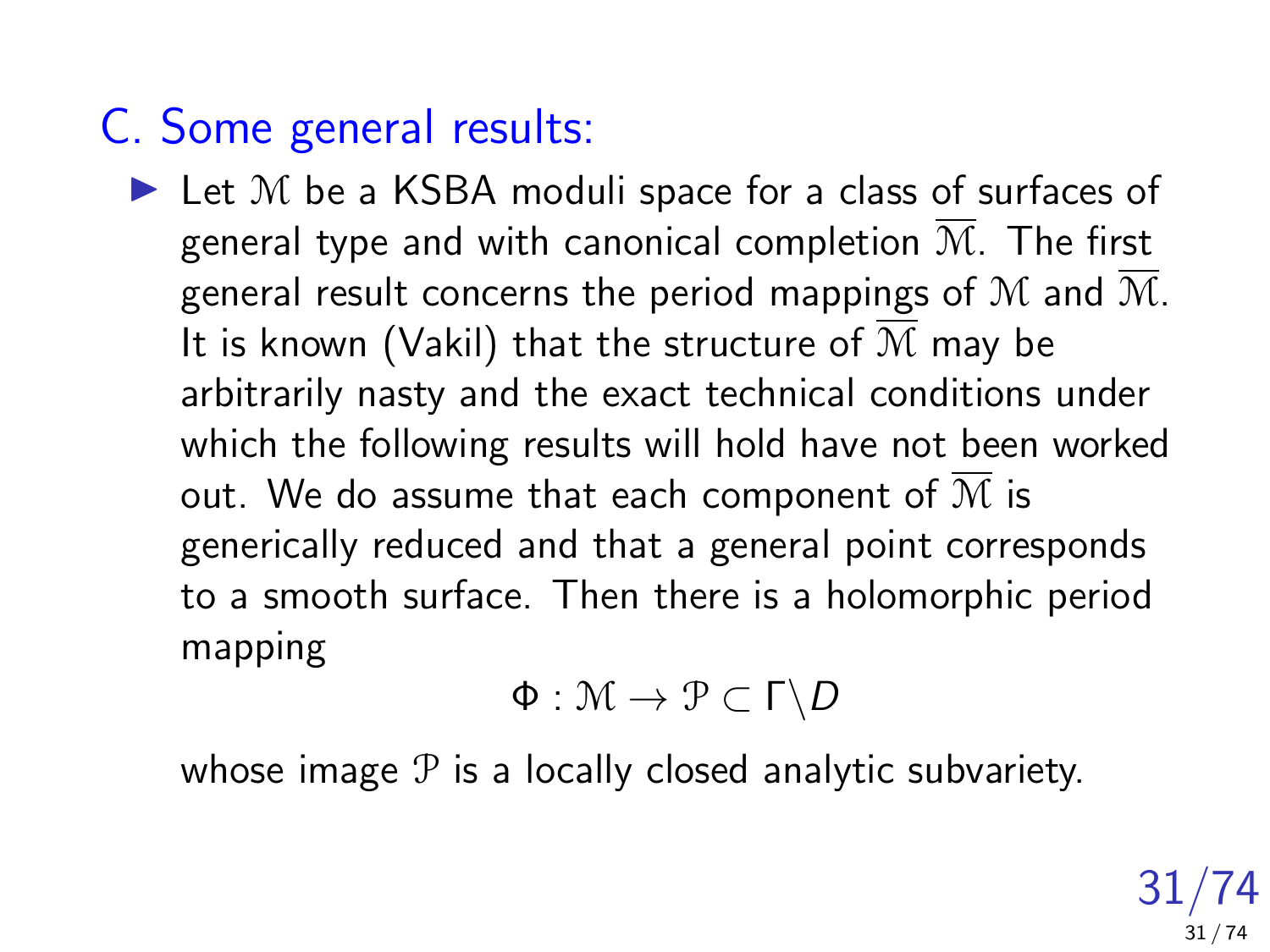## C. Some general results:

- Let $\mathcal{M}$ be a KSBA moduli space for a class of surfaces of general type and with canonical completion $\overline{\mathcal{M}}$. The first general result concerns the period mappings of $\mathcal{M}$ and $\overline{\mathcal{M}}$. It is known (Vakil) that the structure of $\overline{\mathcal{M}}$ may be arbitrarily nasty and the exact technical conditions under which the following results will hold have not been worked out. We do assume that each component of $\overline{\mathcal{M}}$ is generically reduced and that a general point corresponds to a smooth surface. Then there is a holomorphic period mapping

$$\Phi : \mathcal{M} \to \mathcal{P} \subset \Gamma \backslash D$$

whose image $\mathcal{P}$ is a locally closed analytic subvariety.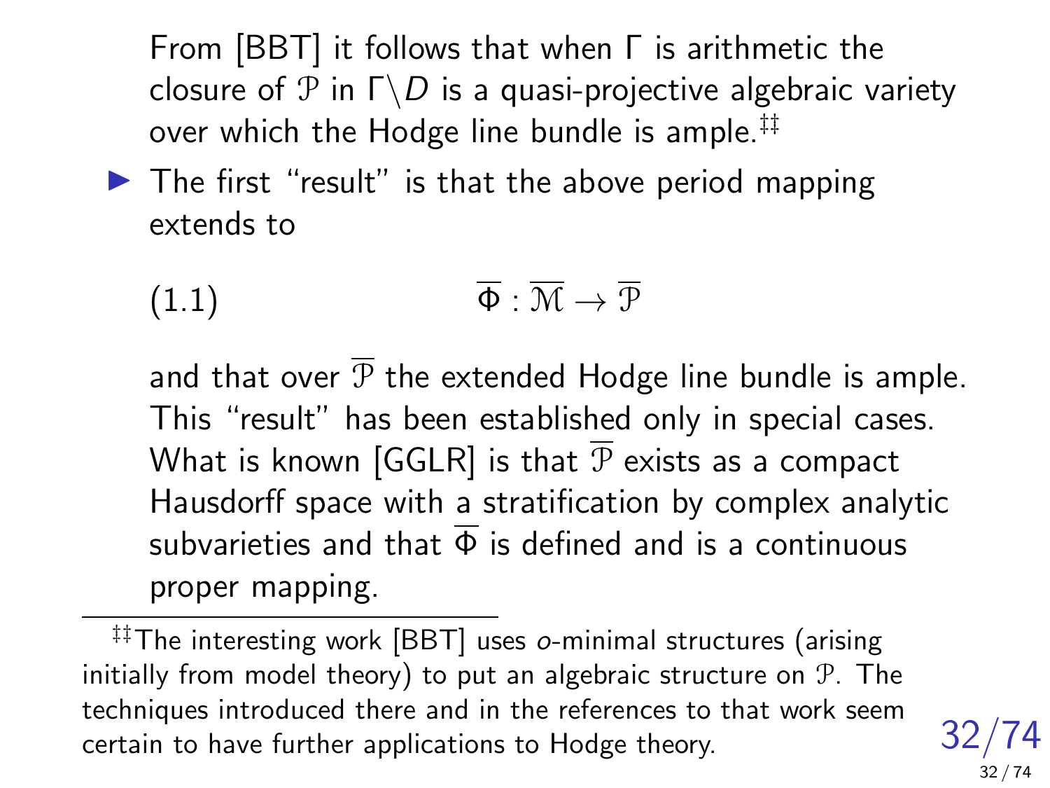From [BBT] it follows that when $\Gamma$ is arithmetic the closure of $\mathcal{P}$ in $\Gamma\backslash D$ is a quasi-projective algebraic variety over which the Hodge line bundle is ample.[‡‡]

- The first "result" is that the above period mapping extends to

$$\overline{\Phi} : \overline{\mathcal{M}} \to \overline{\mathcal{P}} \tag{1.1}$$

  and that over $\overline{\mathcal{P}}$ the extended Hodge line bundle is ample. This "result" has been established only in special cases. What is known [GGLR] is that $\overline{\mathcal{P}}$ exists as a compact Hausdorff space with a stratification by complex analytic subvarieties and that $\overline{\Phi}$ is defined and is a continuous proper mapping.

[‡‡] The interesting work [BBT] uses *o*-minimal structures (arising initially from model theory) to put an algebraic structure on $\mathcal{P}$. The techniques introduced there and in the references to that work seem certain to have further applications to Hodge theory.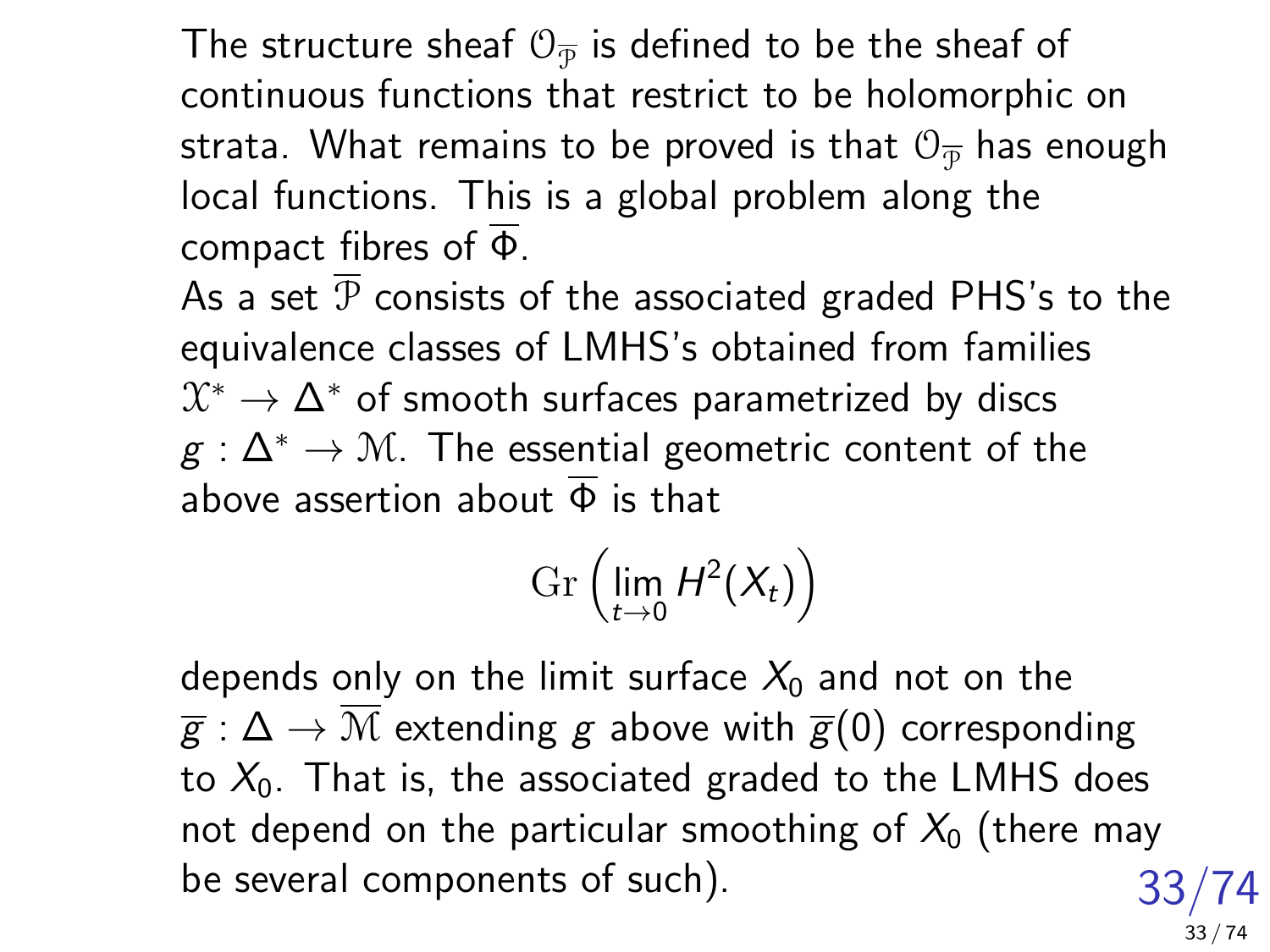The structure sheaf $\mathcal{O}_{\overline{\mathcal{P}}}$ is defined to be the sheaf of continuous functions that restrict to be holomorphic on strata. What remains to be proved is that $\mathcal{O}_{\overline{\mathcal{P}}}$ has enough local functions. This is a global problem along the compact fibres of $\overline{\Phi}$.

As a set $\overline{\mathcal{P}}$ consists of the associated graded PHS's to the equivalence classes of LMHS's obtained from families $\mathcal{X}^* \to \Delta^*$ of smooth surfaces parametrized by discs $g : \Delta^* \to \mathcal{M}$. The essential geometric content of the above assertion about $\overline{\Phi}$ is that

$$\mathrm{Gr}\left(\lim_{t\to 0} H^2(X_t)\right)$$

depends only on the limit surface $X_0$ and not on the $\overline{g} : \Delta \to \overline{\mathcal{M}}$ extending $g$ above with $\overline{g}(0)$ corresponding to $X_0$. That is, the associated graded to the LMHS does not depend on the particular smoothing of $X_0$ (there may be several components of such).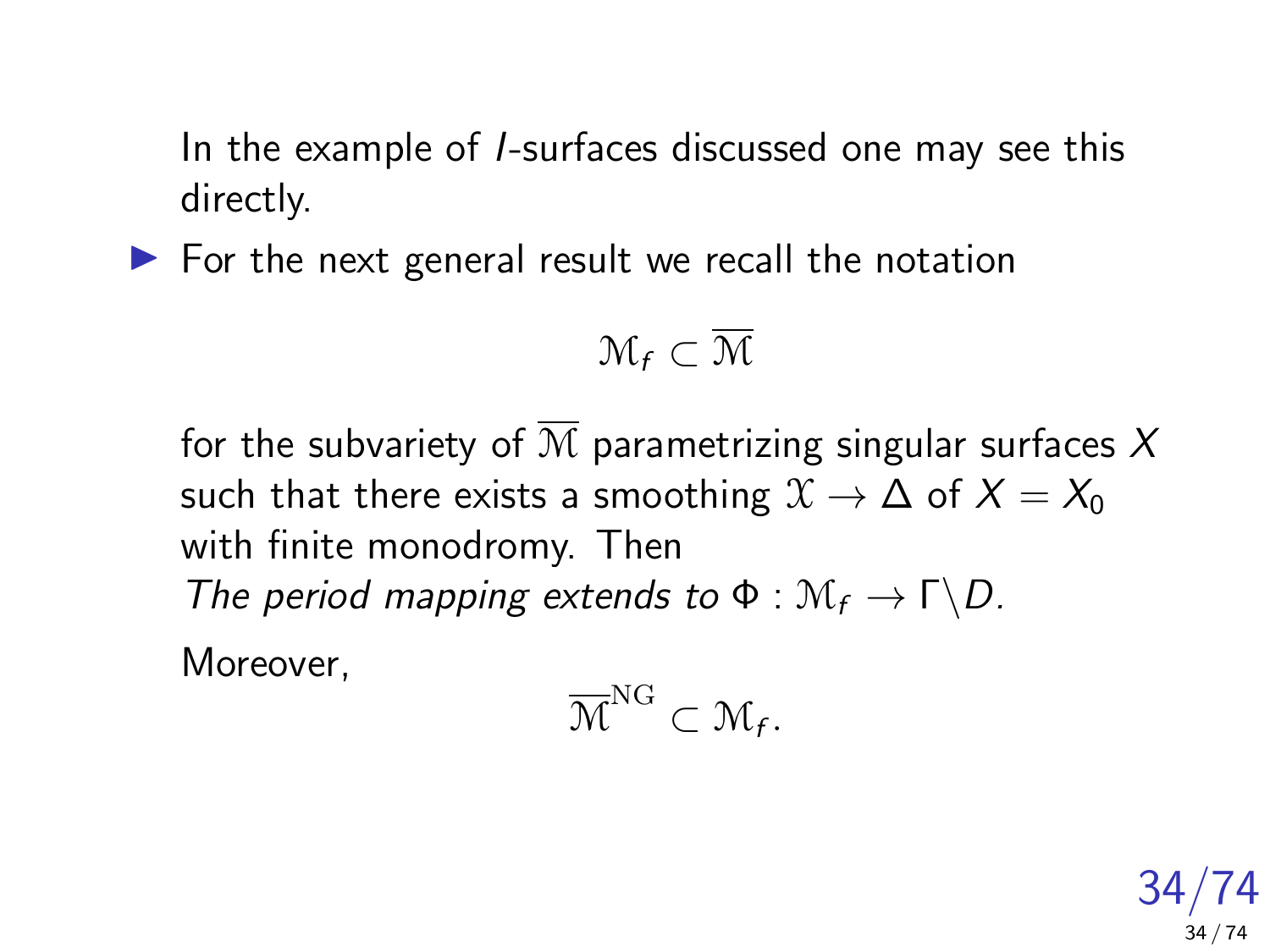In the example of *I*-surfaces discussed one may see this directly.

- For the next general result we recall the notation

$$\mathcal{M}_f \subset \overline{\mathcal{M}}$$

for the subvariety of $\overline{\mathcal{M}}$ parametrizing singular surfaces $X$ such that there exists a smoothing $\mathcal{X} \to \Delta$ of $X = X_0$ with finite monodromy. Then
*The period mapping extends to* $\Phi : \mathcal{M}_f \to \Gamma\backslash D$.

Moreover,

$$\overline{\mathcal{M}}^{\mathrm{NG}} \subset \mathcal{M}_f.$$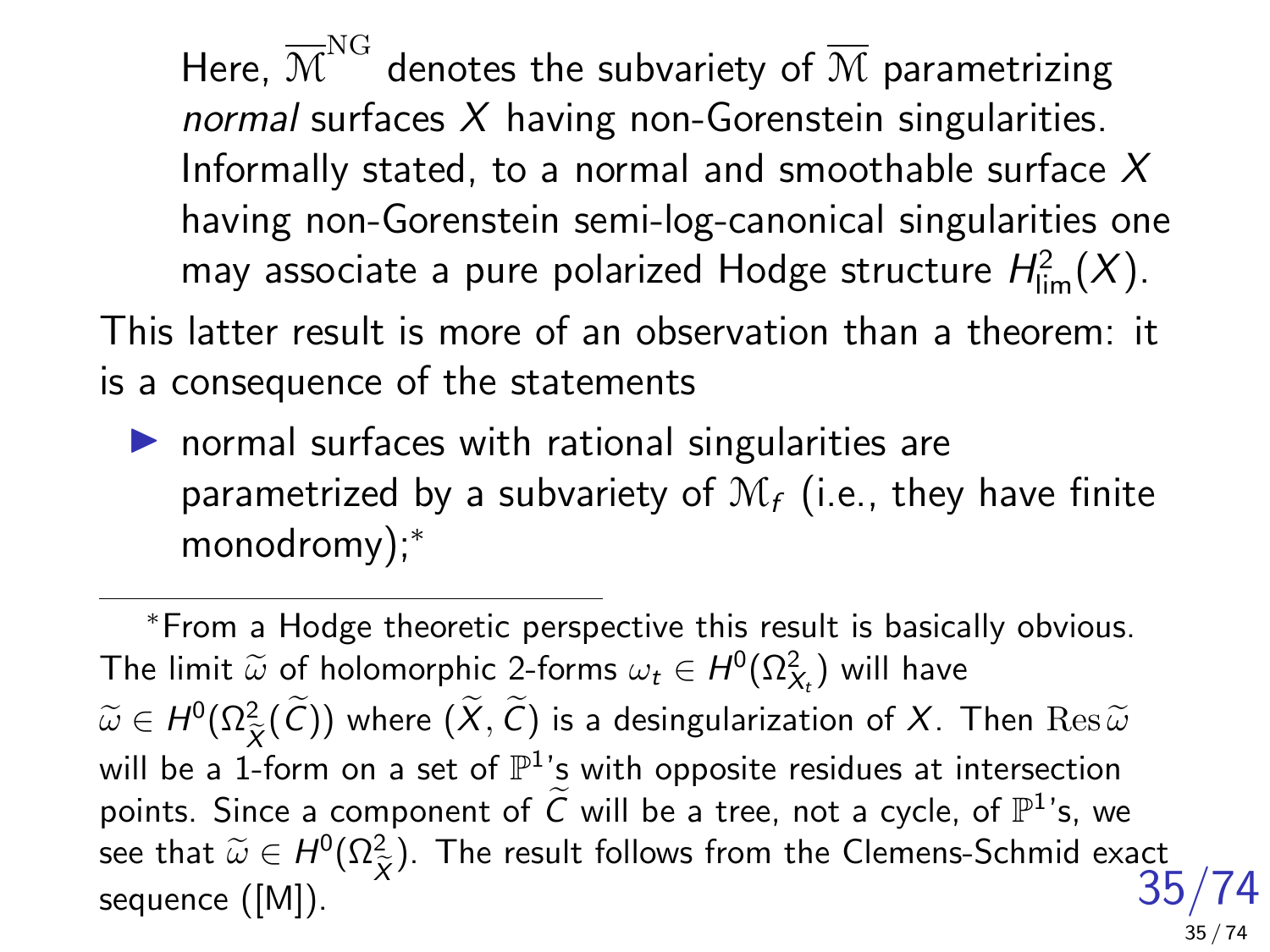Here, $\overline{\mathcal{M}}^{\mathrm{NG}}$ denotes the subvariety of $\overline{\mathcal{M}}$ parametrizing *normal* surfaces $X$ having non-Gorenstein singularities. Informally stated, to a normal and smoothable surface $X$ having non-Gorenstein semi-log-canonical singularities one may associate a pure polarized Hodge structure $H^2_{\lim}(X)$.

This latter result is more of an observation than a theorem: it is a consequence of the statements

- normal surfaces with rational singularities are parametrized by a subvariety of $\mathcal{M}_f$ (i.e., they have finite monodromy);*

---

*From a Hodge theoretic perspective this result is basically obvious. The limit $\widetilde{\omega}$ of holomorphic 2-forms $\omega_t \in H^0(\Omega^2_{X_t})$ will have $\widetilde{\omega} \in H^0(\Omega^2_{\widetilde{X}}(\widetilde{C}))$ where $(\widetilde{X}, \widetilde{C})$ is a desingularization of $X$. Then $\mathrm{Res}\,\widetilde{\omega}$ will be a 1-form on a set of $\mathbb{P}^1$'s with opposite residues at intersection points. Since a component of $\widetilde{C}$ will be a tree, not a cycle, of $\mathbb{P}^1$'s, we see that $\widetilde{\omega} \in H^0(\Omega^2_{\widetilde{X}})$. The result follows from the Clemens-Schmid exact sequence ([M]).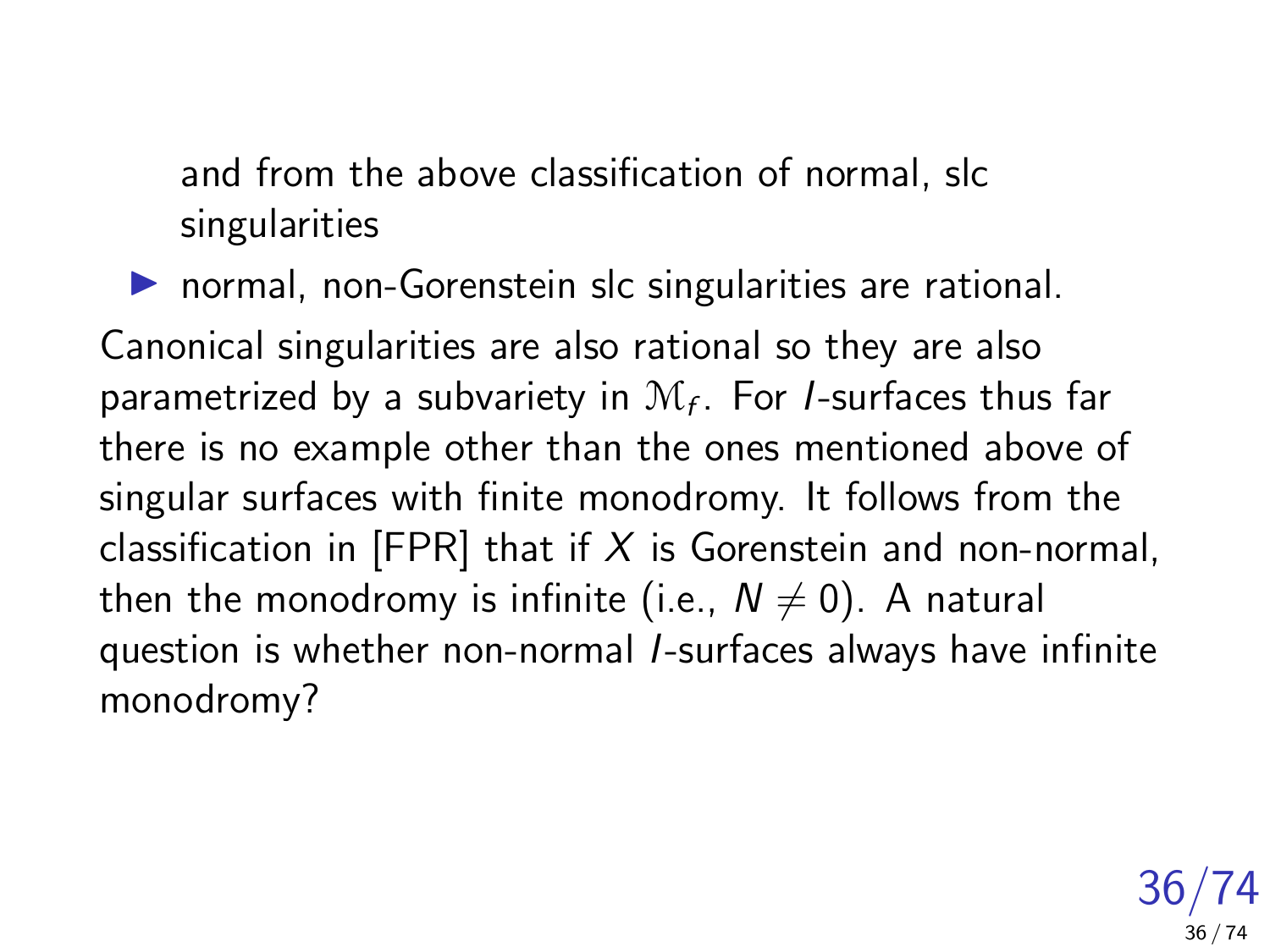and from the above classification of normal, slc singularities

- normal, non-Gorenstein slc singularities are rational.

Canonical singularities are also rational so they are also parametrized by a subvariety in $\mathcal{M}_f$. For $I$-surfaces thus far there is no example other than the ones mentioned above of singular surfaces with finite monodromy. It follows from the classification in [FPR] that if $X$ is Gorenstein and non-normal, then the monodromy is infinite (i.e., $N \neq 0$). A natural question is whether non-normal $I$-surfaces always have infinite monodromy?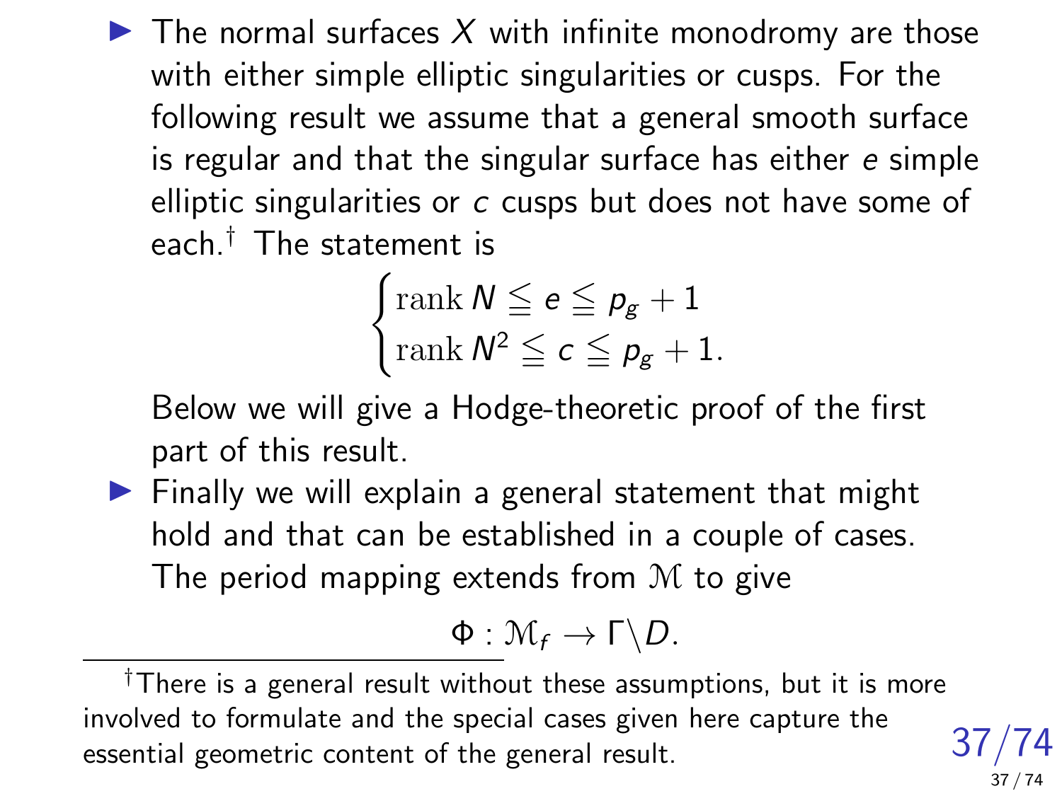- The normal surfaces $X$ with infinite monodromy are those with either simple elliptic singularities or cusps. For the following result we assume that a general smooth surface is regular and that the singular surface has either $e$ simple elliptic singularities or $c$ cusps but does not have some of each.[†] The statement is

$$\begin{cases} \operatorname{rank} N \leqq e \leqq p_g + 1 \\ \operatorname{rank} N^2 \leqq c \leqq p_g + 1. \end{cases}$$

  Below we will give a Hodge-theoretic proof of the first part of this result.

- Finally we will explain a general statement that might hold and that can be established in a couple of cases. The period mapping extends from $\mathcal{M}$ to give

$$\Phi : \mathcal{M}_f \to \Gamma \backslash D.$$

---

[†] There is a general result without these assumptions, but it is more involved to formulate and the special cases given here capture the essential geometric content of the general result.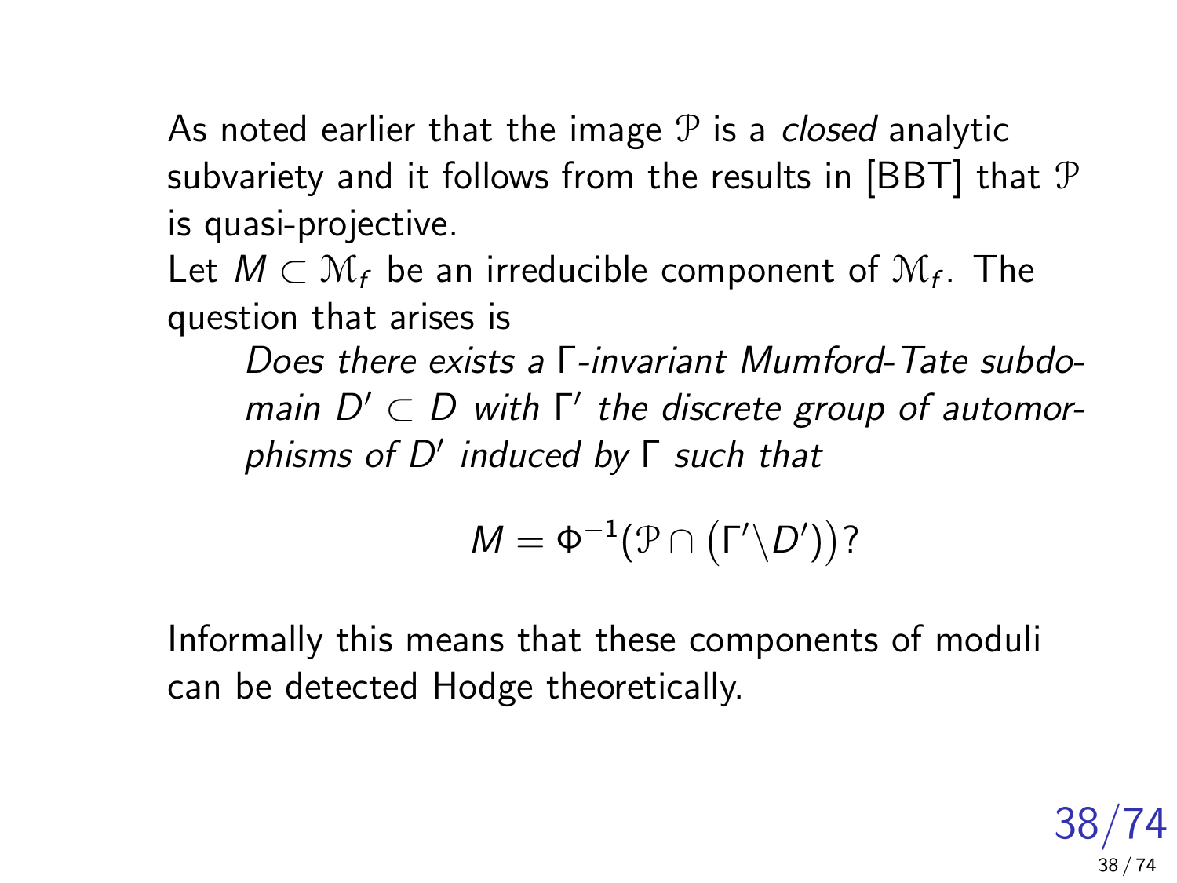As noted earlier that the image $\mathcal{P}$ is a *closed* analytic subvariety and it follows from the results in [BBT] that $\mathcal{P}$ is quasi-projective.

Let $M \subset \mathcal{M}_f$ be an irreducible component of $\mathcal{M}_f$. The question that arises is

> *Does there exists a* $\Gamma$*-invariant Mumford-Tate subdomain* $D' \subset D$ *with* $\Gamma'$ *the discrete group of automorphisms of* $D'$ *induced by* $\Gamma$ *such that*
>
> $$M = \Phi^{-1}\big(\mathcal{P} \cap \big(\Gamma' \backslash D'\big)\big)?$$

Informally this means that these components of moduli can be detected Hodge theoretically.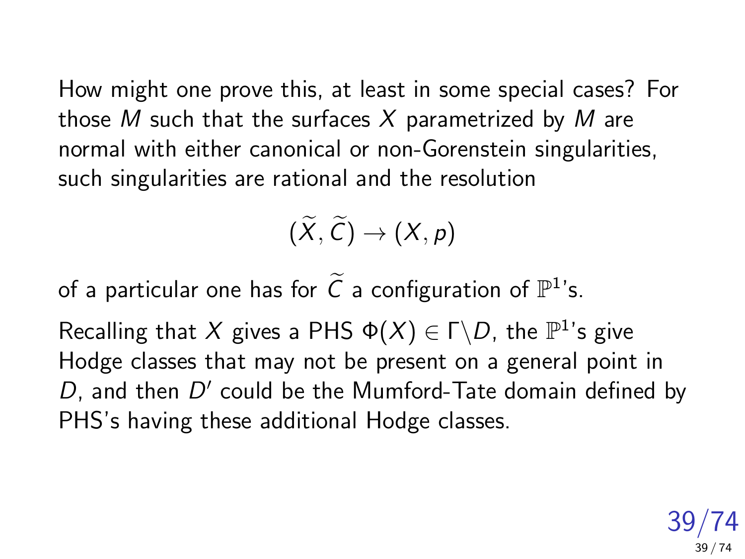How might one prove this, at least in some special cases? For those $M$ such that the surfaces $X$ parametrized by $M$ are normal with either canonical or non-Gorenstein singularities, such singularities are rational and the resolution

$$(\widetilde{X}, \widetilde{C}) \to (X, p)$$

of a particular one has for $\widetilde{C}$ a configuration of $\mathbb{P}^1$'s.

Recalling that $X$ gives a PHS $\Phi(X) \in \Gamma \backslash D$, the $\mathbb{P}^1$'s give Hodge classes that may not be present on a general point in $D$, and then $D'$ could be the Mumford-Tate domain defined by PHS's having these additional Hodge classes.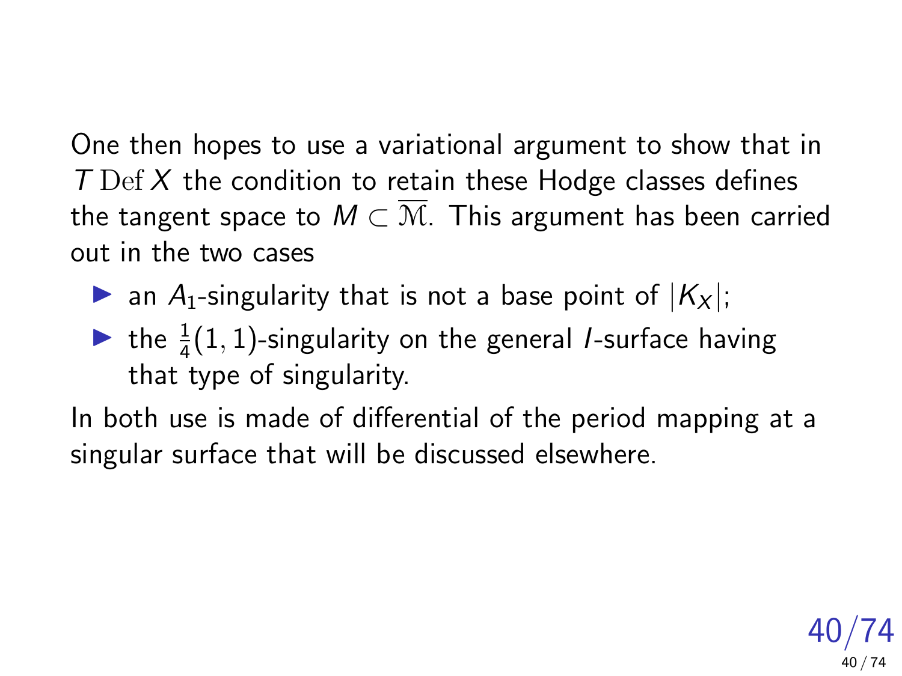One then hopes to use a variational argument to show that in $T\,\mathrm{Def}\,X$ the condition to retain these Hodge classes defines the tangent space to $M \subset \overline{\mathcal{M}}$. This argument has been carried out in the two cases

- an $A_1$-singularity that is not a base point of $|K_X|$;
- the $\frac{1}{4}(1,1)$-singularity on the general $I$-surface having that type of singularity.

In both use is made of differential of the period mapping at a singular surface that will be discussed elsewhere.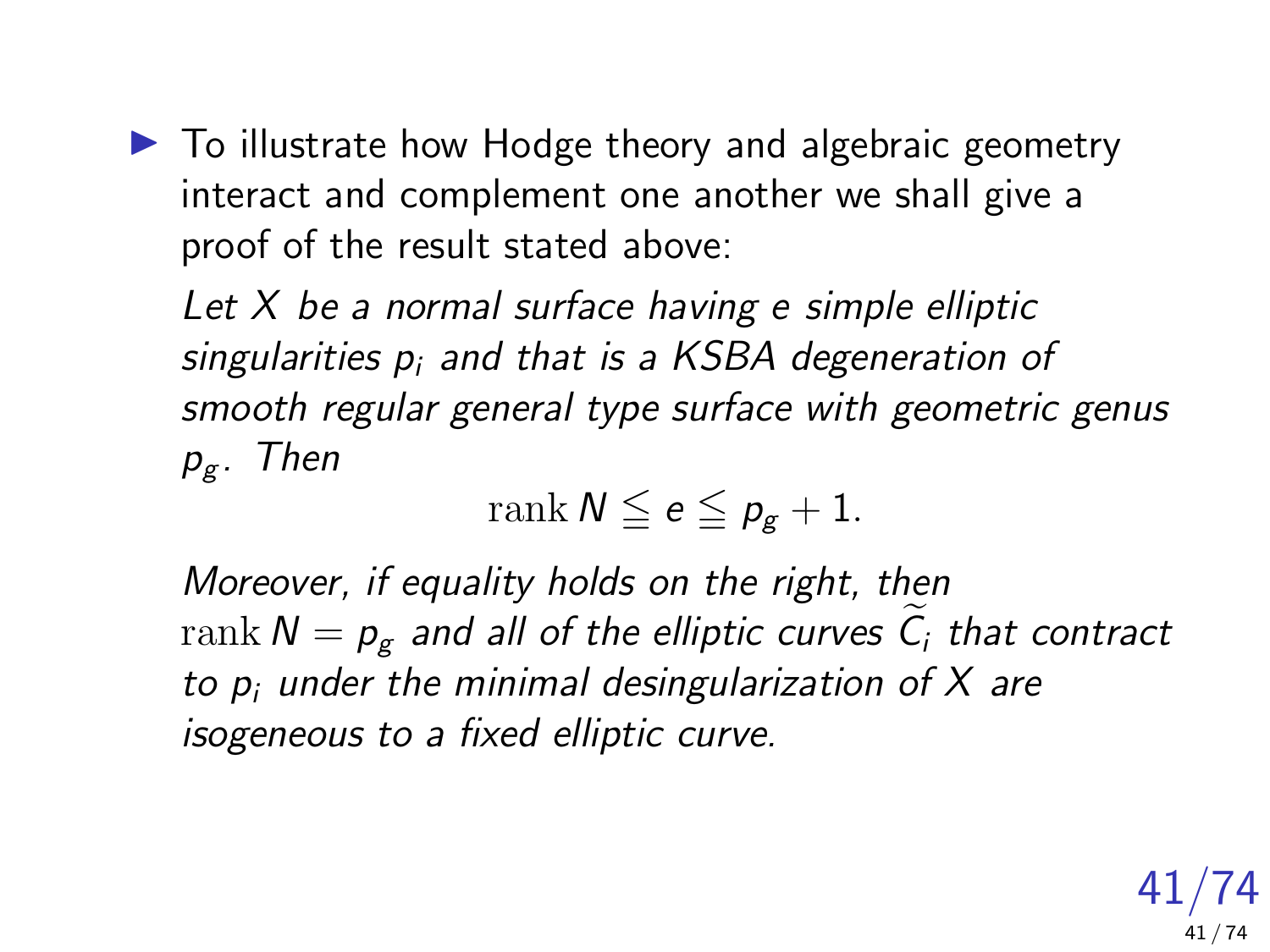- To illustrate how Hodge theory and algebraic geometry interact and complement one another we shall give a proof of the result stated above:

  *Let $X$ be a normal surface having $e$ simple elliptic singularities $p_i$ and that is a KSBA degeneration of smooth regular general type surface with geometric genus $p_g$. Then*

  $$\operatorname{rank} N \leqq e \leqq p_g + 1.$$

  *Moreover, if equality holds on the right, then $\operatorname{rank} N = p_g$ and all of the elliptic curves $\widetilde{C}_i$ that contract to $p_i$ under the minimal desingularization of $X$ are isogeneous to a fixed elliptic curve.*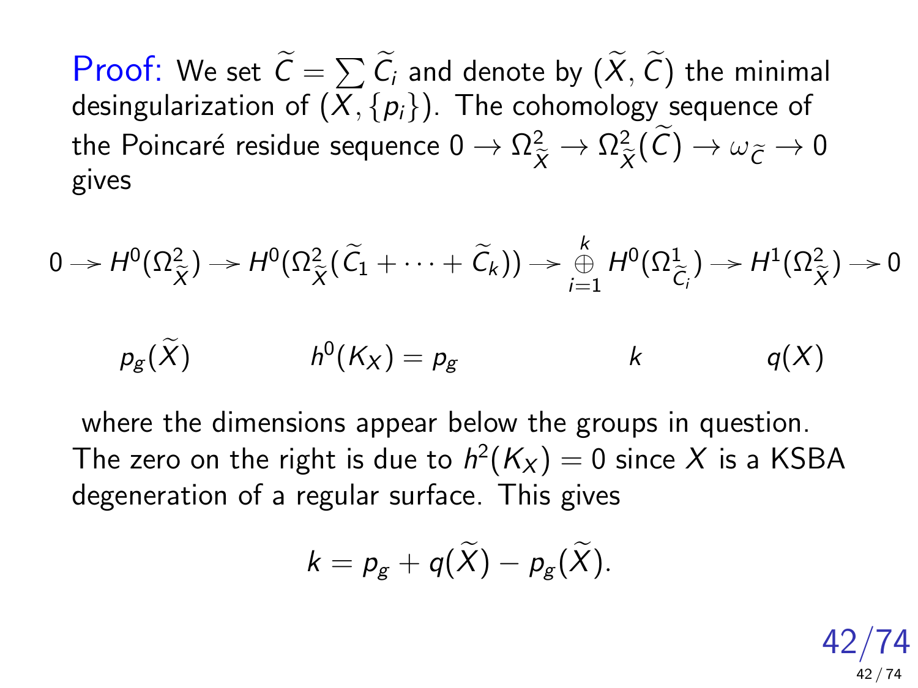**Proof:** We set $\widetilde{C} = \sum \widetilde{C}_i$ and denote by $(\widetilde{X}, \widetilde{C})$ the minimal desingularization of $(X, \{p_i\})$. The cohomology sequence of the Poincaré residue sequence $0 \to \Omega^2_{\widetilde{X}} \to \Omega^2_{\widetilde{X}}(\widetilde{C}) \to \omega_{\widetilde{C}} \to 0$ gives

$$
\begin{array}{ccccccccc}
0 \to & H^0(\Omega^2_{\widetilde{X}}) & \to & H^0(\Omega^2_{\widetilde{X}}(\widetilde{C}_1 + \cdots + \widetilde{C}_k)) & \to & \bigoplus_{i=1}^{k} H^0(\Omega^1_{\widetilde{C}_i}) & \to & H^1(\Omega^2_{\widetilde{X}}) & \to 0 \\
& p_g(\widetilde{X}) & & h^0(K_X) = p_g & & k & & q(X) &
\end{array}
$$

where the dimensions appear below the groups in question. The zero on the right is due to $h^2(K_X) = 0$ since $X$ is a KSBA degeneration of a regular surface. This gives

$$
k = p_g + q(\widetilde{X}) - p_g(\widetilde{X}).
$$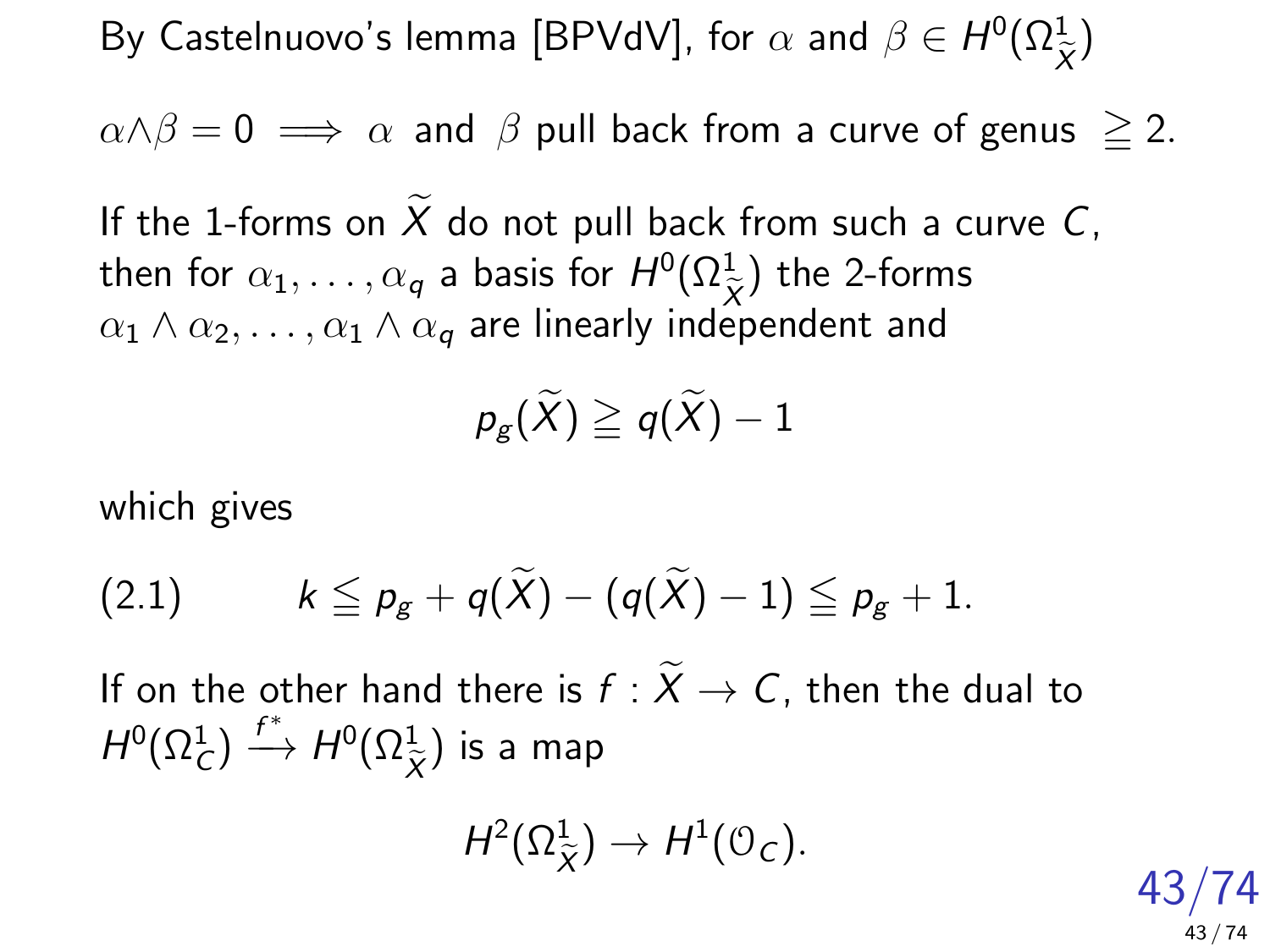By Castelnuovo's lemma [BPVdV], for $\alpha$ and $\beta \in H^0(\Omega^1_{\widetilde{X}})$

$\alpha \wedge \beta = 0 \implies \alpha$ and $\beta$ pull back from a curve of genus $\geqq 2$.

If the 1-forms on $\widetilde{X}$ do not pull back from such a curve $C$, then for $\alpha_1, \dots, \alpha_q$ a basis for $H^0(\Omega^1_{\widetilde{X}})$ the 2-forms $\alpha_1 \wedge \alpha_2, \dots, \alpha_1 \wedge \alpha_q$ are linearly independent and

$$p_g(\widetilde{X}) \geqq q(\widetilde{X}) - 1$$

which gives

$$k \leqq p_g + q(\widetilde{X}) - (q(\widetilde{X}) - 1) \leqq p_g + 1. \tag{2.1}$$

If on the other hand there is $f : \widetilde{X} \to C$, then the dual to $H^0(\Omega^1_C) \xrightarrow{f^*} H^0(\Omega^1_{\widetilde{X}})$ is a map

$$H^2(\Omega^1_{\widetilde{X}}) \to H^1(\mathcal{O}_C).$$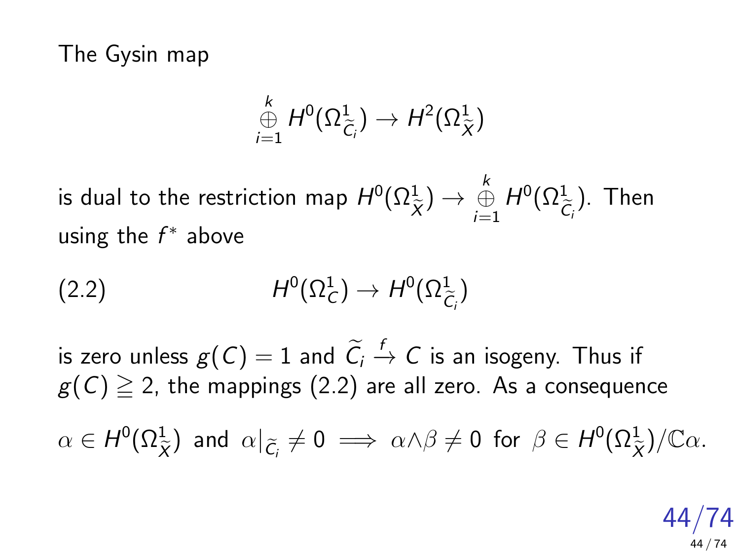The Gysin map

$$\overset{k}{\underset{i=1}{\oplus}} H^0(\Omega^1_{\widetilde{C}_i}) \to H^2(\Omega^1_{\widetilde{X}})$$

is dual to the restriction map $H^0(\Omega^1_{\widetilde{X}}) \to \overset{k}{\underset{i=1}{\oplus}} H^0(\Omega^1_{\widetilde{C}_i})$. Then using the $f^*$ above

$$H^0(\Omega^1_C) \to H^0(\Omega^1_{\widetilde{C}_i}) \tag{2.2}$$

is zero unless $g(C) = 1$ and $\widetilde{C}_i \xrightarrow{f} C$ is an isogeny. Thus if $g(C) \geqq 2$, the mappings (2.2) are all zero. As a consequence

$$\alpha \in H^0(\Omega^1_{\widetilde{X}}) \text{ and } \alpha|_{\widetilde{C}_i} \neq 0 \implies \alpha \wedge \beta \neq 0 \text{ for } \beta \in H^0(\Omega^1_{\widetilde{X}})/\mathbb{C}\alpha.$$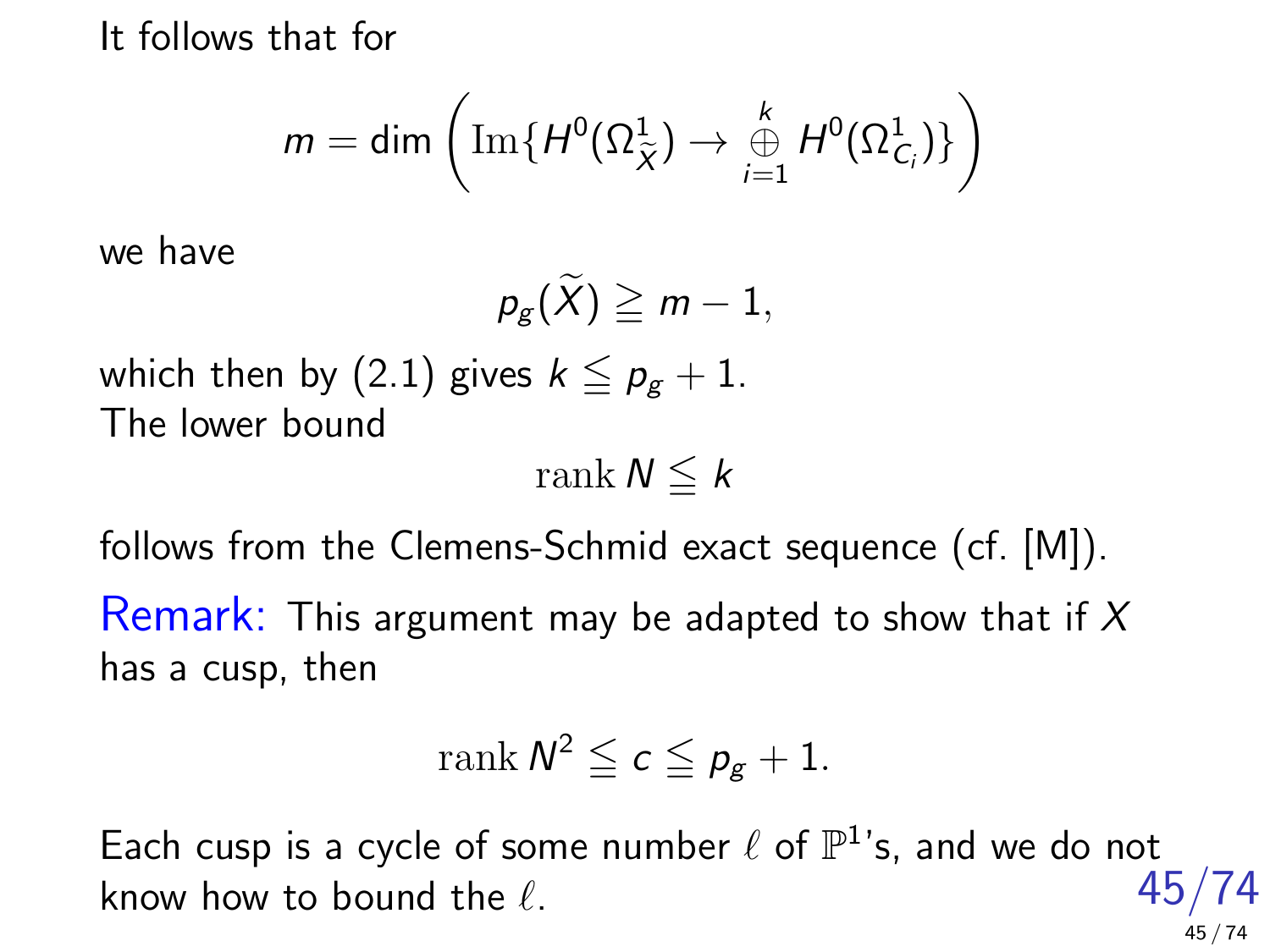It follows that for

$$m = \dim \left( \mathrm{Im}\{H^0(\Omega^1_{\widetilde{X}}) \to \mathop{\oplus}_{i=1}^{k} H^0(\Omega^1_{C_i})\} \right)$$

we have

$$p_g(\widetilde{X}) \geqq m - 1,$$

which then by (2.1) gives $k \leqq p_g + 1$.
The lower bound

$$\mathrm{rank}\, N \leqq k$$

follows from the Clemens-Schmid exact sequence (cf. [M]).

Remark: This argument may be adapted to show that if $X$ has a cusp, then

$$\mathrm{rank}\, N^2 \leqq c \leqq p_g + 1.$$

Each cusp is a cycle of some number $\ell$ of $\mathbb{P}^1$'s, and we do not know how to bound the $\ell$.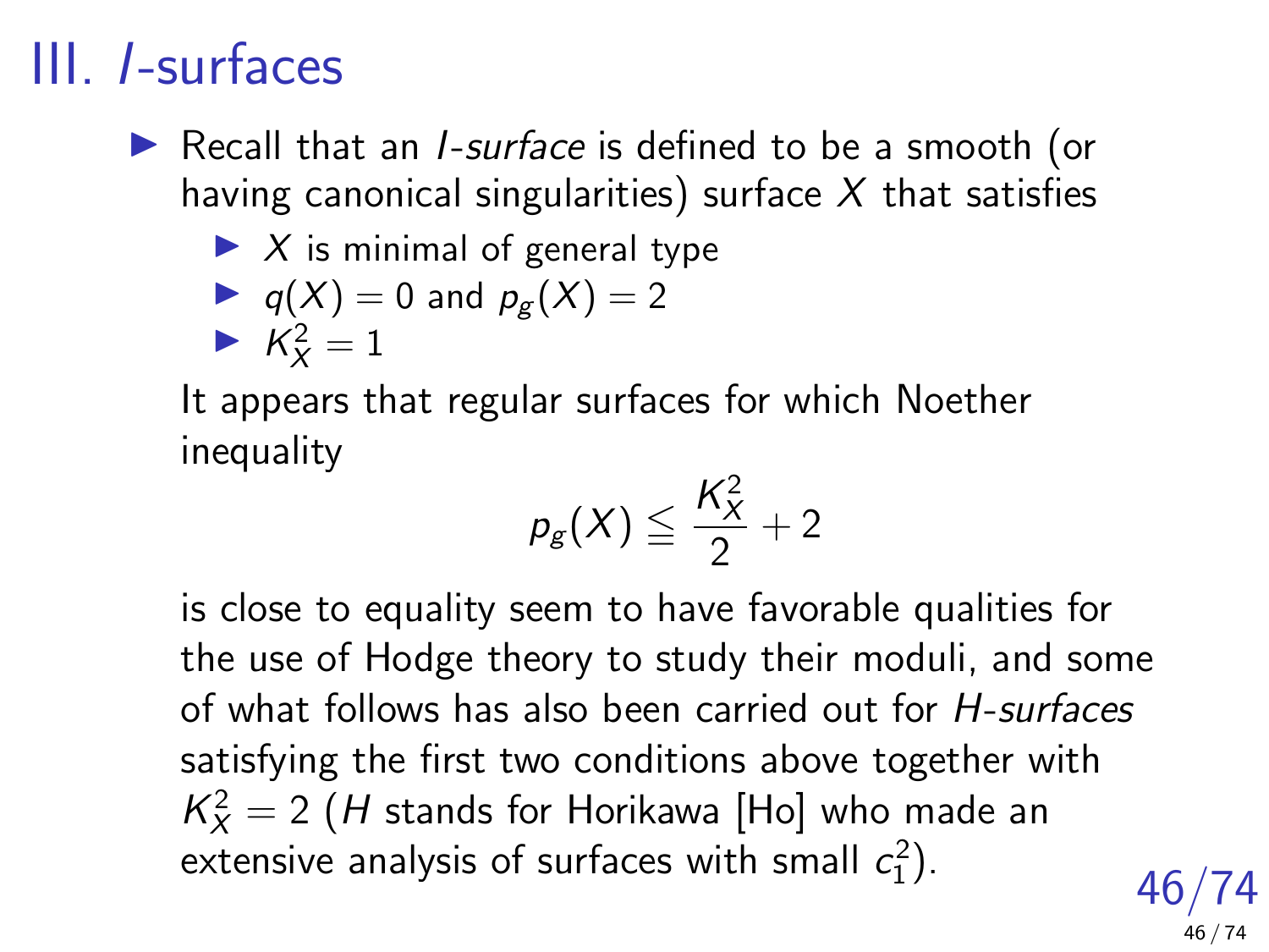# III. *I*-surfaces

- Recall that an *I-surface* is defined to be a smooth (or having canonical singularities) surface $X$ that satisfies
  - $X$ is minimal of general type
  - $q(X) = 0$ and $p_g(X) = 2$
  - $K_X^2 = 1$

  It appears that regular surfaces for which Noether inequality

  $$p_g(X) \leqq \frac{K_X^2}{2} + 2$$

  is close to equality seem to have favorable qualities for the use of Hodge theory to study their moduli, and some of what follows has also been carried out for *H-surfaces* satisfying the first two conditions above together with $K_X^2 = 2$ (*H* stands for Horikawa [Ho] who made an extensive analysis of surfaces with small $c_1^2$).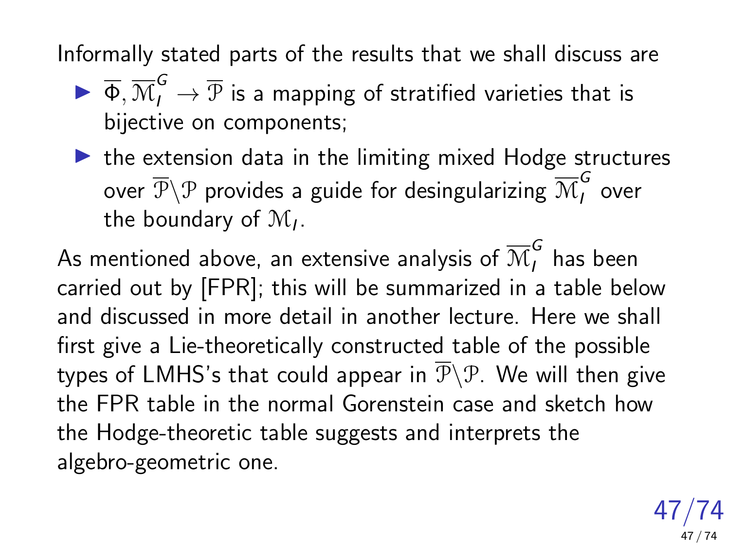Informally stated parts of the results that we shall discuss are

- $\overline{\Phi}, \overline{\mathcal{M}}_I^G \to \overline{\mathcal{P}}$ is a mapping of stratified varieties that is bijective on components;
- the extension data in the limiting mixed Hodge structures over $\overline{\mathcal{P}} \backslash \mathcal{P}$ provides a guide for desingularizing $\overline{\mathcal{M}}_I^G$ over the boundary of $\mathcal{M}_I$.

As mentioned above, an extensive analysis of $\overline{\mathcal{M}}_I^G$ has been carried out by [FPR]; this will be summarized in a table below and discussed in more detail in another lecture. Here we shall first give a Lie-theoretically constructed table of the possible types of LMHS's that could appear in $\overline{\mathcal{P}} \backslash \mathcal{P}$. We will then give the FPR table in the normal Gorenstein case and sketch how the Hodge-theoretic table suggests and interprets the algebro-geometric one.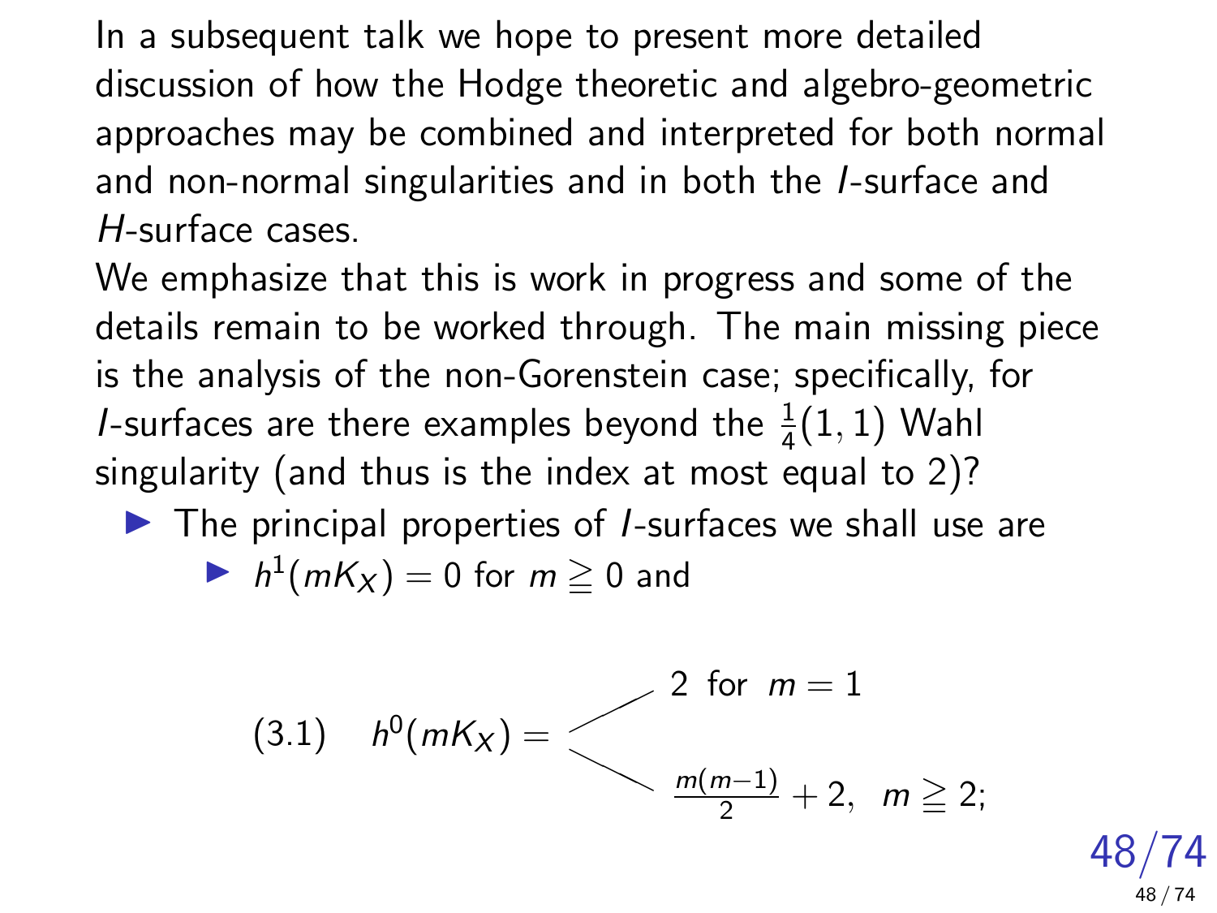In a subsequent talk we hope to present more detailed discussion of how the Hodge theoretic and algebro-geometric approaches may be combined and interpreted for both normal and non-normal singularities and in both the *I*-surface and *H*-surface cases.

We emphasize that this is work in progress and some of the details remain to be worked through. The main missing piece is the analysis of the non-Gorenstein case; specifically, for *I*-surfaces are there examples beyond the $\frac{1}{4}(1,1)$ Wahl singularity (and thus is the index at most equal to 2)?

- The principal properties of *I*-surfaces we shall use are
  - $h^1(mK_X) = 0$ for $m \geqq 0$ and

$$
(3.1) \quad h^0(mK_X) = \begin{cases} 2 & \text{for } m = 1 \\ \frac{m(m-1)}{2} + 2, & m \geqq 2; \end{cases}
$$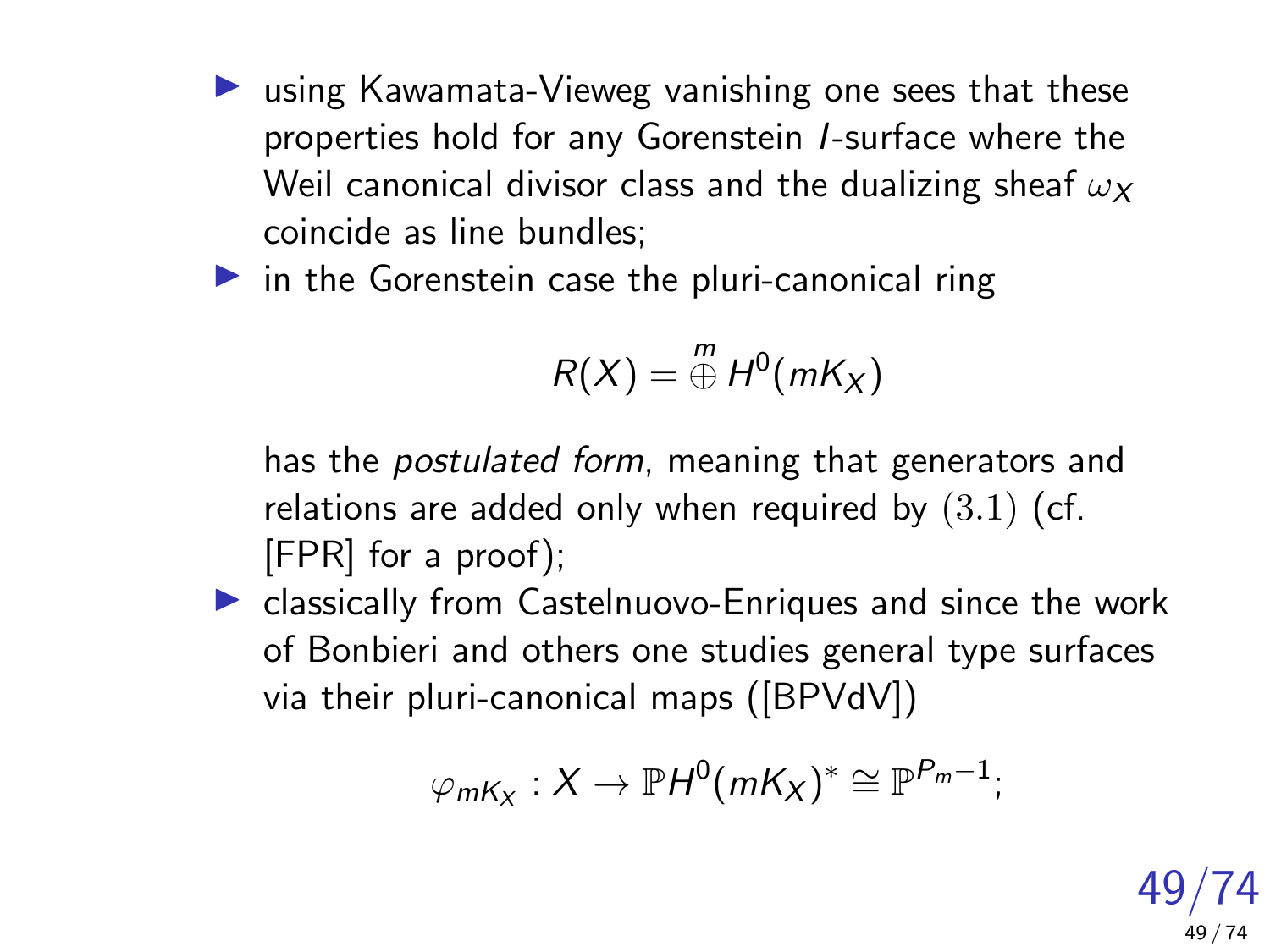- using Kawamata-Vieweg vanishing one sees that these properties hold for any Gorenstein $I$-surface where the Weil canonical divisor class and the dualizing sheaf $\omega_X$ coincide as line bundles;
- in the Gorenstein case the pluri-canonical ring

$$R(X) = \overset{m}{\oplus} H^0(mK_X)$$

  has the *postulated form*, meaning that generators and relations are added only when required by $(3.1)$ (cf. [FPR] for a proof);
- classically from Castelnuovo-Enriques and since the work of Bonbieri and others one studies general type surfaces via their pluri-canonical maps ([BPVdV])

$$\varphi_{mK_X} : X \to \mathbb{P}H^0(mK_X)^* \cong \mathbb{P}^{P_m - 1};$$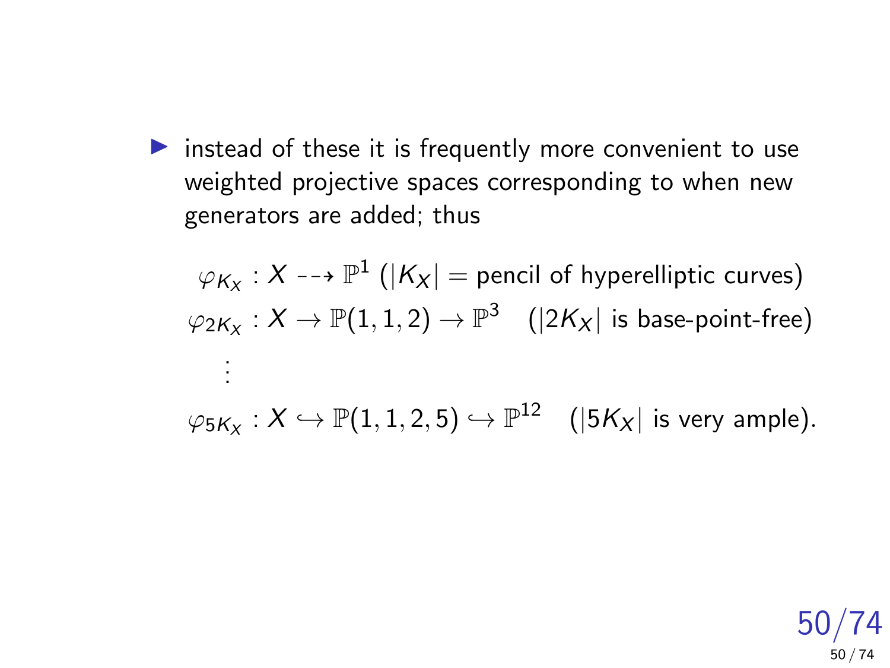- instead of these it is frequently more convenient to use weighted projective spaces corresponding to when new generators are added; thus

$$
\begin{aligned}
\varphi_{K_X} &: X \dashrightarrow \mathbb{P}^1 \text{ } (|K_X| = \text{pencil of hyperelliptic curves}) \\
\varphi_{2K_X} &: X \to \mathbb{P}(1,1,2) \to \mathbb{P}^3 \quad (|2K_X| \text{ is base-point-free}) \\
&\vdots \\
\varphi_{5K_X} &: X \hookrightarrow \mathbb{P}(1,1,2,5) \hookrightarrow \mathbb{P}^{12} \quad (|5K_X| \text{ is very ample}).
\end{aligned}
$$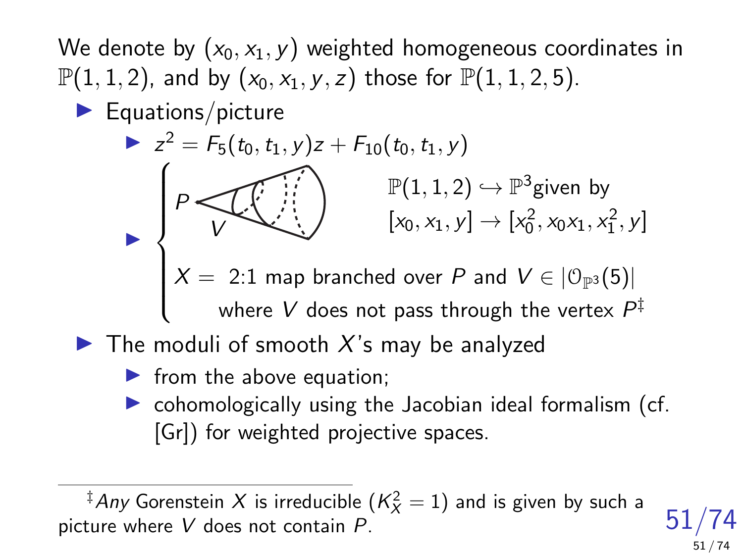We denote by $(x_0, x_1, y)$ weighted homogeneous coordinates in $\mathbb{P}(1,1,2)$, and by $(x_0, x_1, y, z)$ those for $\mathbb{P}(1,1,2,5)$.

- Equations/picture
  - $z^2 = F_5(t_0, t_1, y)z + F_{10}(t_0, t_1, y)$
  - $\begin{cases} P, V \text{ (picture)} \qquad \mathbb{P}(1,1,2) \hookrightarrow \mathbb{P}^3 \text{given by } [x_0, x_1, y] \to [x_0^2, x_0x_1, x_1^2, y] \\ X = \text{ 2:1 map branched over } P \text{ and } V \in |\mathcal{O}_{\mathbb{P}^3}(5)| \\ \qquad \text{where } V \text{ does not pass through the vertex } P^{\ddagger} \end{cases}$
- The moduli of smooth $X$'s may be analyzed
  - from the above equation;
  - cohomologically using the Jacobian ideal formalism (cf. [Gr]) for weighted projective spaces.

---

$^{\ddagger}$ *Any* Gorenstein $X$ is irreducible ($K_X^2 = 1$) and is given by such a picture where $V$ does not contain $P$.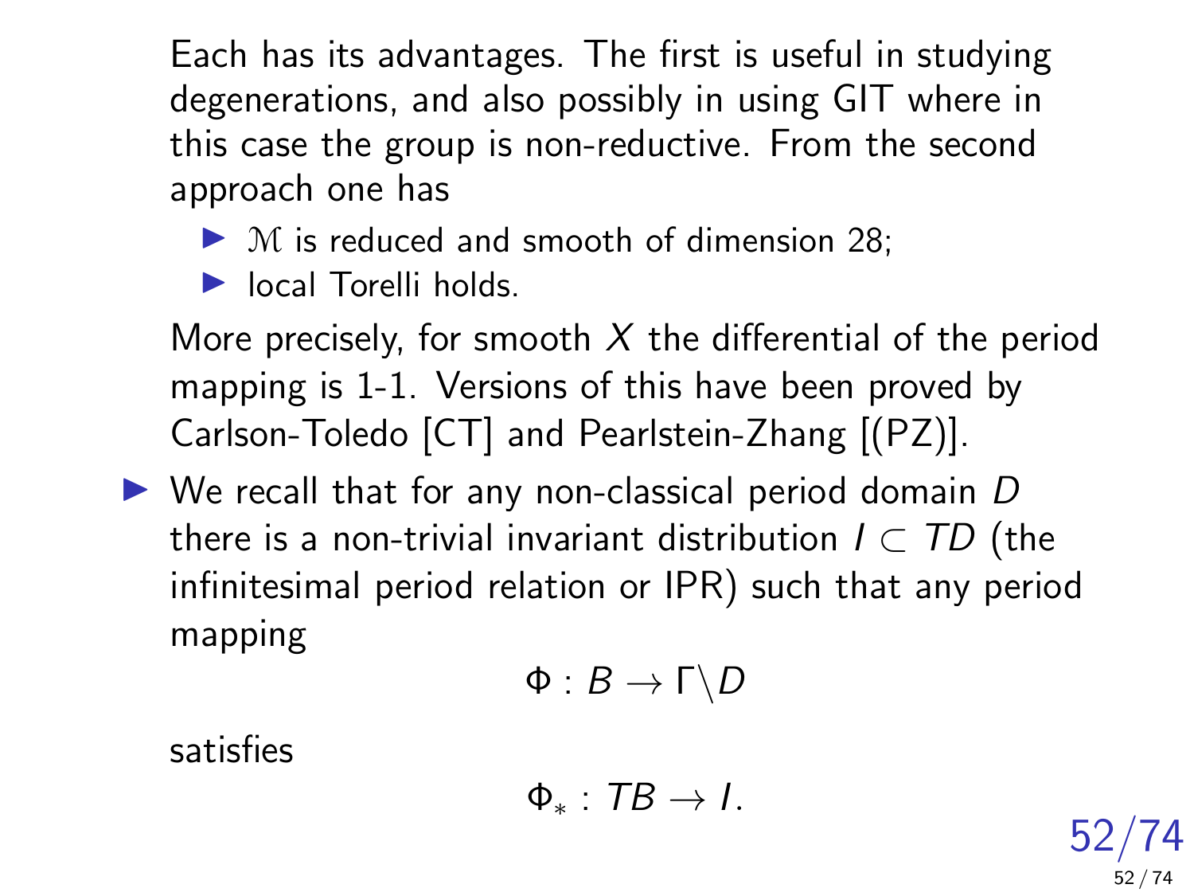Each has its advantages. The first is useful in studying degenerations, and also possibly in using GIT where in this case the group is non-reductive. From the second approach one has

- $\mathcal{M}$ is reduced and smooth of dimension 28;
- local Torelli holds.

More precisely, for smooth $X$ the differential of the period mapping is 1-1. Versions of this have been proved by Carlson-Toledo [CT] and Pearlstein-Zhang [(PZ)].

- We recall that for any non-classical period domain $D$ there is a non-trivial invariant distribution $I \subset TD$ (the infinitesimal period relation or IPR) such that any period mapping

$$\Phi : B \to \Gamma\backslash D$$

satisfies

$$\Phi_* : TB \to I.$$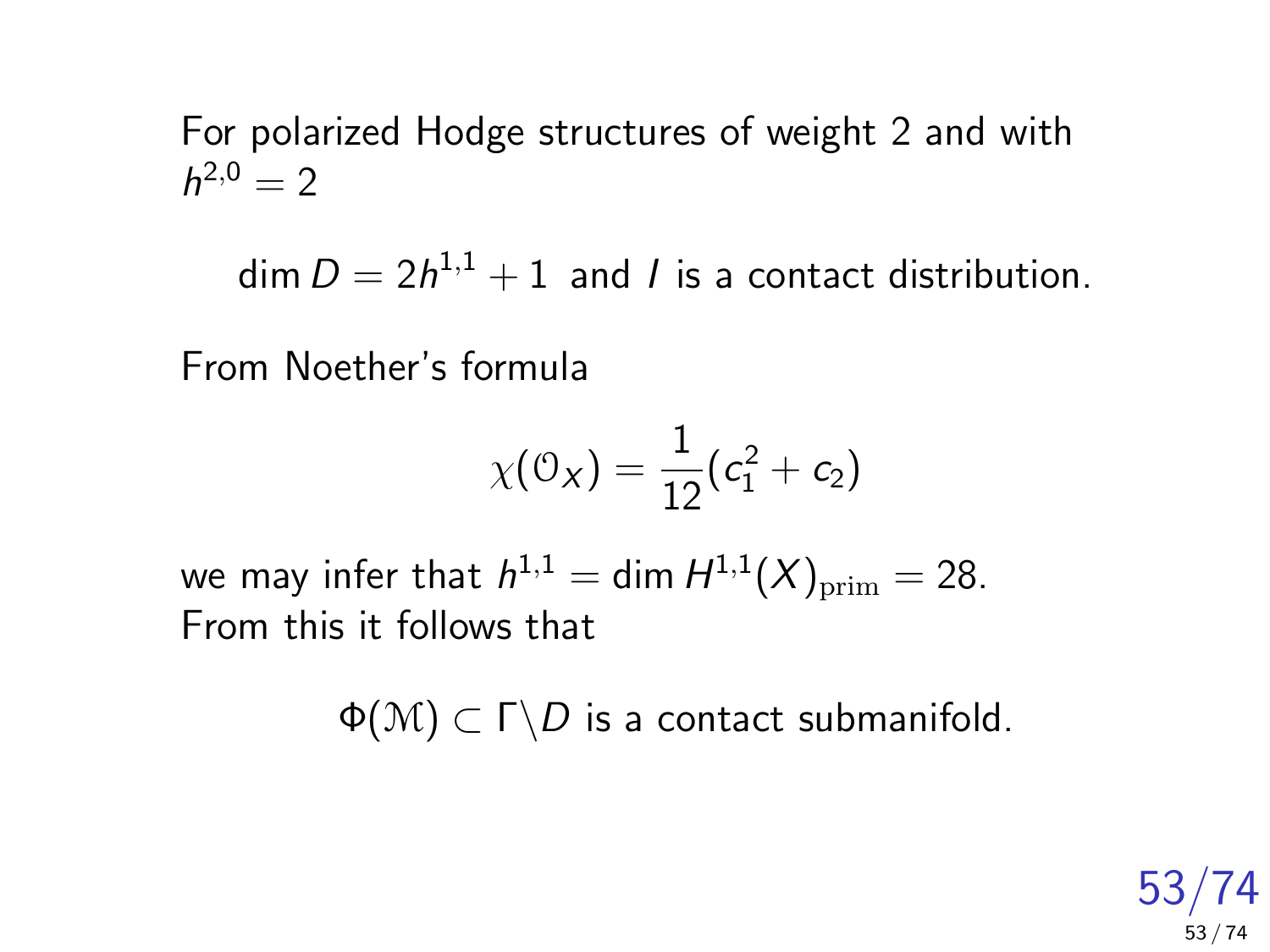For polarized Hodge structures of weight 2 and with $h^{2,0} = 2$

$$\dim D = 2h^{1,1} + 1 \text{ and } I \text{ is a contact distribution.}$$

From Noether's formula

$$\chi(\mathcal{O}_X) = \frac{1}{12}(c_1^2 + c_2)$$

we may infer that $h^{1,1} = \dim H^{1,1}(X)_{\mathrm{prim}} = 28$. From this it follows that

$$\Phi(\mathcal{M}) \subset \Gamma\backslash D \text{ is a contact submanifold.}$$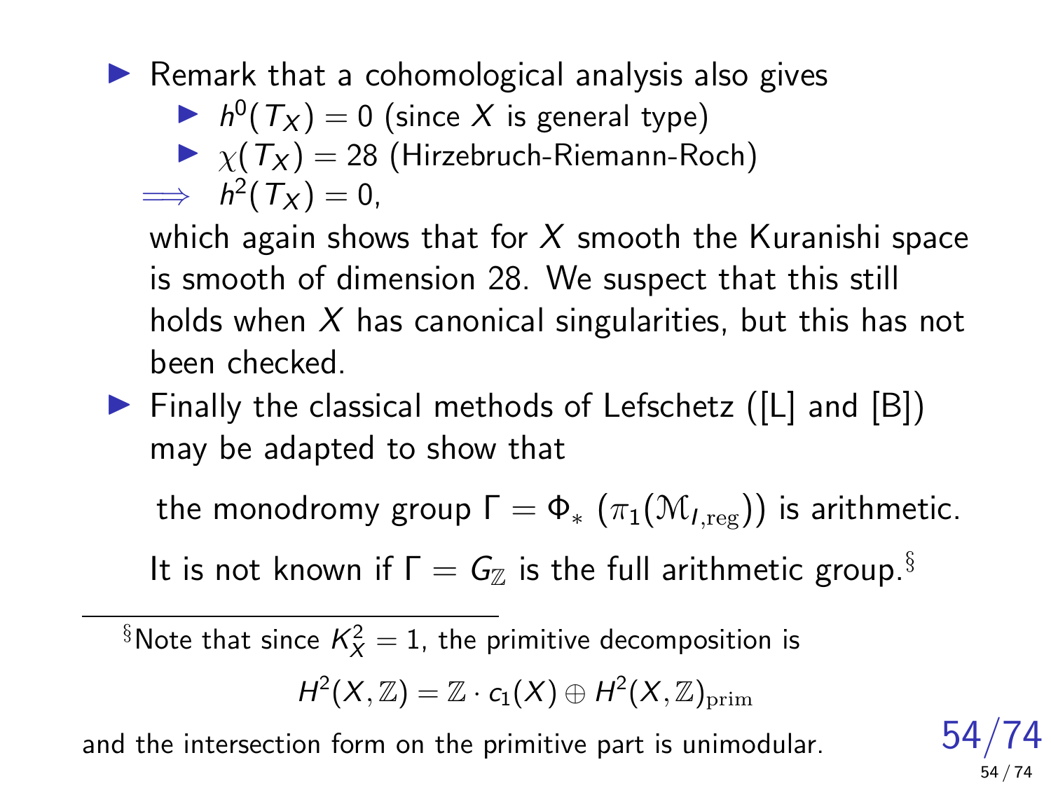- Remark that a cohomological analysis also gives
  - $h^0(T_X) = 0$ (since $X$ is general type)
  - $\chi(T_X) = 28$ (Hirzebruch-Riemann-Roch)

  $\Longrightarrow$ $h^2(T_X) = 0$,

  which again shows that for $X$ smooth the Kuranishi space is smooth of dimension 28. We suspect that this still holds when $X$ has canonical singularities, but this has not been checked.

- Finally the classical methods of Lefschetz ([L] and [B]) may be adapted to show that

  the monodromy group $\Gamma = \Phi_* \left(\pi_1(\mathcal{M}_{I,\mathrm{reg}})\right)$ is arithmetic.

  It is not known if $\Gamma = G_{\mathbb{Z}}$ is the full arithmetic group.[§]

---

[§] Note that since $K_X^2 = 1$, the primitive decomposition is

$$H^2(X, \mathbb{Z}) = \mathbb{Z} \cdot c_1(X) \oplus H^2(X, \mathbb{Z})_{\mathrm{prim}}$$

and the intersection form on the primitive part is unimodular.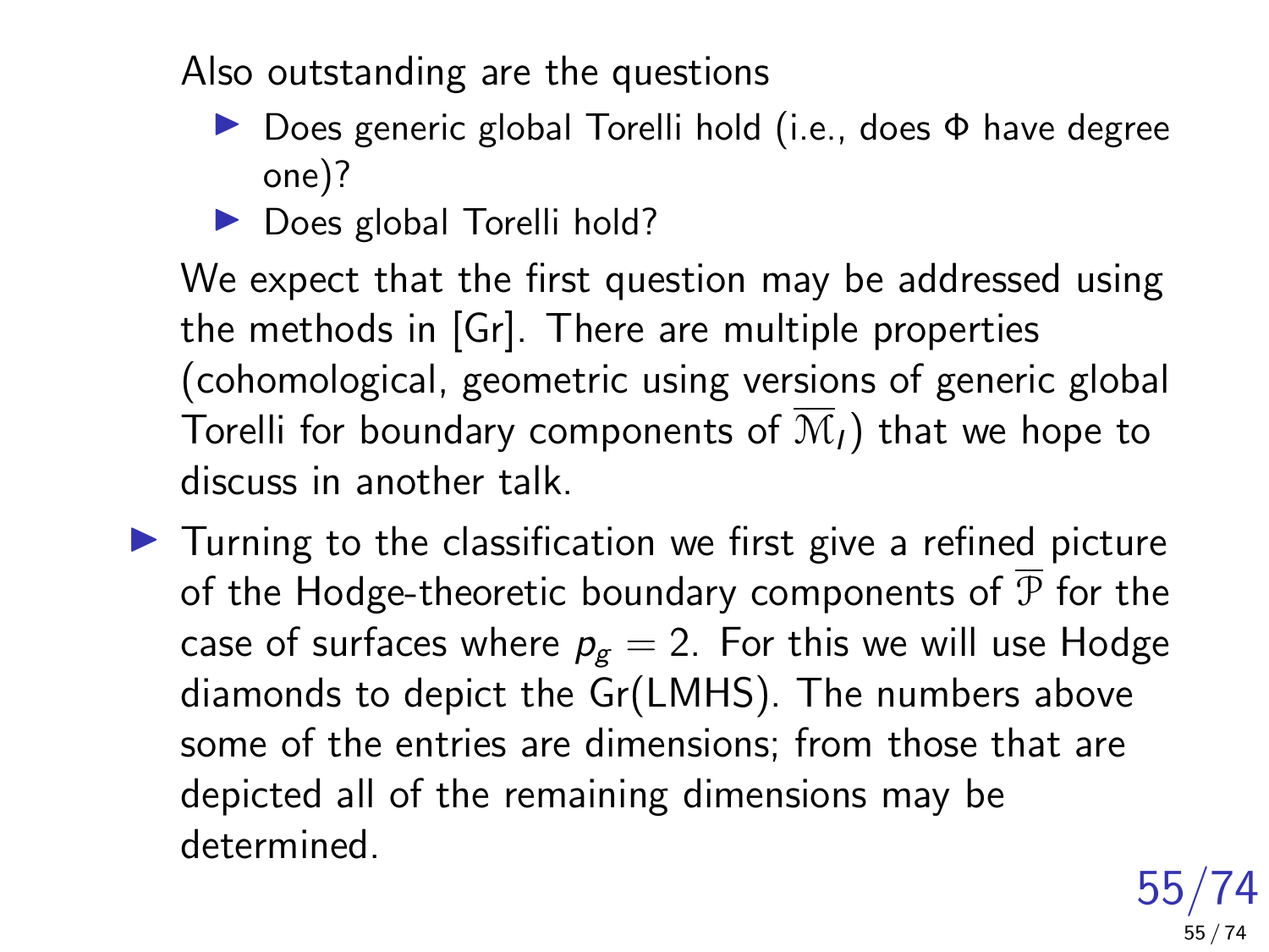Also outstanding are the questions

- Does generic global Torelli hold (i.e., does $\Phi$ have degree one)?
- Does global Torelli hold?

We expect that the first question may be addressed using the methods in [Gr]. There are multiple properties (cohomological, geometric using versions of generic global Torelli for boundary components of $\overline{\mathcal{M}}_I$) that we hope to discuss in another talk.

- Turning to the classification we first give a refined picture of the Hodge-theoretic boundary components of $\overline{\mathcal{P}}$ for the case of surfaces where $p_g = 2$. For this we will use Hodge diamonds to depict the Gr(LMHS). The numbers above some of the entries are dimensions; from those that are depicted all of the remaining dimensions may be determined.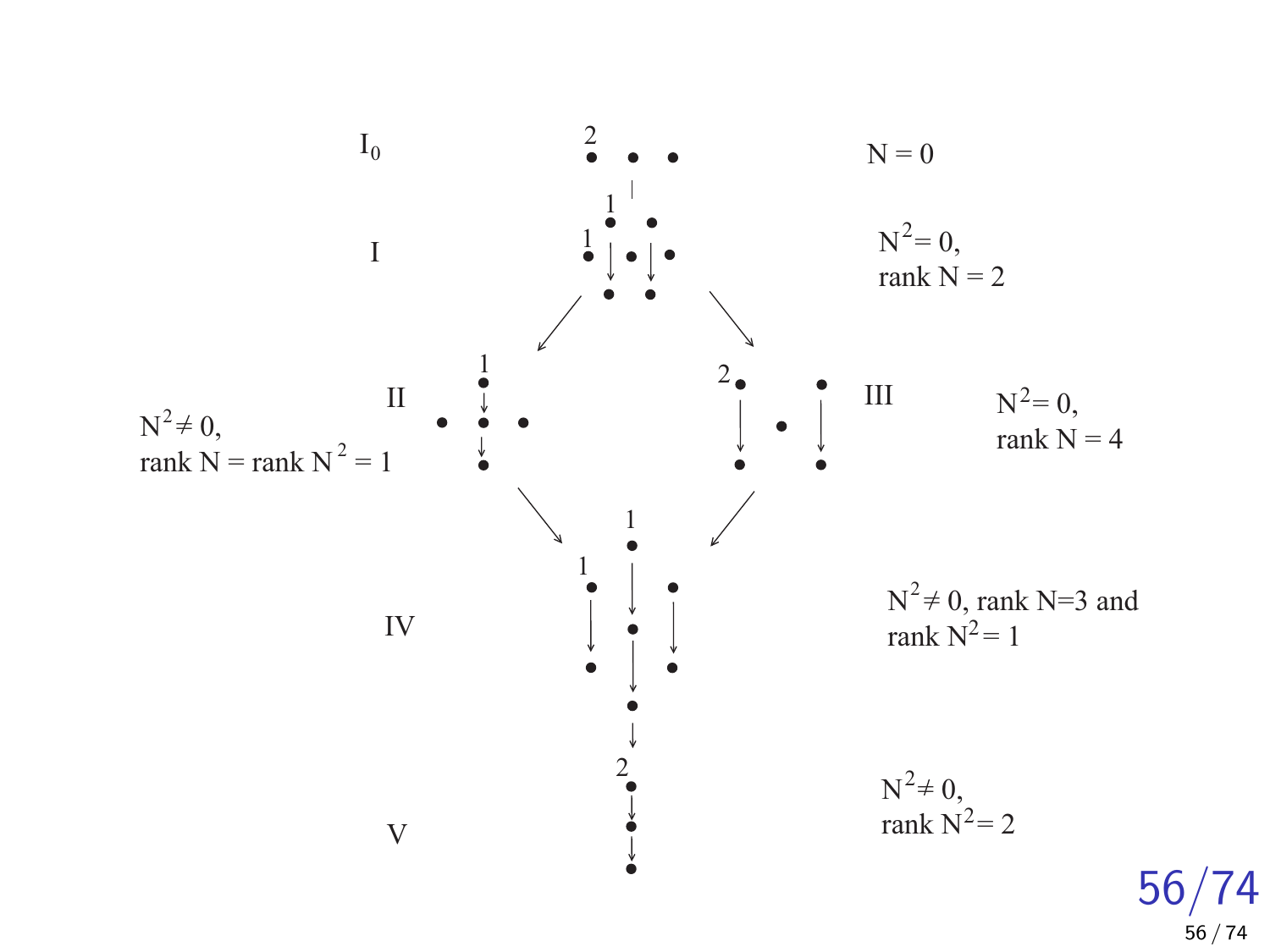$I_0$ — $N = 0$

I — $N^2 = 0$, rank $N = 2$

II — $N^2 \neq 0$, rank $N$ = rank $N^2 = 1$

III — $N^2 = 0$, rank $N = 4$

IV — $N^2 \neq 0$, rank $N$=3 and rank $N^2 = 1$

V — $N^2 \neq 0$, rank $N^2 = 2$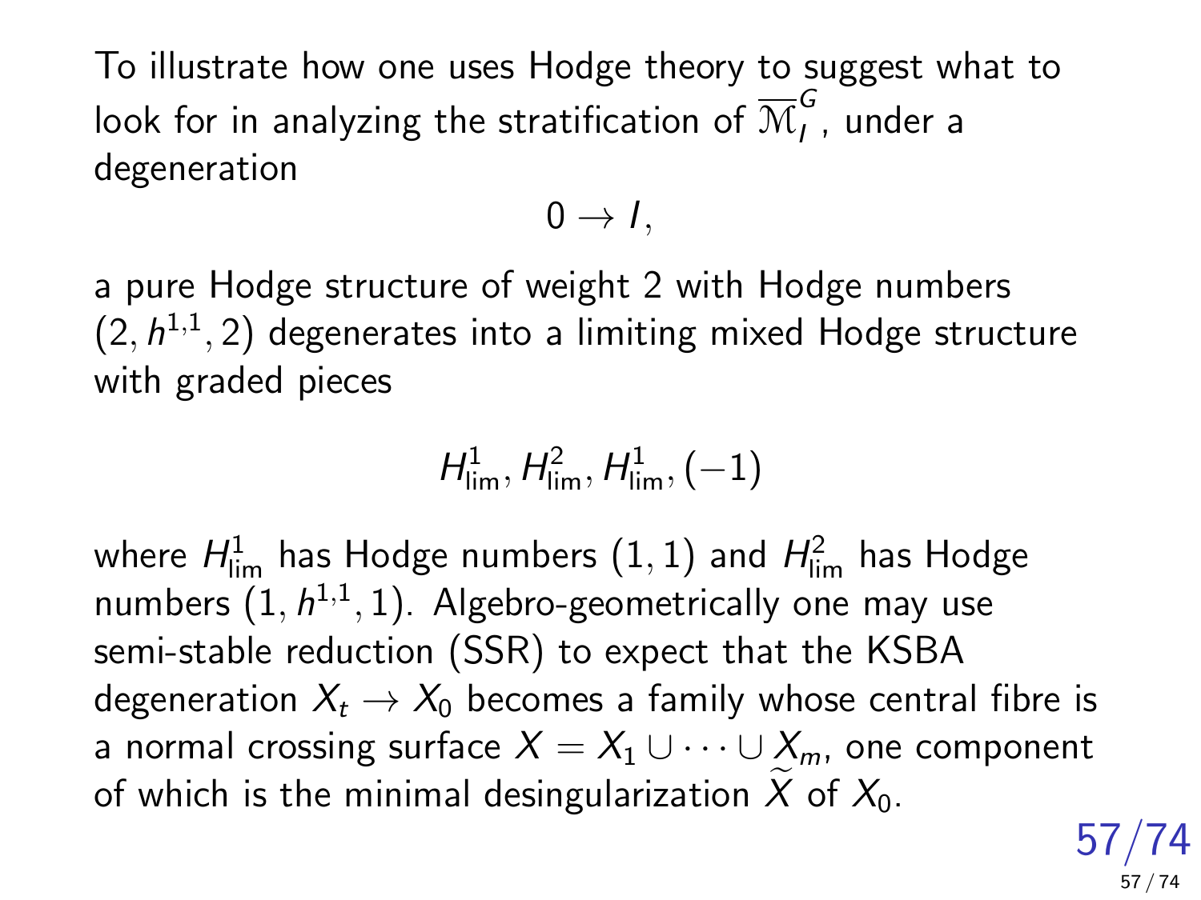To illustrate how one uses Hodge theory to suggest what to look for in analyzing the stratification of $\overline{\mathcal{M}}_I^G$, under a degeneration

$$0 \to I,$$

a pure Hodge structure of weight 2 with Hodge numbers $(2, h^{1,1}, 2)$ degenerates into a limiting mixed Hodge structure with graded pieces

$$H^1_{\text{lim}}, H^2_{\text{lim}}, H^1_{\text{lim}}, (-1)$$

where $H^1_{\text{lim}}$ has Hodge numbers $(1, 1)$ and $H^2_{\text{lim}}$ has Hodge numbers $(1, h^{1,1}, 1)$. Algebro-geometrically one may use semi-stable reduction (SSR) to expect that the KSBA degeneration $X_t \to X_0$ becomes a family whose central fibre is a normal crossing surface $X = X_1 \cup \cdots \cup X_m$, one component of which is the minimal desingularization $\widetilde{X}$ of $X_0$.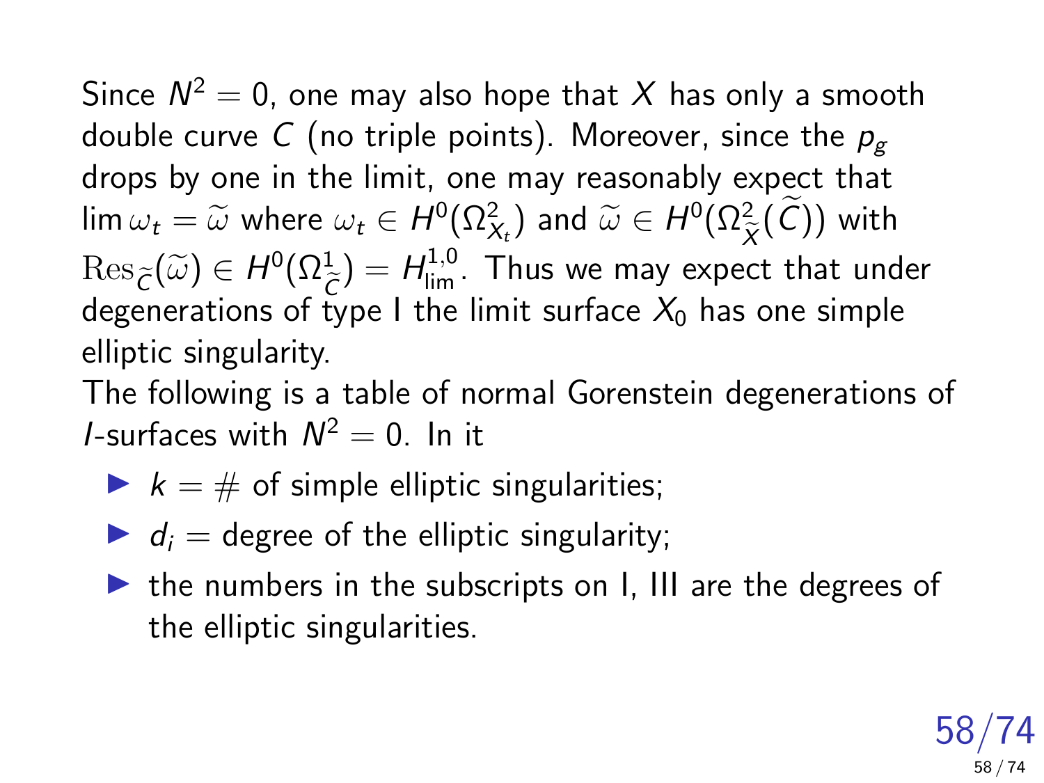Since $N^2 = 0$, one may also hope that $X$ has only a smooth double curve $C$ (no triple points). Moreover, since the $p_g$ drops by one in the limit, one may reasonably expect that $\lim \omega_t = \widetilde{\omega}$ where $\omega_t \in H^0(\Omega^2_{X_t})$ and $\widetilde{\omega} \in H^0(\Omega^2_{\widetilde{X}}(\widetilde{C}))$ with $\mathrm{Res}_{\widetilde{C}}(\widetilde{\omega}) \in H^0(\Omega^1_{\widetilde{C}}) = H^{1,0}_{\lim}$. Thus we may expect that under degenerations of type I the limit surface $X_0$ has one simple elliptic singularity.

The following is a table of normal Gorenstein degenerations of $I$-surfaces with $N^2 = 0$. In it

- $k = \#$ of simple elliptic singularities;
- $d_i =$ degree of the elliptic singularity;
- the numbers in the subscripts on I, III are the degrees of the elliptic singularities.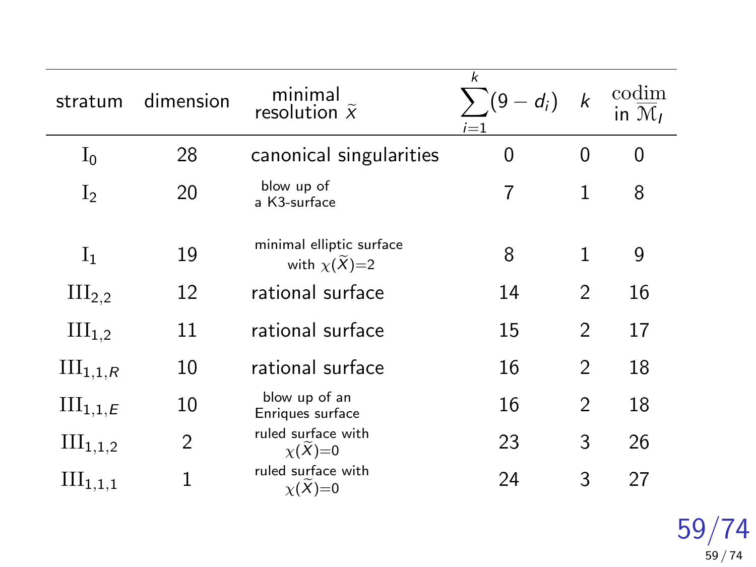| stratum | dimension | minimal resolution $\widetilde{X}$ | $\sum_{i=1}^{k}(9-d_i)$ | $k$ | codim in $\overline{\mathcal{M}}_I$ |
|---|---|---|---|---|---|
| $\mathrm{I}_0$ | 28 | canonical singularities | 0 | 0 | 0 |
| $\mathrm{I}_2$ | 20 | blow up of a K3-surface | 7 | 1 | 8 |
| $\mathrm{I}_1$ | 19 | minimal elliptic surface with $\chi(\widetilde{X})=2$ | 8 | 1 | 9 |
| $\mathrm{III}_{2,2}$ | 12 | rational surface | 14 | 2 | 16 |
| $\mathrm{III}_{1,2}$ | 11 | rational surface | 15 | 2 | 17 |
| $\mathrm{III}_{1,1,R}$ | 10 | rational surface | 16 | 2 | 18 |
| $\mathrm{III}_{1,1,E}$ | 10 | blow up of an Enriques surface | 16 | 2 | 18 |
| $\mathrm{III}_{1,1,2}$ | 2 | ruled surface with $\chi(\widetilde{X})=0$ | 23 | 3 | 26 |
| $\mathrm{III}_{1,1,1}$ | 1 | ruled surface with $\chi(\widetilde{X})=0$ | 24 | 3 | 27 |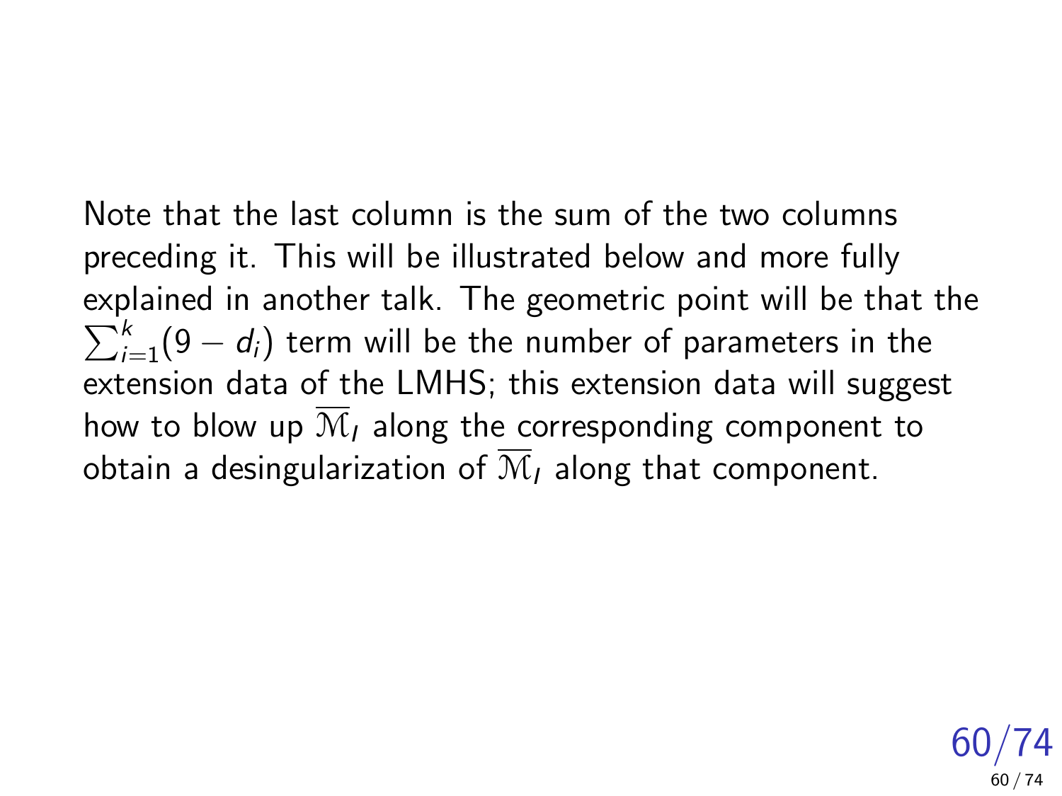Note that the last column is the sum of the two columns preceding it. This will be illustrated below and more fully explained in another talk. The geometric point will be that the $\sum_{i=1}^{k}(9 - d_i)$ term will be the number of parameters in the extension data of the LMHS; this extension data will suggest how to blow up $\overline{\mathcal{M}}_I$ along the corresponding component to obtain a desingularization of $\overline{\mathcal{M}}_I$ along that component.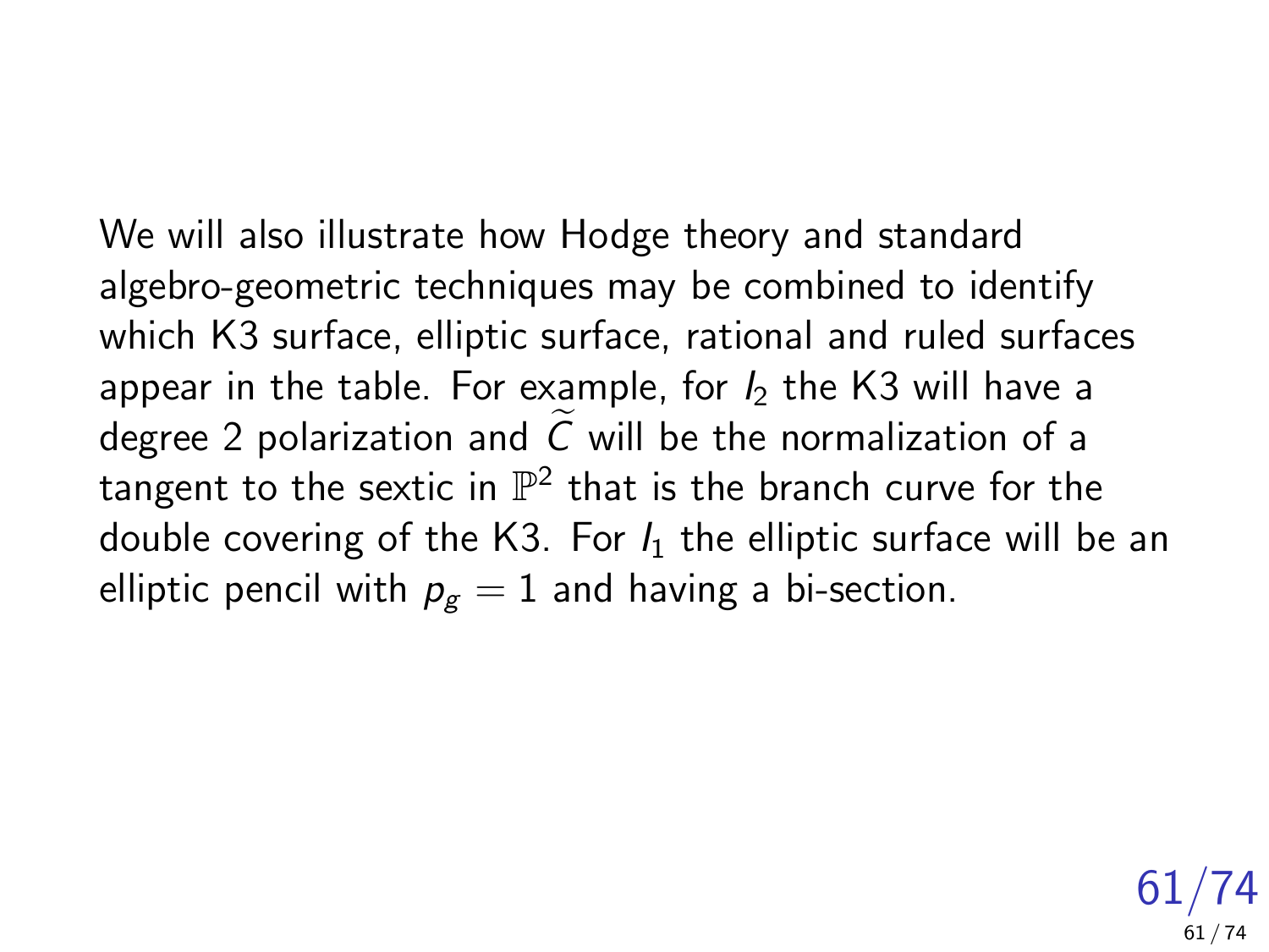We will also illustrate how Hodge theory and standard algebro-geometric techniques may be combined to identify which K3 surface, elliptic surface, rational and ruled surfaces appear in the table. For example, for $I_2$ the K3 will have a degree 2 polarization and $\widetilde{C}$ will be the normalization of a tangent to the sextic in $\mathbb{P}^2$ that is the branch curve for the double covering of the K3. For $I_1$ the elliptic surface will be an elliptic pencil with $p_g = 1$ and having a bi-section.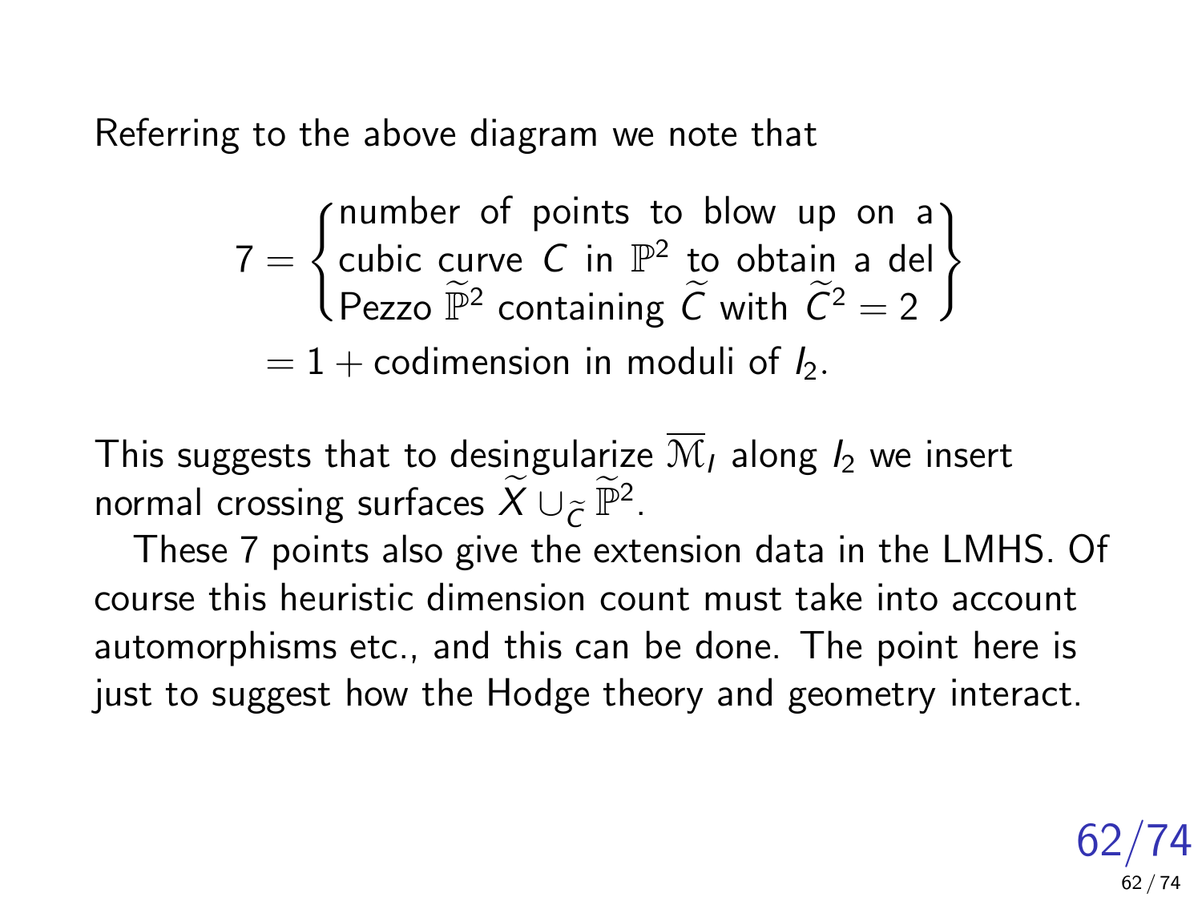Referring to the above diagram we note that

$$
\begin{aligned}
7 &= \left\{\begin{matrix}\text{number of points to blow up on a} \\ \text{cubic curve } C \text{ in } \mathbb{P}^2 \text{ to obtain a del} \\ \text{Pezzo } \widetilde{\mathbb{P}}^2 \text{ containing } \widetilde{C} \text{ with } \widetilde{C}^2 = 2\end{matrix}\right\} \\
&= 1 + \text{codimension in moduli of } I_2.
\end{aligned}
$$

This suggests that to desingularize $\overline{\mathcal{M}}_I$ along $I_2$ we insert normal crossing surfaces $\widetilde{X} \cup_{\widetilde{C}} \widetilde{\mathbb{P}}^2$.

These 7 points also give the extension data in the LMHS. Of course this heuristic dimension count must take into account automorphisms etc., and this can be done. The point here is just to suggest how the Hodge theory and geometry interact.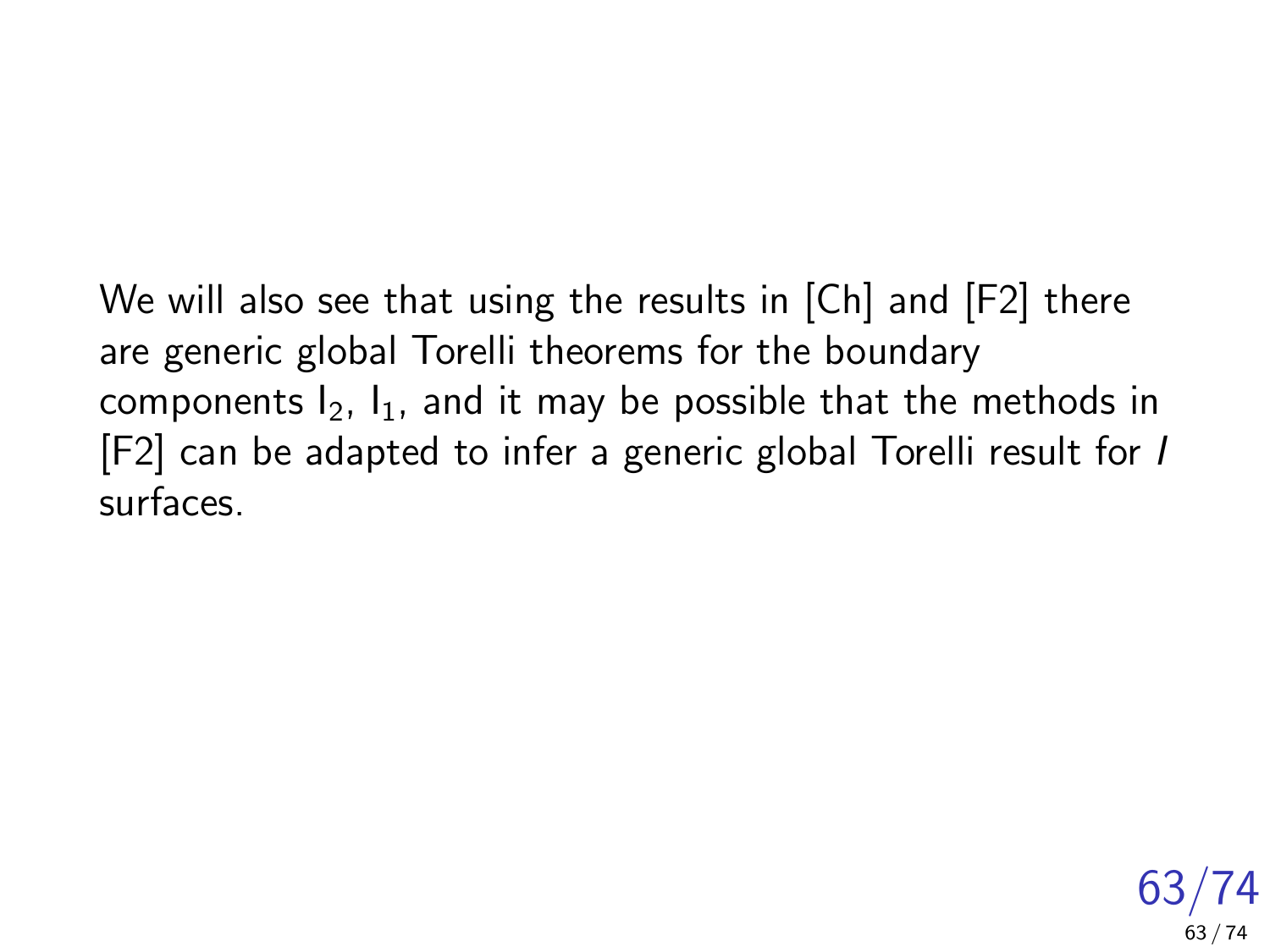We will also see that using the results in [Ch] and [F2] there are generic global Torelli theorems for the boundary components $\mathrm{I}_2$, $\mathrm{I}_1$, and it may be possible that the methods in [F2] can be adapted to infer a generic global Torelli result for $I$ surfaces.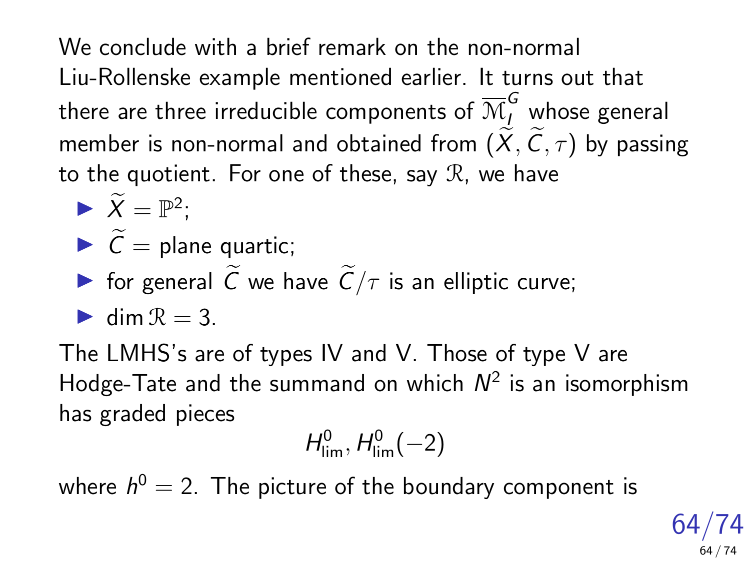We conclude with a brief remark on the non-normal Liu-Rollenske example mentioned earlier. It turns out that there are three irreducible components of $\overline{\mathcal{M}}_I^G$ whose general member is non-normal and obtained from $(\widetilde{X}, \widetilde{C}, \tau)$ by passing to the quotient. For one of these, say $\mathcal{R}$, we have

- $\widetilde{X} = \mathbb{P}^2$;
- $\widetilde{C} =$ plane quartic;
- for general $\widetilde{C}$ we have $\widetilde{C}/\tau$ is an elliptic curve;
- $\dim \mathcal{R} = 3$.

The LMHS's are of types IV and V. Those of type V are Hodge-Tate and the summand on which $N^2$ is an isomorphism has graded pieces

$$H^0_{\lim}, H^0_{\lim}(-2)$$

where $h^0 = 2$. The picture of the boundary component is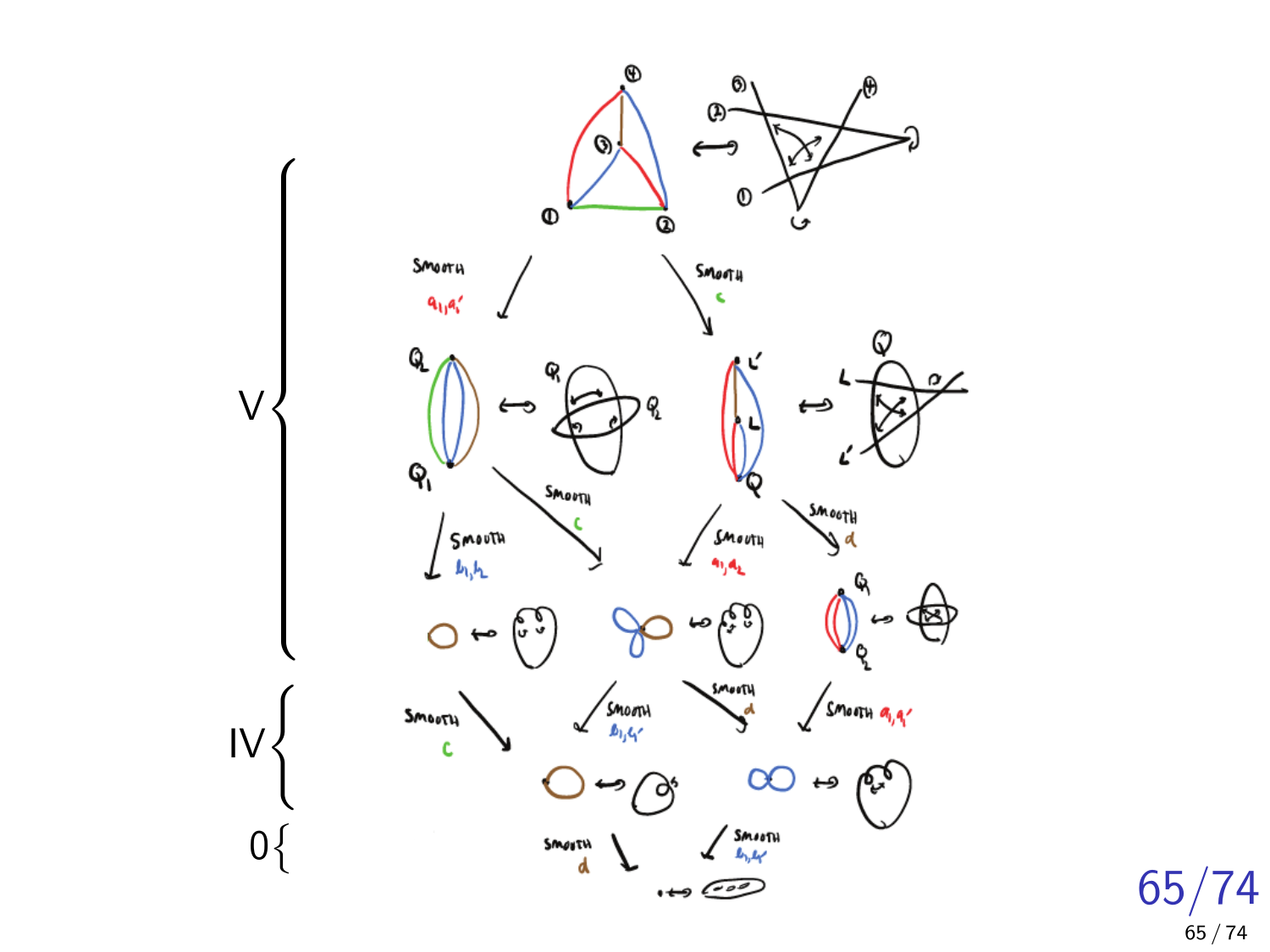V

IV

0

Smooth $a_1, a_1'$

Smooth c

Smooth c

Smooth $b_1, b_2$

Smooth $a_1, a_2$

Smooth d

Smooth c

Smooth $b_1, b_1'$

Smooth d

Smooth $a_1, a_1'$

Smooth d

Smooth $b_1, b_1'$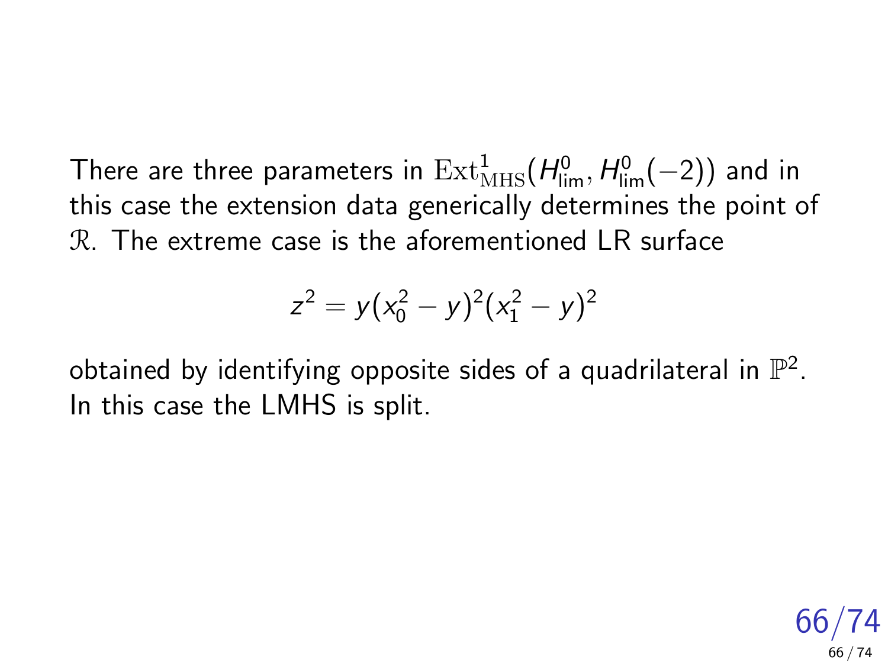There are three parameters in $\mathrm{Ext}^1_{\mathrm{MHS}}(H^0_{\mathrm{lim}}, H^0_{\mathrm{lim}}(-2))$ and in this case the extension data generically determines the point of $\mathcal{R}$. The extreme case is the aforementioned LR surface

$$z^2 = y(x_0^2 - y)^2(x_1^2 - y)^2$$

obtained by identifying opposite sides of a quadrilateral in $\mathbb{P}^2$. In this case the LMHS is split.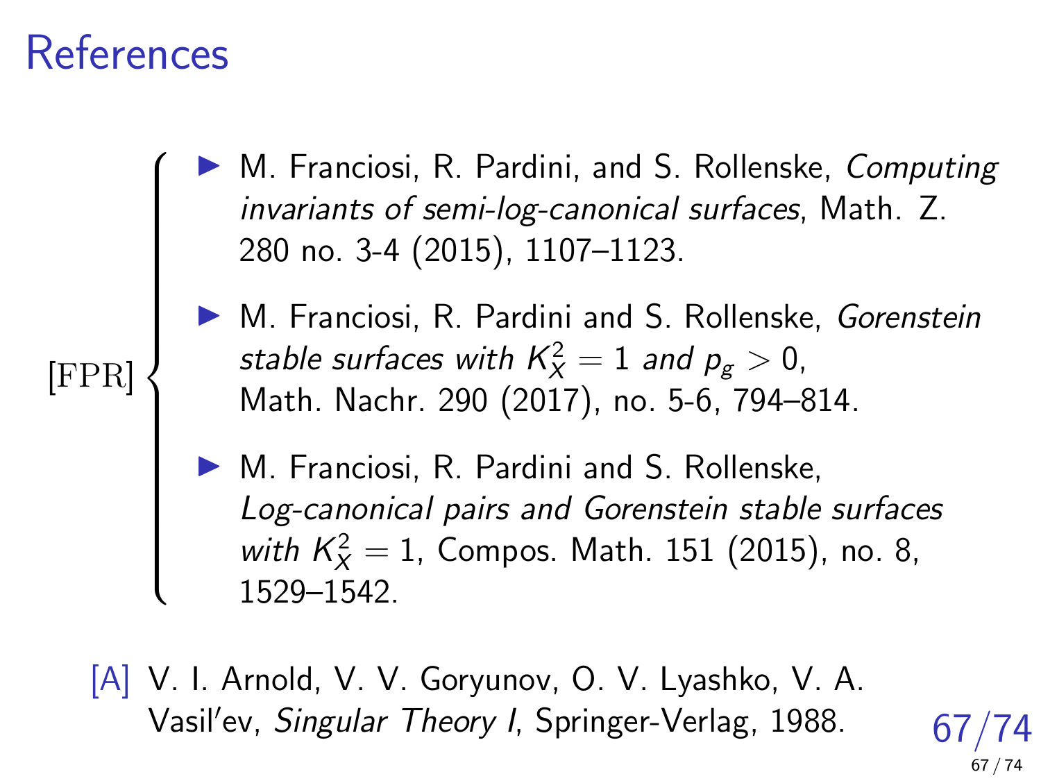# References

[FPR]

- M. Franciosi, R. Pardini, and S. Rollenske, *Computing invariants of semi-log-canonical surfaces*, Math. Z. 280 no. 3-4 (2015), 1107–1123.
- M. Franciosi, R. Pardini and S. Rollenske, *Gorenstein stable surfaces with $K_X^2 = 1$ and $p_g > 0$*, Math. Nachr. 290 (2017), no. 5-6, 794–814.
- M. Franciosi, R. Pardini and S. Rollenske, *Log-canonical pairs and Gorenstein stable surfaces with $K_X^2 = 1$*, Compos. Math. 151 (2015), no. 8, 1529–1542.

[A] V. I. Arnold, V. V. Goryunov, O. V. Lyashko, V. A. Vasil′ev, *Singular Theory I*, Springer-Verlag, 1988.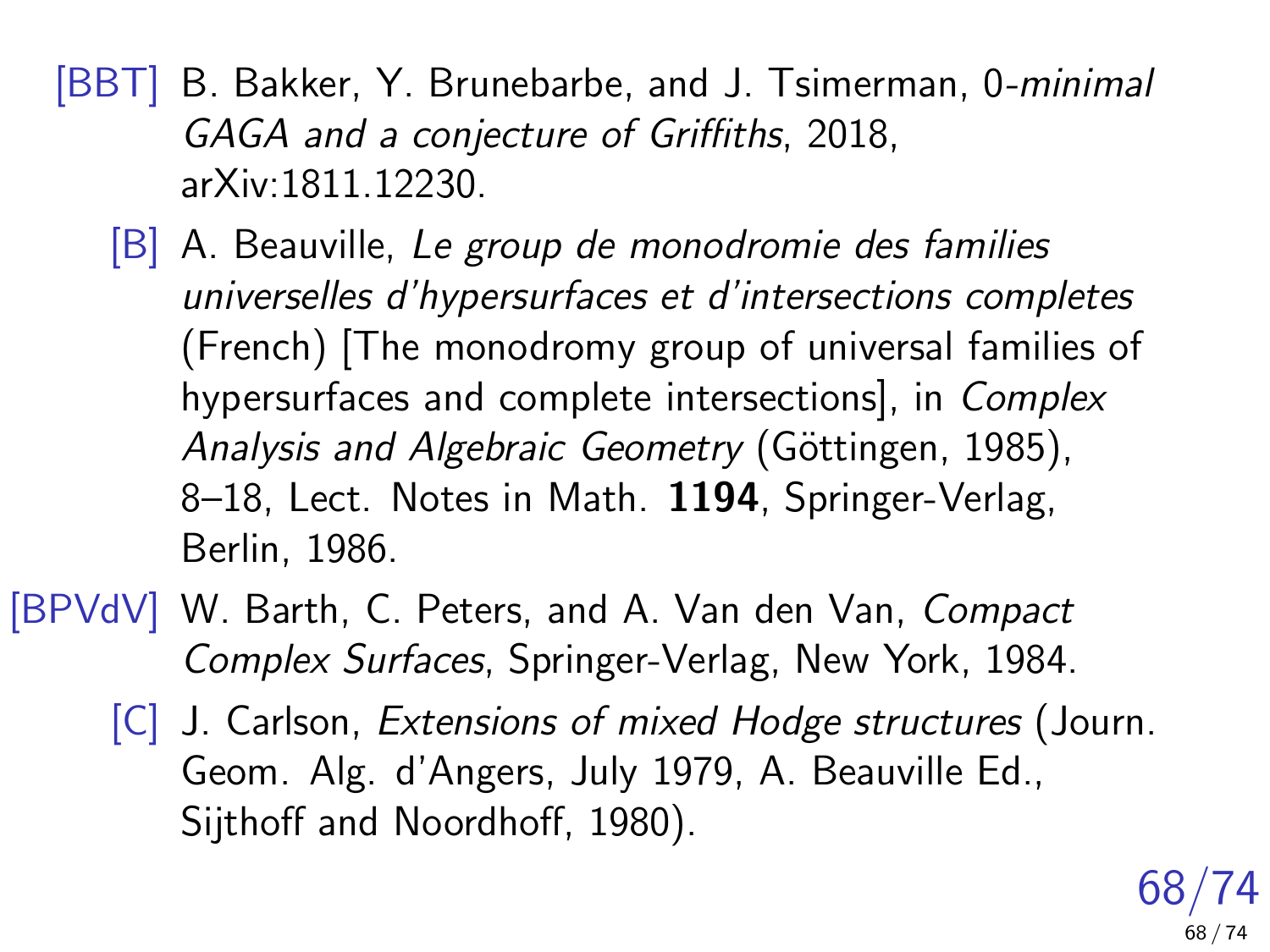[BBT] B. Bakker, Y. Brunebarbe, and J. Tsimerman, 0-*minimal GAGA and a conjecture of Griffiths*, 2018, arXiv:1811.12230.

[B] A. Beauville, *Le group de monodromie des families universelles d'hypersurfaces et d'intersections completes* (French) [The monodromy group of universal families of hypersurfaces and complete intersections], in *Complex Analysis and Algebraic Geometry* (Göttingen, 1985), 8–18, Lect. Notes in Math. **1194**, Springer-Verlag, Berlin, 1986.

[BPVdV] W. Barth, C. Peters, and A. Van den Van, *Compact Complex Surfaces*, Springer-Verlag, New York, 1984.

[C] J. Carlson, *Extensions of mixed Hodge structures* (Journ. Geom. Alg. d'Angers, July 1979, A. Beauville Ed., Sijthoff and Noordhoff, 1980).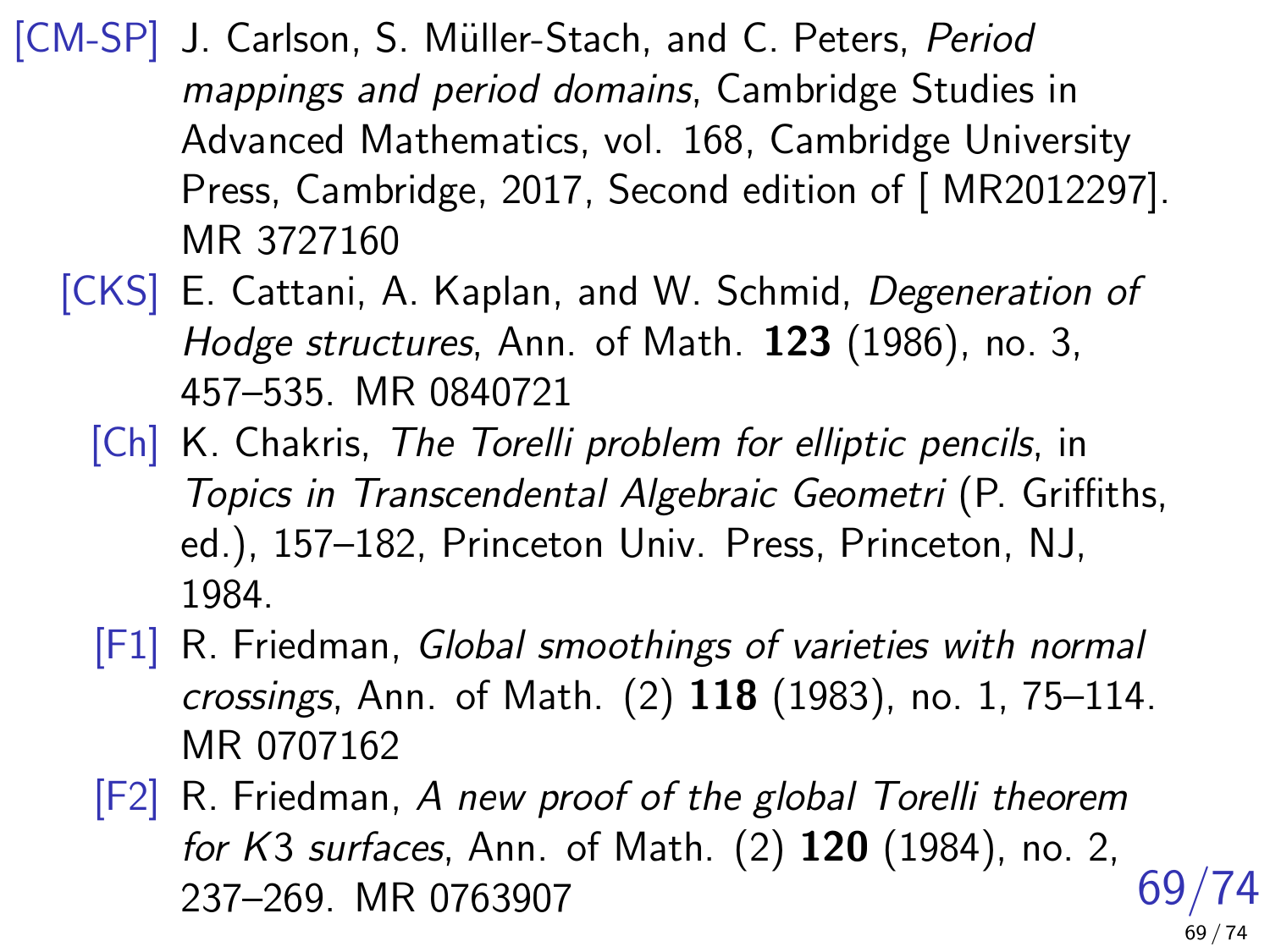[CM-SP] J. Carlson, S. Müller-Stach, and C. Peters, *Period mappings and period domains*, Cambridge Studies in Advanced Mathematics, vol. 168, Cambridge University Press, Cambridge, 2017, Second edition of [ MR2012297]. MR 3727160

[CKS] E. Cattani, A. Kaplan, and W. Schmid, *Degeneration of Hodge structures*, Ann. of Math. **123** (1986), no. 3, 457–535. MR 0840721

[Ch] K. Chakris, *The Torelli problem for elliptic pencils*, in *Topics in Transcendental Algebraic Geometri* (P. Griffiths, ed.), 157–182, Princeton Univ. Press, Princeton, NJ, 1984.

[F1] R. Friedman, *Global smoothings of varieties with normal crossings*, Ann. of Math. (2) **118** (1983), no. 1, 75–114. MR 0707162

[F2] R. Friedman, *A new proof of the global Torelli theorem for K3 surfaces*, Ann. of Math. (2) **120** (1984), no. 2, 237–269. MR 0763907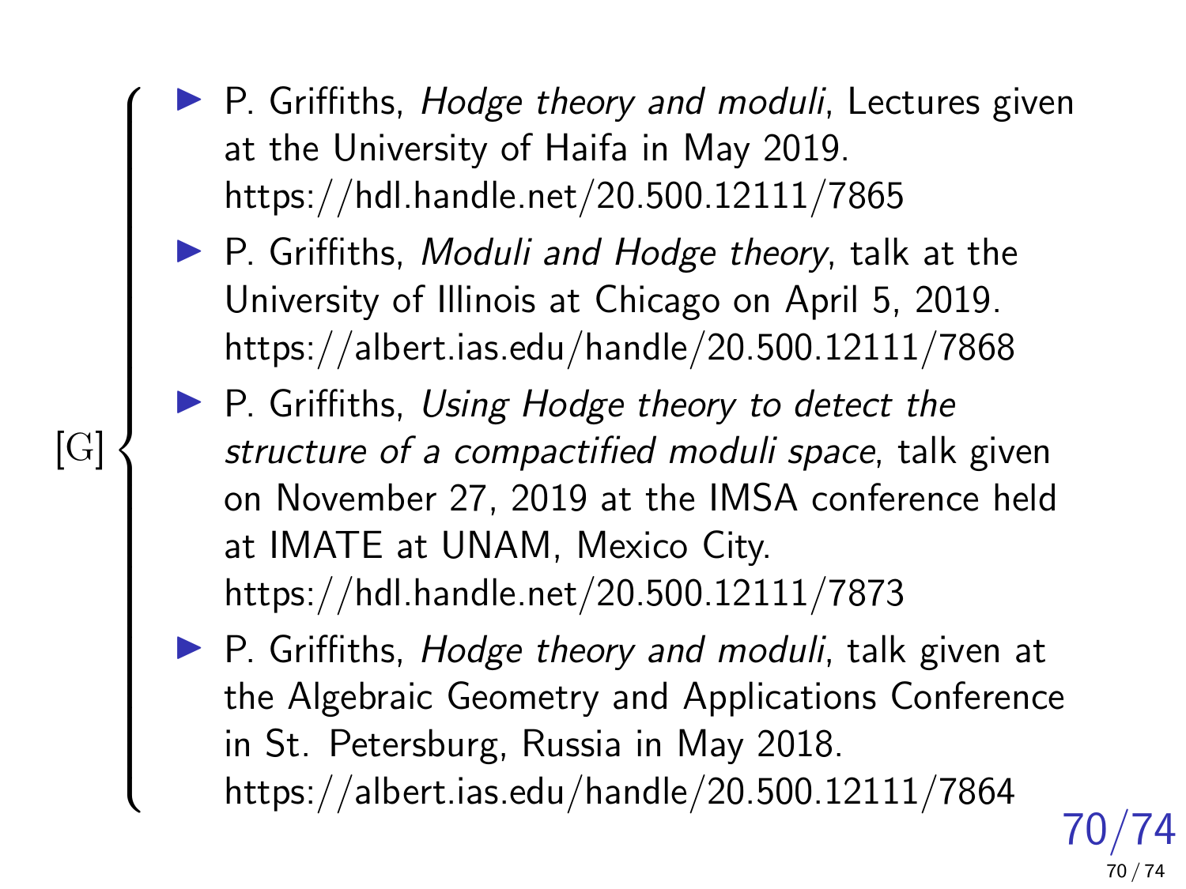[G]

- P. Griffiths, *Hodge theory and moduli*, Lectures given at the University of Haifa in May 2019. https://hdl.handle.net/20.500.12111/7865
- P. Griffiths, *Moduli and Hodge theory*, talk at the University of Illinois at Chicago on April 5, 2019. https://albert.ias.edu/handle/20.500.12111/7868
- P. Griffiths, *Using Hodge theory to detect the structure of a compactified moduli space*, talk given on November 27, 2019 at the IMSA conference held at IMATE at UNAM, Mexico City. https://hdl.handle.net/20.500.12111/7873
- P. Griffiths, *Hodge theory and moduli*, talk given at the Algebraic Geometry and Applications Conference in St. Petersburg, Russia in May 2018. https://albert.ias.edu/handle/20.500.12111/7864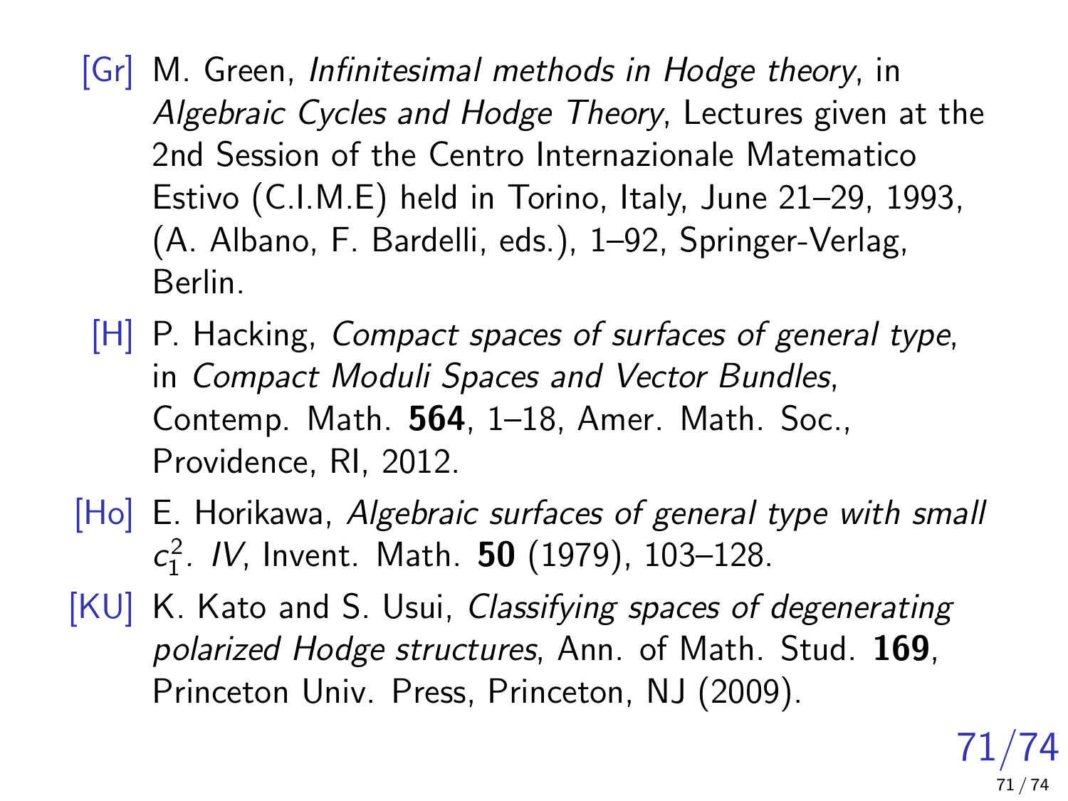[Gr] M. Green, *Infinitesimal methods in Hodge theory*, in *Algebraic Cycles and Hodge Theory*, Lectures given at the 2nd Session of the Centro Internazionale Matematico Estivo (C.I.M.E) held in Torino, Italy, June 21–29, 1993, (A. Albano, F. Bardelli, eds.), 1–92, Springer-Verlag, Berlin.

[H] P. Hacking, *Compact spaces of surfaces of general type*, in *Compact Moduli Spaces and Vector Bundles*, Contemp. Math. **564**, 1–18, Amer. Math. Soc., Providence, RI, 2012.

[Ho] E. Horikawa, *Algebraic surfaces of general type with small $c_1^2$. IV*, Invent. Math. **50** (1979), 103–128.

[KU] K. Kato and S. Usui, *Classifying spaces of degenerating polarized Hodge structures*, Ann. of Math. Stud. **169**, Princeton Univ. Press, Princeton, NJ (2009).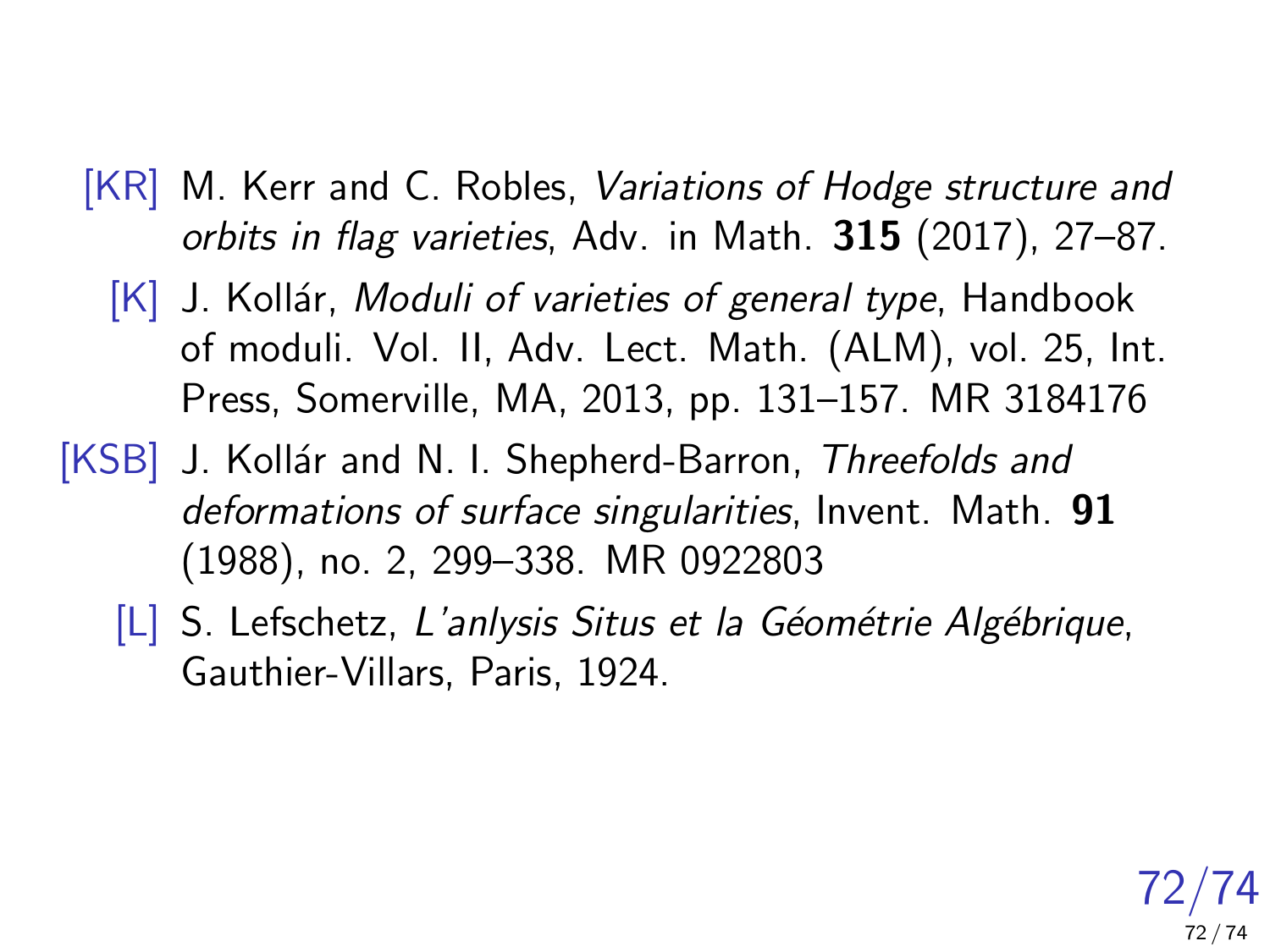[KR] M. Kerr and C. Robles, *Variations of Hodge structure and orbits in flag varieties*, Adv. in Math. **315** (2017), 27–87.

[K] J. Kollár, *Moduli of varieties of general type*, Handbook of moduli. Vol. II, Adv. Lect. Math. (ALM), vol. 25, Int. Press, Somerville, MA, 2013, pp. 131–157. MR 3184176

[KSB] J. Kollár and N. I. Shepherd-Barron, *Threefolds and deformations of surface singularities*, Invent. Math. **91** (1988), no. 2, 299–338. MR 0922803

[L] S. Lefschetz, *L'anlysis Situs et la Géométrie Algébrique*, Gauthier-Villars, Paris, 1924.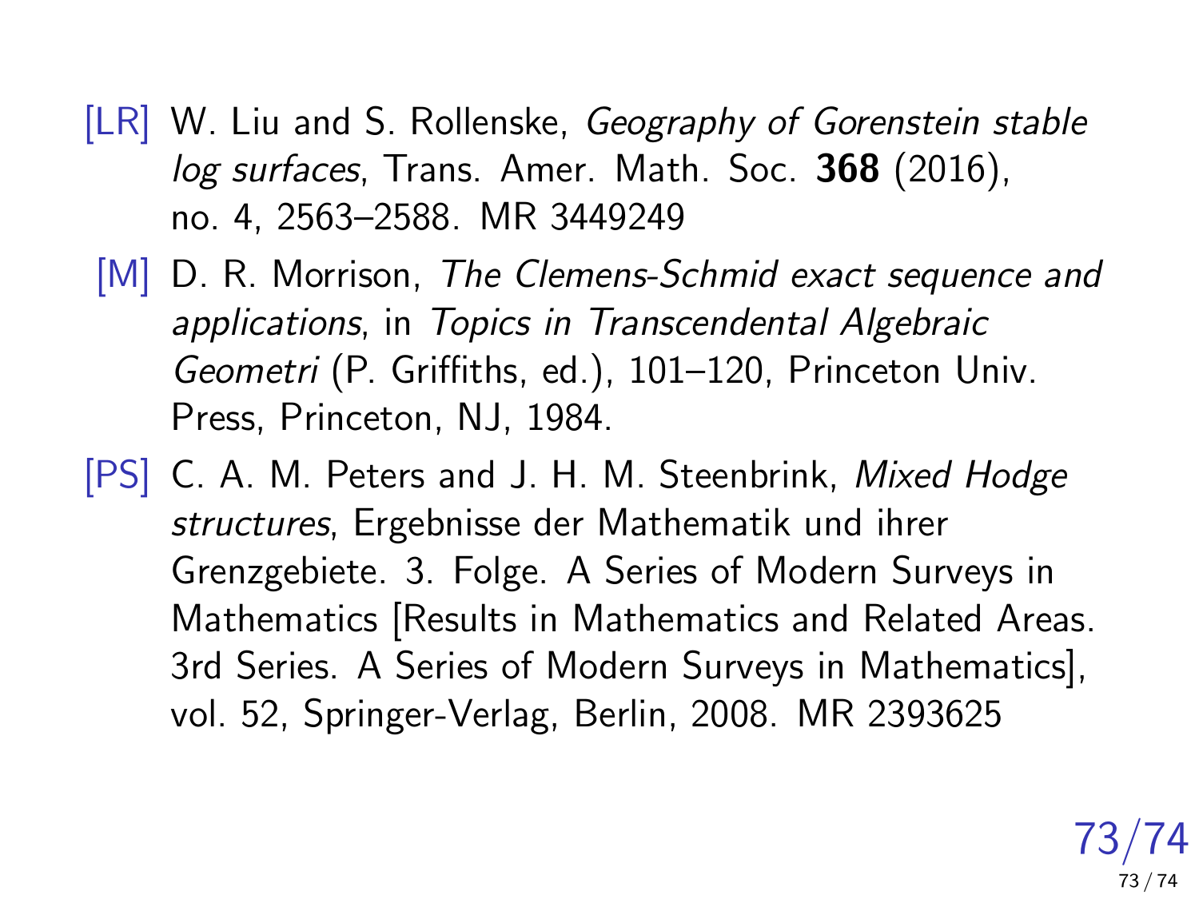[LR] W. Liu and S. Rollenske, *Geography of Gorenstein stable log surfaces*, Trans. Amer. Math. Soc. **368** (2016), no. 4, 2563–2588. MR 3449249

[M] D. R. Morrison, *The Clemens-Schmid exact sequence and applications*, in *Topics in Transcendental Algebraic Geometri* (P. Griffiths, ed.), 101–120, Princeton Univ. Press, Princeton, NJ, 1984.

[PS] C. A. M. Peters and J. H. M. Steenbrink, *Mixed Hodge structures*, Ergebnisse der Mathematik und ihrer Grenzgebiete. 3. Folge. A Series of Modern Surveys in Mathematics [Results in Mathematics and Related Areas. 3rd Series. A Series of Modern Surveys in Mathematics], vol. 52, Springer-Verlag, Berlin, 2008. MR 2393625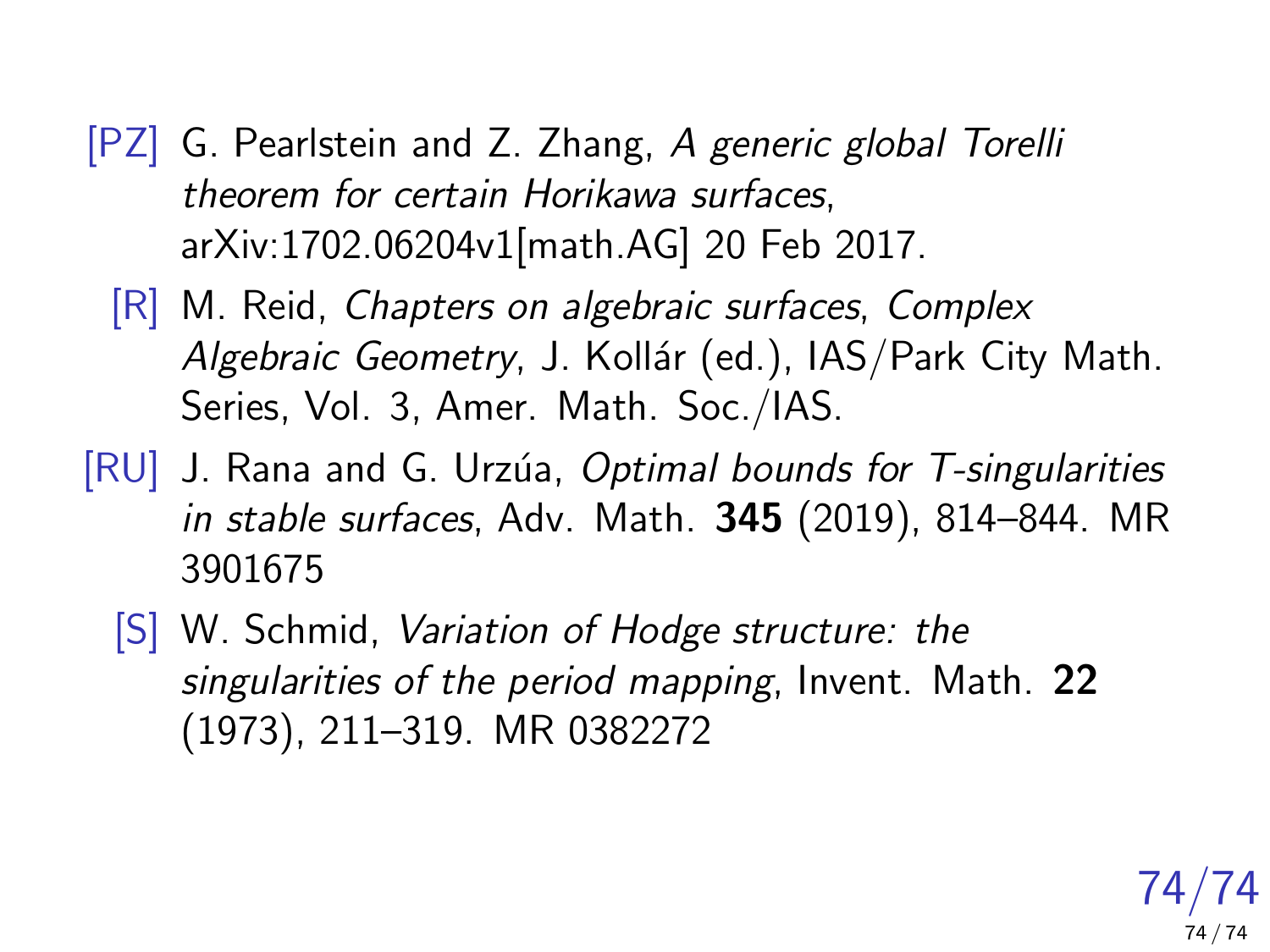[PZ] G. Pearlstein and Z. Zhang, *A generic global Torelli theorem for certain Horikawa surfaces*, arXiv:1702.06204v1[math.AG] 20 Feb 2017.

[R] M. Reid, *Chapters on algebraic surfaces*, *Complex Algebraic Geometry*, J. Kollár (ed.), IAS/Park City Math. Series, Vol. 3, Amer. Math. Soc./IAS.

[RU] J. Rana and G. Urzúa, *Optimal bounds for T-singularities in stable surfaces*, Adv. Math. **345** (2019), 814–844. MR 3901675

[S] W. Schmid, *Variation of Hodge structure: the singularities of the period mapping*, Invent. Math. **22** (1973), 211–319. MR 0382272